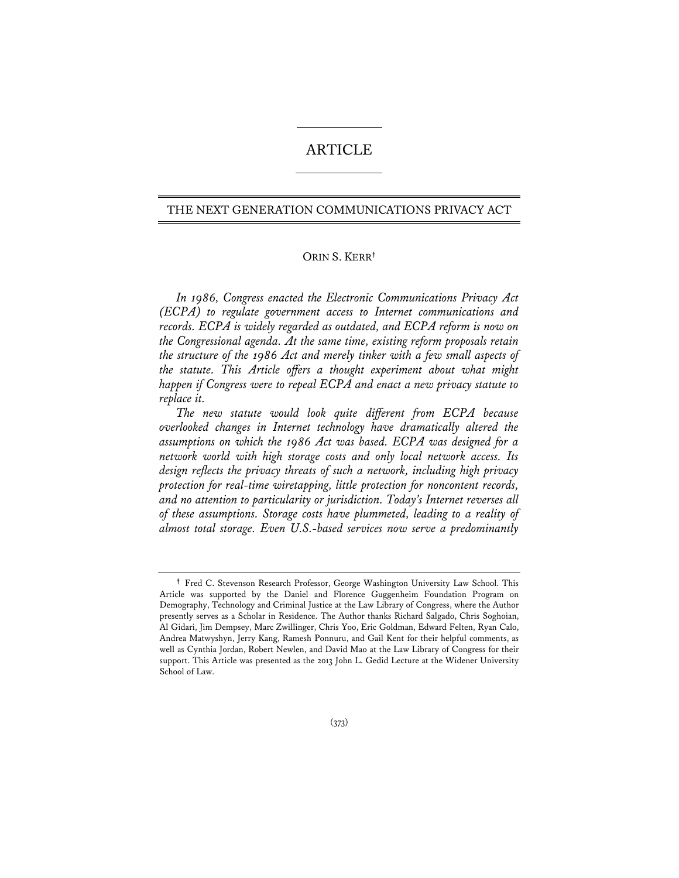# ARTICLE

## THE NEXT GENERATION COMMUNICATIONS PRIVACY ACT

ORIN S. KERR†

*In 1986, Congress enacted the Electronic Communications Privacy Act (ECPA) to regulate government access to Internet communications and records. ECPA is widely regarded as outdated, and ECPA reform is now on the Congressional agenda. At the same time, existing reform proposals retain the structure of the 1986 Act and merely tinker with a few small aspects of the statute. This Article offers a thought experiment about what might happen if Congress were to repeal ECPA and enact a new privacy statute to replace it.*

*The new statute would look quite different from ECPA because overlooked changes in Internet technology have dramatically altered the assumptions on which the 1986 Act was based. ECPA was designed for a network world with high storage costs and only local network access. Its design reflects the privacy threats of such a network, including high privacy protection for real-time wiretapping, little protection for noncontent records, and no attention to particularity or jurisdiction. Today's Internet reverses all of these assumptions. Storage costs have plummeted, leading to a reality of almost total storage. Even U.S.-based services now serve a predominantly*

---

† Fred C. Stevenson Research Professor, George Washington University Law School. This Article was supported by the Daniel and Florence Guggenheim Foundation Program on Demography, Technology and Criminal Justice at the Law Library of Congress, where the Author presently serves as a Scholar in Residence. The Author thanks Richard Salgado, Chris Soghoian, Al Gidari, Jim Dempsey, Marc Zwillinger, Chris Yoo, Eric Goldman, Edward Felten, Ryan Calo, Andrea Matwyshyn, Jerry Kang, Ramesh Ponnuru, and Gail Kent for their helpful comments, as well as Cynthia Jordan, Robert Newlen, and David Mao at the Law Library of Congress for their support. This Article was presented as the 2013 John L. Gedid Lecture at the Widener University School of Law.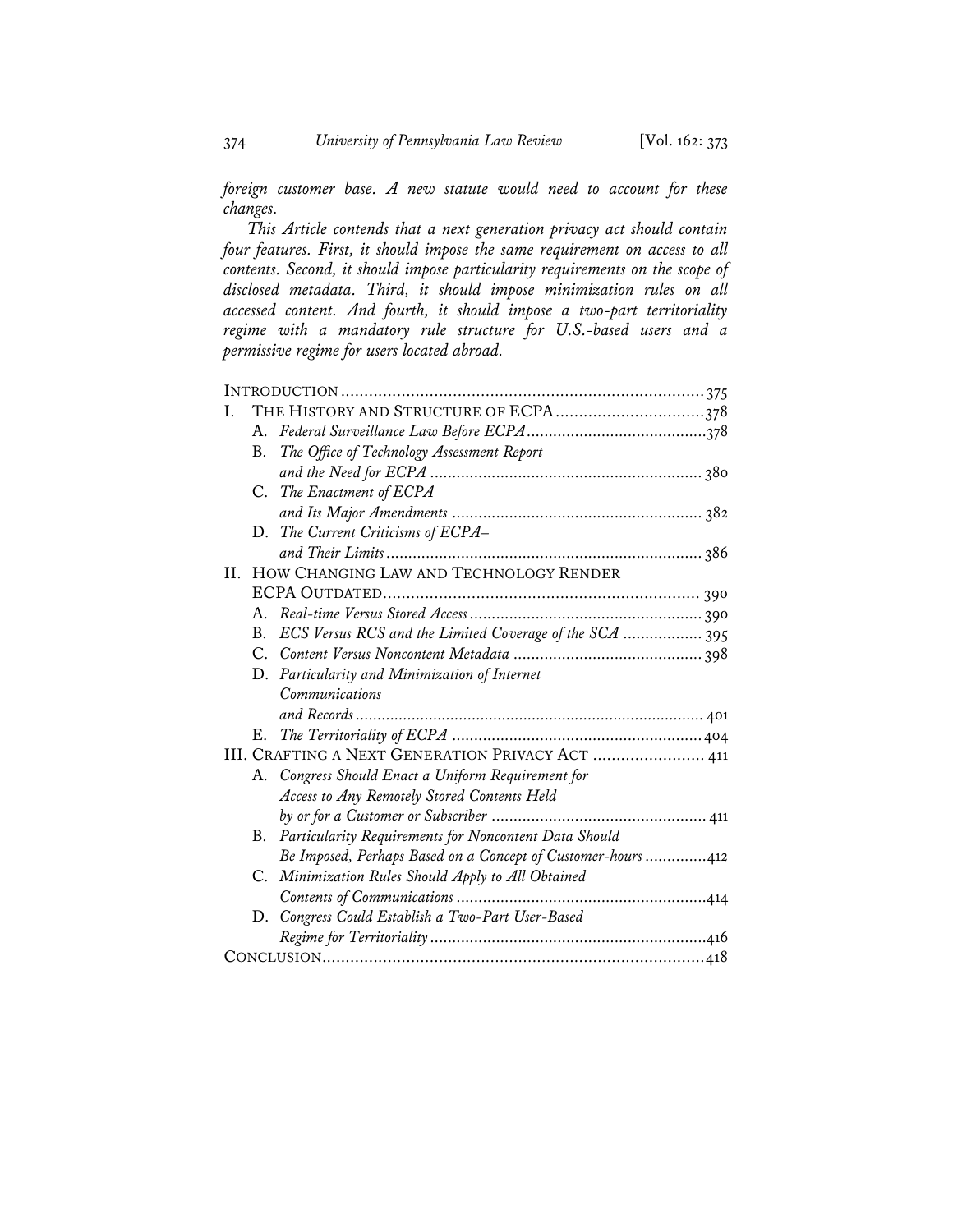*foreign customer base. A new statute would need to account for these changes.*

*This Article contends that a next generation privacy act should contain four features. First, it should impose the same requirement on access to all contents. Second, it should impose particularity requirements on the scope of disclosed metadata. Third, it should impose minimization rules on all accessed content. And fourth, it should impose a two-part territoriality regime with a mandatory rule structure for U.S.-based users and a permissive regime for users located abroad.*

INTRODUCTION .......... 375

I. THE HISTORY AND STRUCTURE OF ECPA .......... 378
   - A. *Federal Surveillance Law Before ECPA* .......... 378
   - B. *The Office of Technology Assessment Report and the Need for ECPA* .......... 380
   - C. *The Enactment of ECPA and Its Major Amendments* .......... 382
   - D. *The Current Criticisms of ECPA– and Their Limits* .......... 386

II. HOW CHANGING LAW AND TECHNOLOGY RENDER ECPA OUTDATED .......... 390
   - A. *Real-time Versus Stored Access* .......... 390
   - B. *ECS Versus RCS and the Limited Coverage of the SCA* .......... 395
   - C. *Content Versus Noncontent Metadata* .......... 398
   - D. *Particularity and Minimization of Internet Communications and Records* .......... 401
   - E. *The Territoriality of ECPA* .......... 404

III. CRAFTING A NEXT GENERATION PRIVACY ACT .......... 411
   - A. *Congress Should Enact a Uniform Requirement for Access to Any Remotely Stored Contents Held by or for a Customer or Subscriber* .......... 411
   - B. *Particularity Requirements for Noncontent Data Should Be Imposed, Perhaps Based on a Concept of Customer-hours* .......... 412
   - C. *Minimization Rules Should Apply to All Obtained Contents of Communications* .......... 414
   - D. *Congress Could Establish a Two-Part User-Based Regime for Territoriality* .......... 416

CONCLUSION .......... 418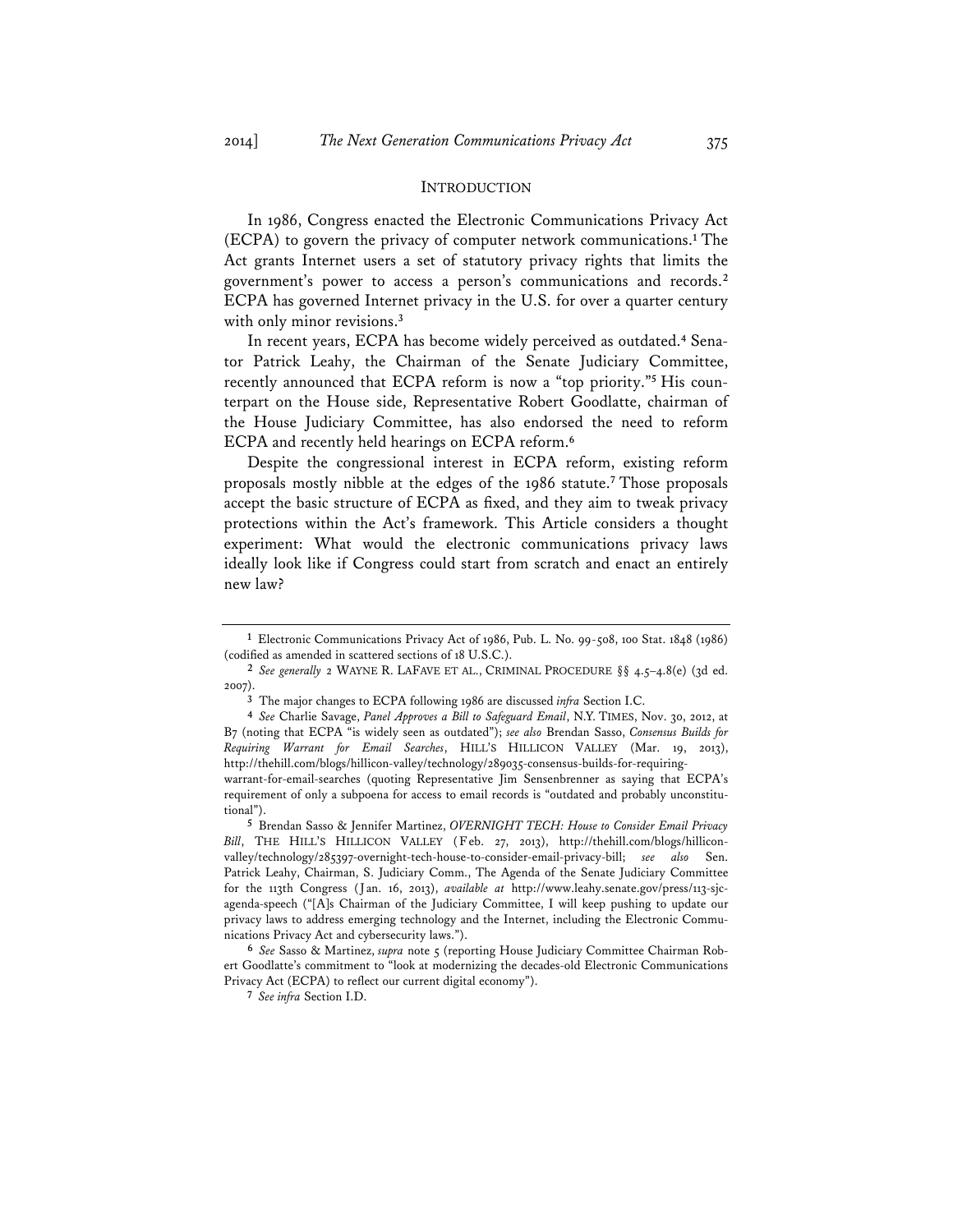## INTRODUCTION

In 1986, Congress enacted the Electronic Communications Privacy Act (ECPA) to govern the privacy of computer network communications.[1] The Act grants Internet users a set of statutory privacy rights that limits the government's power to access a person's communications and records.[2] ECPA has governed Internet privacy in the U.S. for over a quarter century with only minor revisions.[3]

In recent years, ECPA has become widely perceived as outdated.[4] Senator Patrick Leahy, the Chairman of the Senate Judiciary Committee, recently announced that ECPA reform is now a "top priority."[5] His counterpart on the House side, Representative Robert Goodlatte, chairman of the House Judiciary Committee, has also endorsed the need to reform ECPA and recently held hearings on ECPA reform.[6]

Despite the congressional interest in ECPA reform, existing reform proposals mostly nibble at the edges of the 1986 statute.[7] Those proposals accept the basic structure of ECPA as fixed, and they aim to tweak privacy protections within the Act's framework. This Article considers a thought experiment: What would the electronic communications privacy laws ideally look like if Congress could start from scratch and enact an entirely new law?

---

[1] Electronic Communications Privacy Act of 1986, Pub. L. No. 99-508, 100 Stat. 1848 (1986) (codified as amended in scattered sections of 18 U.S.C.).

[2] *See generally* 2 WAYNE R. LAFAVE ET AL., CRIMINAL PROCEDURE §§ 4.5–4.8(e) (3d ed. 2007).

[3] The major changes to ECPA following 1986 are discussed *infra* Section I.C.

[4] *See* Charlie Savage, *Panel Approves a Bill to Safeguard Email*, N.Y. TIMES, Nov. 30, 2012, at B7 (noting that ECPA "is widely seen as outdated"); *see also* Brendan Sasso, *Consensus Builds for Requiring Warrant for Email Searches*, HILL'S HILLICON VALLEY (Mar. 19, 2013), http://thehill.com/blogs/hillicon-valley/technology/289035-consensus-builds-for-requiring-warrant-for-email-searches (quoting Representative Jim Sensenbrenner as saying that ECPA's requirement of only a subpoena for access to email records is "outdated and probably unconstitutional").

[5] Brendan Sasso & Jennifer Martinez, *OVERNIGHT TECH: House to Consider Email Privacy Bill*, THE HILL'S HILLICON VALLEY (Feb. 27, 2013), http://thehill.com/blogs/hillicon-valley/technology/285397-overnight-tech-house-to-consider-email-privacy-bill; *see also* Sen. Patrick Leahy, Chairman, S. Judiciary Comm., The Agenda of the Senate Judiciary Committee for the 113th Congress (Jan. 16, 2013), *available at* http://www.leahy.senate.gov/press/113-sjc-agenda-speech ("[A]s Chairman of the Judiciary Committee, I will keep pushing to update our privacy laws to address emerging technology and the Internet, including the Electronic Communications Privacy Act and cybersecurity laws.").

[6] *See* Sasso & Martinez, *supra* note 5 (reporting House Judiciary Committee Chairman Robert Goodlatte's commitment to "look at modernizing the decades-old Electronic Communications Privacy Act (ECPA) to reflect our current digital economy").

[7] *See infra* Section I.D.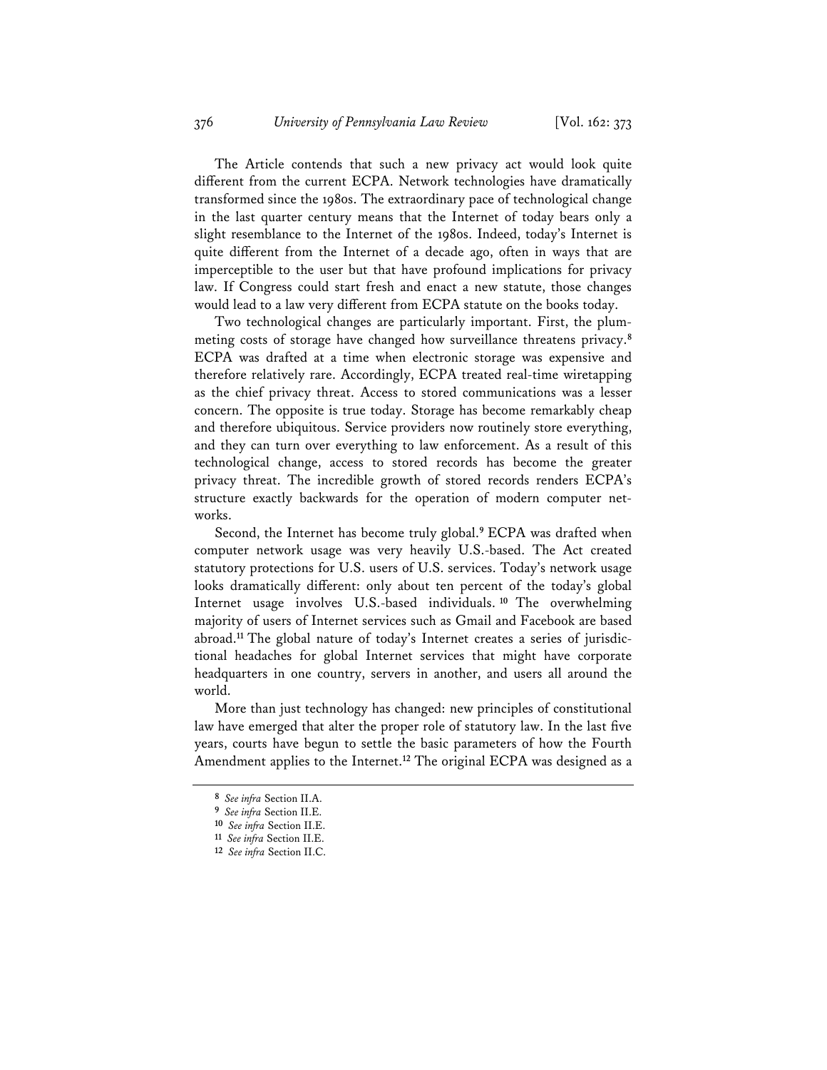The Article contends that such a new privacy act would look quite different from the current ECPA. Network technologies have dramatically transformed since the 1980s. The extraordinary pace of technological change in the last quarter century means that the Internet of today bears only a slight resemblance to the Internet of the 1980s. Indeed, today's Internet is quite different from the Internet of a decade ago, often in ways that are imperceptible to the user but that have profound implications for privacy law. If Congress could start fresh and enact a new statute, those changes would lead to a law very different from ECPA statute on the books today.

Two technological changes are particularly important. First, the plummeting costs of storage have changed how surveillance threatens privacy.[8] ECPA was drafted at a time when electronic storage was expensive and therefore relatively rare. Accordingly, ECPA treated real-time wiretapping as the chief privacy threat. Access to stored communications was a lesser concern. The opposite is true today. Storage has become remarkably cheap and therefore ubiquitous. Service providers now routinely store everything, and they can turn over everything to law enforcement. As a result of this technological change, access to stored records has become the greater privacy threat. The incredible growth of stored records renders ECPA's structure exactly backwards for the operation of modern computer networks.

Second, the Internet has become truly global.[9] ECPA was drafted when computer network usage was very heavily U.S.-based. The Act created statutory protections for U.S. users of U.S. services. Today's network usage looks dramatically different: only about ten percent of the today's global Internet usage involves U.S.-based individuals.[10] The overwhelming majority of users of Internet services such as Gmail and Facebook are based abroad.[11] The global nature of today's Internet creates a series of jurisdictional headaches for global Internet services that might have corporate headquarters in one country, servers in another, and users all around the world.

More than just technology has changed: new principles of constitutional law have emerged that alter the proper role of statutory law. In the last five years, courts have begun to settle the basic parameters of how the Fourth Amendment applies to the Internet.[12] The original ECPA was designed as a

---

8 *See infra* Section II.A.

9 *See infra* Section II.E.

10 *See infra* Section II.E.

11 *See infra* Section II.E.

12 *See infra* Section II.C.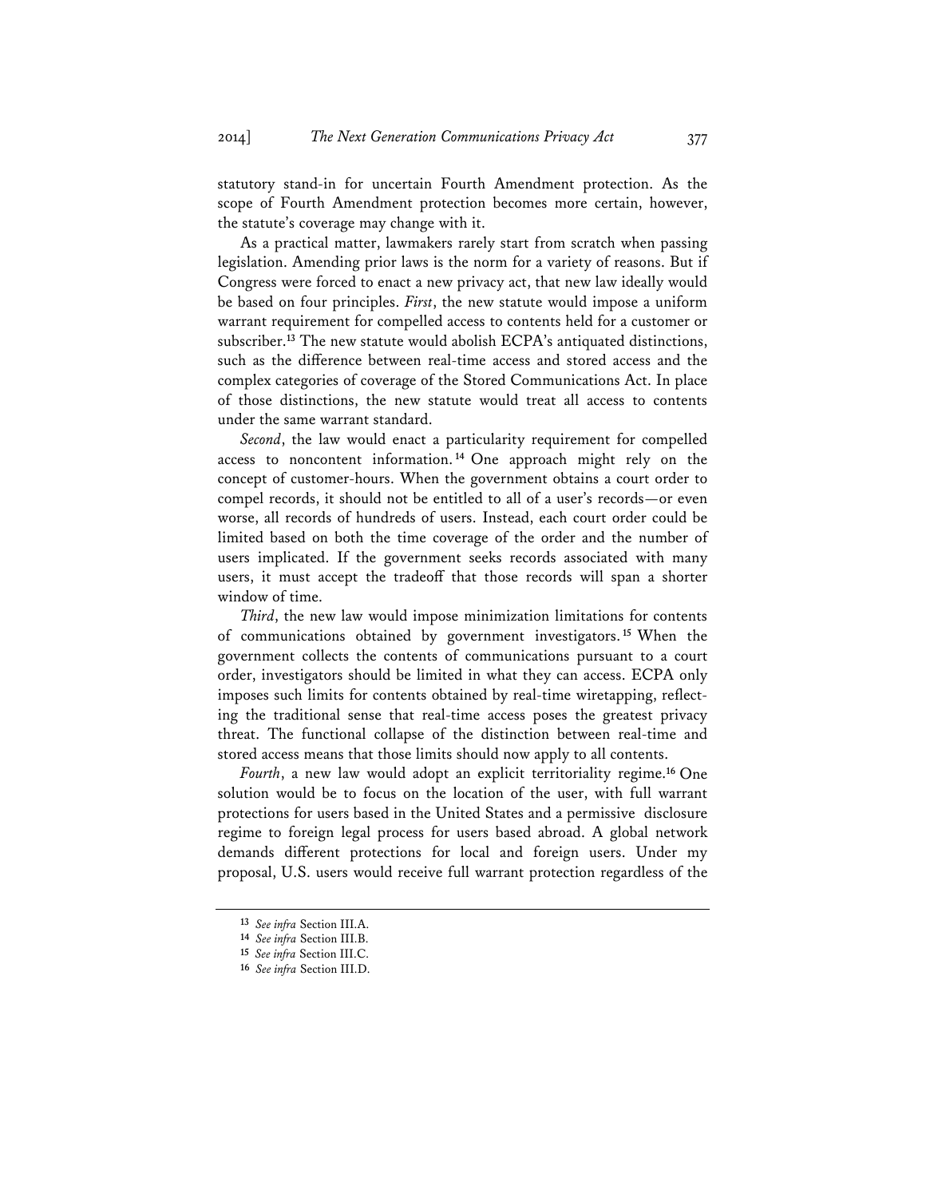statutory stand-in for uncertain Fourth Amendment protection. As the scope of Fourth Amendment protection becomes more certain, however, the statute's coverage may change with it.

As a practical matter, lawmakers rarely start from scratch when passing legislation. Amending prior laws is the norm for a variety of reasons. But if Congress were forced to enact a new privacy act, that new law ideally would be based on four principles. *First*, the new statute would impose a uniform warrant requirement for compelled access to contents held for a customer or subscriber.[13] The new statute would abolish ECPA's antiquated distinctions, such as the difference between real-time access and stored access and the complex categories of coverage of the Stored Communications Act. In place of those distinctions, the new statute would treat all access to contents under the same warrant standard.

*Second*, the law would enact a particularity requirement for compelled access to noncontent information.[14] One approach might rely on the concept of customer-hours. When the government obtains a court order to compel records, it should not be entitled to all of a user's records—or even worse, all records of hundreds of users. Instead, each court order could be limited based on both the time coverage of the order and the number of users implicated. If the government seeks records associated with many users, it must accept the tradeoff that those records will span a shorter window of time.

*Third*, the new law would impose minimization limitations for contents of communications obtained by government investigators.[15] When the government collects the contents of communications pursuant to a court order, investigators should be limited in what they can access. ECPA only imposes such limits for contents obtained by real-time wiretapping, reflecting the traditional sense that real-time access poses the greatest privacy threat. The functional collapse of the distinction between real-time and stored access means that those limits should now apply to all contents.

*Fourth*, a new law would adopt an explicit territoriality regime.[16] One solution would be to focus on the location of the user, with full warrant protections for users based in the United States and a permissive disclosure regime to foreign legal process for users based abroad. A global network demands different protections for local and foreign users. Under my proposal, U.S. users would receive full warrant protection regardless of the

---

[13] *See infra* Section III.A.

[14] *See infra* Section III.B.

[15] *See infra* Section III.C.

[16] *See infra* Section III.D.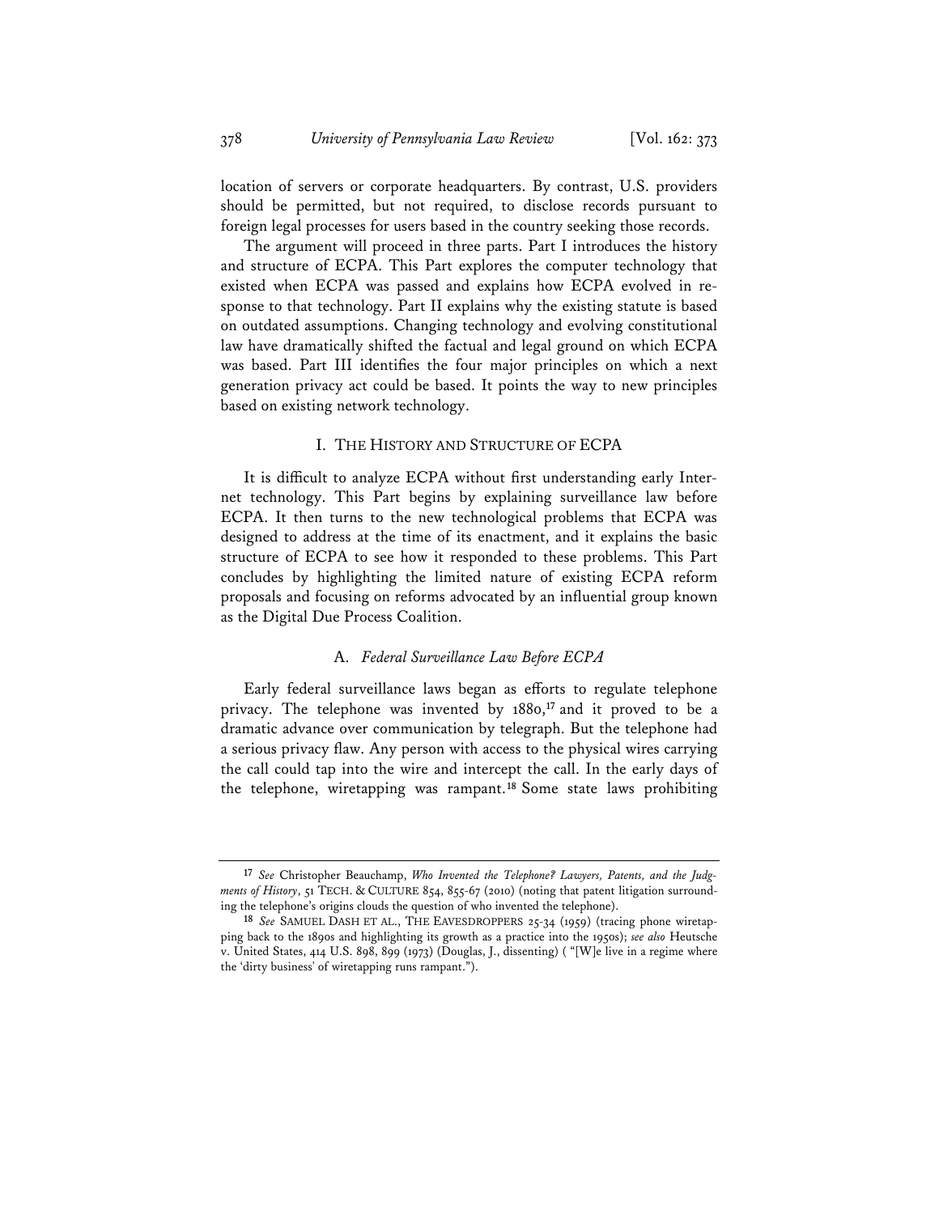location of servers or corporate headquarters. By contrast, U.S. providers should be permitted, but not required, to disclose records pursuant to foreign legal processes for users based in the country seeking those records.

The argument will proceed in three parts. Part I introduces the history and structure of ECPA. This Part explores the computer technology that existed when ECPA was passed and explains how ECPA evolved in response to that technology. Part II explains why the existing statute is based on outdated assumptions. Changing technology and evolving constitutional law have dramatically shifted the factual and legal ground on which ECPA was based. Part III identifies the four major principles on which a next generation privacy act could be based. It points the way to new principles based on existing network technology.

## I. THE HISTORY AND STRUCTURE OF ECPA

It is difficult to analyze ECPA without first understanding early Internet technology. This Part begins by explaining surveillance law before ECPA. It then turns to the new technological problems that ECPA was designed to address at the time of its enactment, and it explains the basic structure of ECPA to see how it responded to these problems. This Part concludes by highlighting the limited nature of existing ECPA reform proposals and focusing on reforms advocated by an influential group known as the Digital Due Process Coalition.

### A. *Federal Surveillance Law Before ECPA*

Early federal surveillance laws began as efforts to regulate telephone privacy. The telephone was invented by 1880,[17] and it proved to be a dramatic advance over communication by telegraph. But the telephone had a serious privacy flaw. Any person with access to the physical wires carrying the call could tap into the wire and intercept the call. In the early days of the telephone, wiretapping was rampant.[18] Some state laws prohibiting

---

[17] *See* Christopher Beauchamp, *Who Invented the Telephone? Lawyers, Patents, and the Judgments of History*, 51 TECH. & CULTURE 854, 855-67 (2010) (noting that patent litigation surrounding the telephone's origins clouds the question of who invented the telephone).

[18] *See* SAMUEL DASH ET AL., THE EAVESDROPPERS 25-34 (1959) (tracing phone wiretapping back to the 1890s and highlighting its growth as a practice into the 1950s); *see also* Heutsche v. United States, 414 U.S. 898, 899 (1973) (Douglas, J., dissenting) ( "[W]e live in a regime where the 'dirty business' of wiretapping runs rampant.").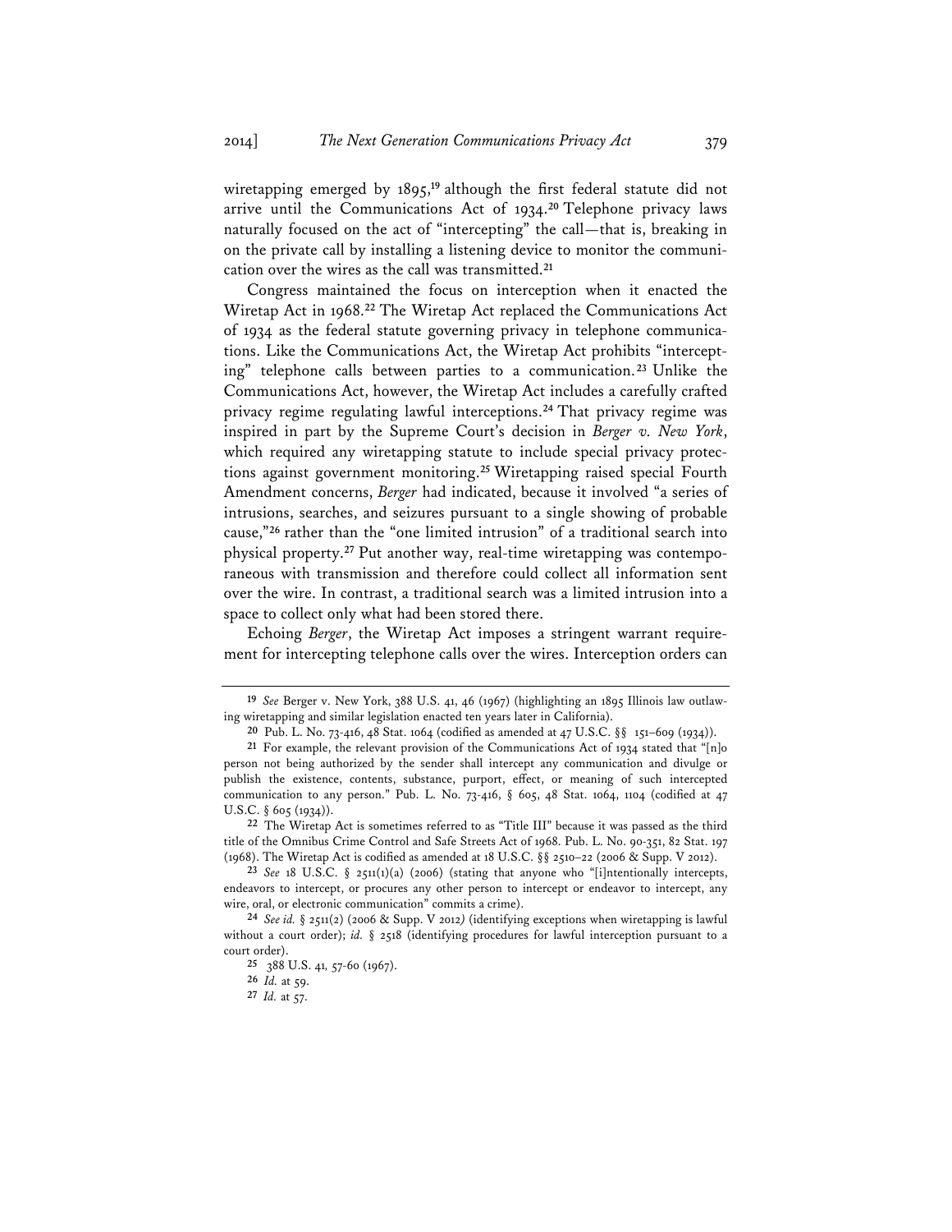wiretapping emerged by 1895,[19] although the first federal statute did not arrive until the Communications Act of 1934.[20] Telephone privacy laws naturally focused on the act of "intercepting" the call—that is, breaking in on the private call by installing a listening device to monitor the communication over the wires as the call was transmitted.[21]

Congress maintained the focus on interception when it enacted the Wiretap Act in 1968.[22] The Wiretap Act replaced the Communications Act of 1934 as the federal statute governing privacy in telephone communications. Like the Communications Act, the Wiretap Act prohibits "intercepting" telephone calls between parties to a communication.[23] Unlike the Communications Act, however, the Wiretap Act includes a carefully crafted privacy regime regulating lawful interceptions.[24] That privacy regime was inspired in part by the Supreme Court's decision in *Berger v. New York*, which required any wiretapping statute to include special privacy protections against government monitoring.[25] Wiretapping raised special Fourth Amendment concerns, *Berger* had indicated, because it involved "a series of intrusions, searches, and seizures pursuant to a single showing of probable cause,"[26] rather than the "one limited intrusion" of a traditional search into physical property.[27] Put another way, real-time wiretapping was contemporaneous with transmission and therefore could collect all information sent over the wire. In contrast, a traditional search was a limited intrusion into a space to collect only what had been stored there.

Echoing *Berger*, the Wiretap Act imposes a stringent warrant requirement for intercepting telephone calls over the wires. Interception orders can

---

[19] *See* Berger v. New York, 388 U.S. 41, 46 (1967) (highlighting an 1895 Illinois law outlawing wiretapping and similar legislation enacted ten years later in California).

[20] Pub. L. No. 73-416, 48 Stat. 1064 (codified as amended at 47 U.S.C. §§ 151–609 (1934)).

[21] For example, the relevant provision of the Communications Act of 1934 stated that "[n]o person not being authorized by the sender shall intercept any communication and divulge or publish the existence, contents, substance, purport, effect, or meaning of such intercepted communication to any person." Pub. L. No. 73-416, § 605, 48 Stat. 1064, 1104 (codified at 47 U.S.C. § 605 (1934)).

[22] The Wiretap Act is sometimes referred to as "Title III" because it was passed as the third title of the Omnibus Crime Control and Safe Streets Act of 1968. Pub. L. No. 90-351, 82 Stat. 197 (1968). The Wiretap Act is codified as amended at 18 U.S.C. §§ 2510–22 (2006 & Supp. V 2012).

[23] *See* 18 U.S.C. § 2511(1)(a) (2006) (stating that anyone who "[i]ntentionally intercepts, endeavors to intercept, or procures any other person to intercept or endeavor to intercept, any wire, oral, or electronic communication" commits a crime).

[24] *See id.* § 2511(2) (2006 & Supp. V 2012) (identifying exceptions when wiretapping is lawful without a court order); *id.* § 2518 (identifying procedures for lawful interception pursuant to a court order).

[25] 388 U.S. 41, 57-60 (1967).

[26] *Id.* at 59.

[27] *Id.* at 57.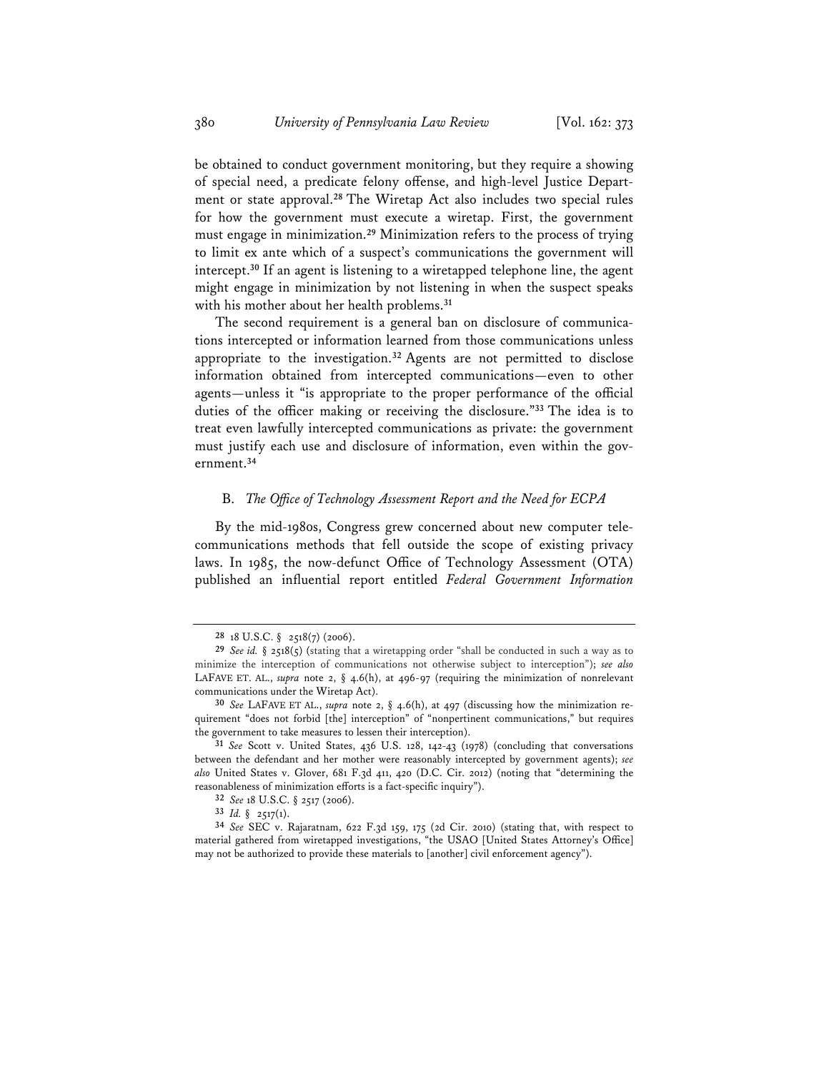be obtained to conduct government monitoring, but they require a showing of special need, a predicate felony offense, and high-level Justice Department or state approval.[28] The Wiretap Act also includes two special rules for how the government must execute a wiretap. First, the government must engage in minimization.[29] Minimization refers to the process of trying to limit ex ante which of a suspect's communications the government will intercept.[30] If an agent is listening to a wiretapped telephone line, the agent might engage in minimization by not listening in when the suspect speaks with his mother about her health problems.[31]

The second requirement is a general ban on disclosure of communications intercepted or information learned from those communications unless appropriate to the investigation.[32] Agents are not permitted to disclose information obtained from intercepted communications—even to other agents—unless it "is appropriate to the proper performance of the official duties of the officer making or receiving the disclosure."[33] The idea is to treat even lawfully intercepted communications as private: the government must justify each use and disclosure of information, even within the government.[34]

### B. *The Office of Technology Assessment Report and the Need for ECPA*

By the mid-1980s, Congress grew concerned about new computer telecommunications methods that fell outside the scope of existing privacy laws. In 1985, the now-defunct Office of Technology Assessment (OTA) published an influential report entitled *Federal Government Information*

---

28 18 U.S.C. § 2518(7) (2006).

29 *See id.* § 2518(5) (stating that a wiretapping order "shall be conducted in such a way as to minimize the interception of communications not otherwise subject to interception"); *see also* LAFAVE ET. AL., *supra* note 2, § 4.6(h), at 496-97 (requiring the minimization of nonrelevant communications under the Wiretap Act).

30 *See* LAFAVE ET AL., *supra* note 2, § 4.6(h), at 497 (discussing how the minimization requirement "does not forbid [the] interception" of "nonpertinent communications," but requires the government to take measures to lessen their interception).

31 *See* Scott v. United States, 436 U.S. 128, 142-43 (1978) (concluding that conversations between the defendant and her mother were reasonably intercepted by government agents); *see also* United States v. Glover, 681 F.3d 411, 420 (D.C. Cir. 2012) (noting that "determining the reasonableness of minimization efforts is a fact-specific inquiry").

32 *See* 18 U.S.C. § 2517 (2006).

33 *Id.* § 2517(1).

34 *See* SEC v. Rajaratnam, 622 F.3d 159, 175 (2d Cir. 2010) (stating that, with respect to material gathered from wiretapped investigations, "the USAO [United States Attorney's Office] may not be authorized to provide these materials to [another] civil enforcement agency").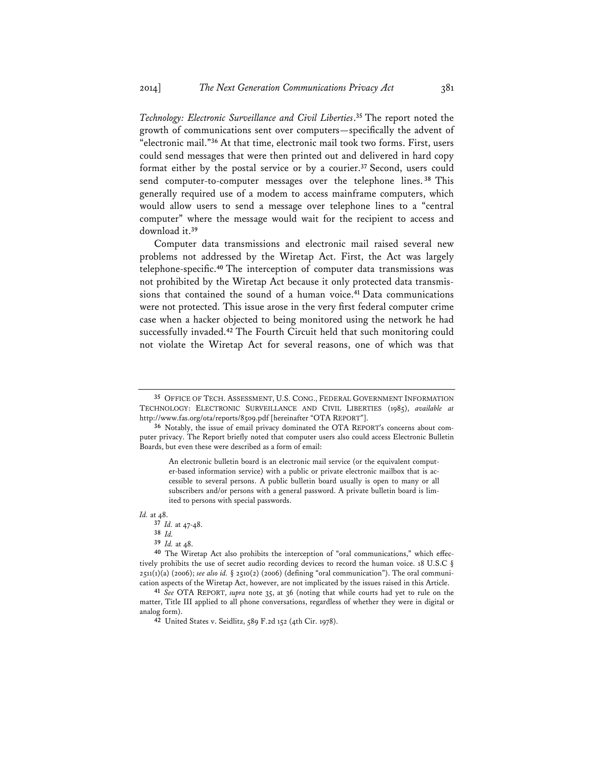*Technology: Electronic Surveillance and Civil Liberties*.[35] The report noted the growth of communications sent over computers—specifically the advent of "electronic mail."[36] At that time, electronic mail took two forms. First, users could send messages that were then printed out and delivered in hard copy format either by the postal service or by a courier.[37] Second, users could send computer-to-computer messages over the telephone lines.[38] This generally required use of a modem to access mainframe computers, which would allow users to send a message over telephone lines to a "central computer" where the message would wait for the recipient to access and download it.[39]

Computer data transmissions and electronic mail raised several new problems not addressed by the Wiretap Act. First, the Act was largely telephone-specific.[40] The interception of computer data transmissions was not prohibited by the Wiretap Act because it only protected data transmissions that contained the sound of a human voice.[41] Data communications were not protected. This issue arose in the very first federal computer crime case when a hacker objected to being monitored using the network he had successfully invaded.[42] The Fourth Circuit held that such monitoring could not violate the Wiretap Act for several reasons, one of which was that

---

35 OFFICE OF TECH. ASSESSMENT, U.S. CONG., FEDERAL GOVERNMENT INFORMATION TECHNOLOGY: ELECTRONIC SURVEILLANCE AND CIVIL LIBERTIES (1985), *available at* http://www.fas.org/ota/reports/8509.pdf [hereinafter "OTA REPORT"].

36 Notably, the issue of email privacy dominated the OTA REPORT's concerns about computer privacy. The Report briefly noted that computer users also could access Electronic Bulletin Boards, but even these were described as a form of email:

> An electronic bulletin board is an electronic mail service (or the equivalent computer-based information service) with a public or private electronic mailbox that is accessible to several persons. A public bulletin board usually is open to many or all subscribers and/or persons with a general password. A private bulletin board is limited to persons with special passwords.

*Id.* at 48.

37 *Id.* at 47-48.

38 *Id.*

39 *Id.* at 48.

40 The Wiretap Act also prohibits the interception of "oral communications," which effectively prohibits the use of secret audio recording devices to record the human voice. 18 U.S.C § 2511(1)(a) (2006); *see also id.* § 2510(2) (2006) (defining "oral communication"). The oral communication aspects of the Wiretap Act, however, are not implicated by the issues raised in this Article.

41 *See* OTA REPORT, *supra* note 35, at 36 (noting that while courts had yet to rule on the matter, Title III applied to all phone conversations, regardless of whether they were in digital or analog form).

42 United States v. Seidlitz, 589 F.2d 152 (4th Cir. 1978).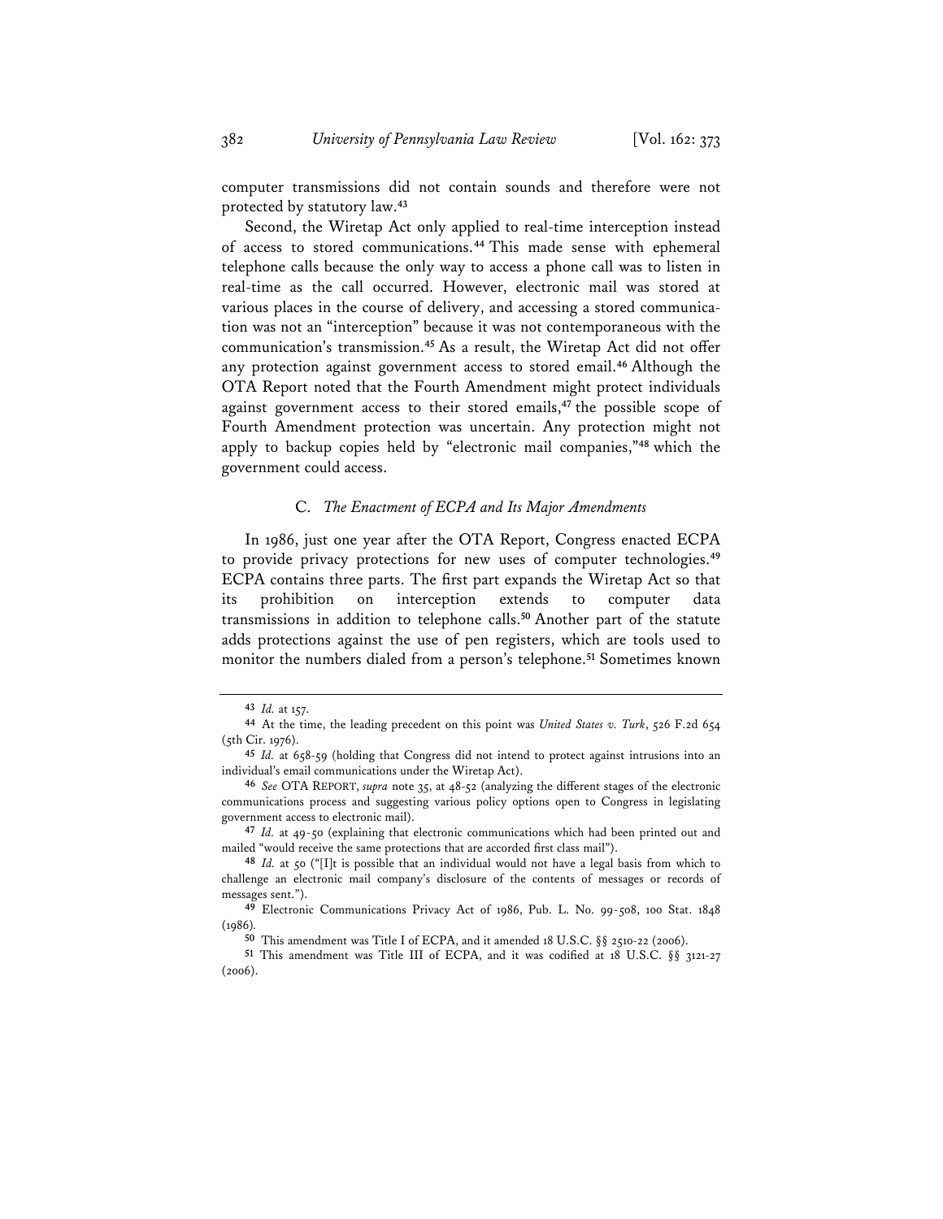computer transmissions did not contain sounds and therefore were not protected by statutory law.[43]

Second, the Wiretap Act only applied to real-time interception instead of access to stored communications.[44] This made sense with ephemeral telephone calls because the only way to access a phone call was to listen in real-time as the call occurred. However, electronic mail was stored at various places in the course of delivery, and accessing a stored communication was not an "interception" because it was not contemporaneous with the communication's transmission.[45] As a result, the Wiretap Act did not offer any protection against government access to stored email.[46] Although the OTA Report noted that the Fourth Amendment might protect individuals against government access to their stored emails,[47] the possible scope of Fourth Amendment protection was uncertain. Any protection might not apply to backup copies held by "electronic mail companies,"[48] which the government could access.

### C. *The Enactment of ECPA and Its Major Amendments*

In 1986, just one year after the OTA Report, Congress enacted ECPA to provide privacy protections for new uses of computer technologies.[49] ECPA contains three parts. The first part expands the Wiretap Act so that its prohibition on interception extends to computer data transmissions in addition to telephone calls.[50] Another part of the statute adds protections against the use of pen registers, which are tools used to monitor the numbers dialed from a person's telephone.[51] Sometimes known

---

[43] *Id.* at 157.

[44] At the time, the leading precedent on this point was *United States v. Turk*, 526 F.2d 654 (5th Cir. 1976).

[45] *Id.* at 658-59 (holding that Congress did not intend to protect against intrusions into an individual's email communications under the Wiretap Act).

[46] *See* OTA REPORT, *supra* note 35, at 48-52 (analyzing the different stages of the electronic communications process and suggesting various policy options open to Congress in legislating government access to electronic mail).

[47] *Id.* at 49-50 (explaining that electronic communications which had been printed out and mailed "would receive the same protections that are accorded first class mail").

[48] *Id.* at 50 ("[I]t is possible that an individual would not have a legal basis from which to challenge an electronic mail company's disclosure of the contents of messages or records of messages sent.").

[49] Electronic Communications Privacy Act of 1986, Pub. L. No. 99-508, 100 Stat. 1848 (1986).

[50] This amendment was Title I of ECPA, and it amended 18 U.S.C. §§ 2510-22 (2006).

[51] This amendment was Title III of ECPA, and it was codified at 18 U.S.C. §§ 3121-27 (2006).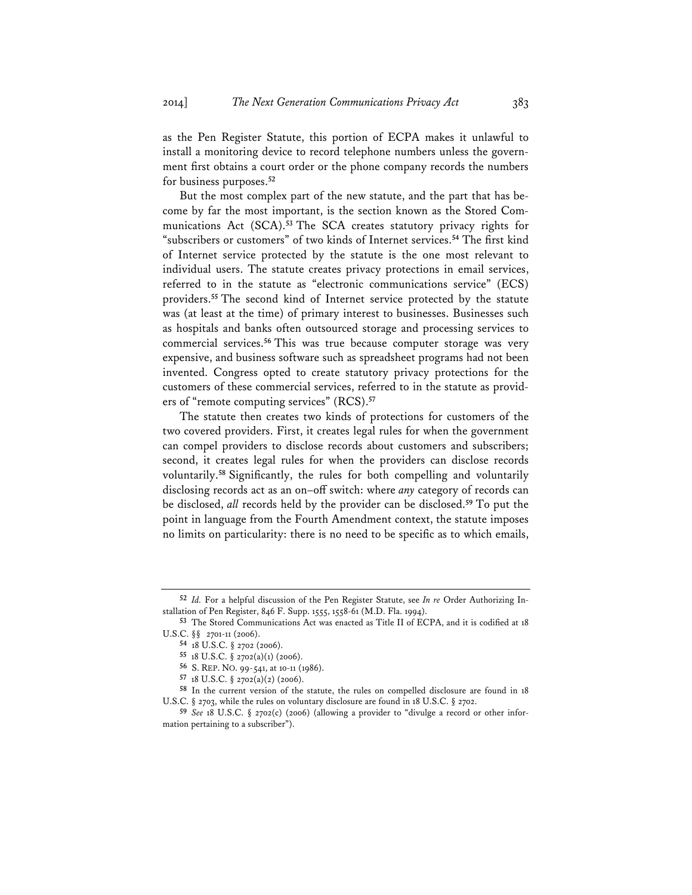as the Pen Register Statute, this portion of ECPA makes it unlawful to install a monitoring device to record telephone numbers unless the government first obtains a court order or the phone company records the numbers for business purposes.[52]

But the most complex part of the new statute, and the part that has become by far the most important, is the section known as the Stored Communications Act (SCA).[53] The SCA creates statutory privacy rights for "subscribers or customers" of two kinds of Internet services.[54] The first kind of Internet service protected by the statute is the one most relevant to individual users. The statute creates privacy protections in email services, referred to in the statute as "electronic communications service" (ECS) providers.[55] The second kind of Internet service protected by the statute was (at least at the time) of primary interest to businesses. Businesses such as hospitals and banks often outsourced storage and processing services to commercial services.[56] This was true because computer storage was very expensive, and business software such as spreadsheet programs had not been invented. Congress opted to create statutory privacy protections for the customers of these commercial services, referred to in the statute as providers of "remote computing services" (RCS).[57]

The statute then creates two kinds of protections for customers of the two covered providers. First, it creates legal rules for when the government can compel providers to disclose records about customers and subscribers; second, it creates legal rules for when the providers can disclose records voluntarily.[58] Significantly, the rules for both compelling and voluntarily disclosing records act as an on–off switch: where *any* category of records can be disclosed, *all* records held by the provider can be disclosed.[59] To put the point in language from the Fourth Amendment context, the statute imposes no limits on particularity: there is no need to be specific as to which emails,

---

[52] *Id.* For a helpful discussion of the Pen Register Statute, see *In re* Order Authorizing Installation of Pen Register, 846 F. Supp. 1555, 1558-61 (M.D. Fla. 1994).

[53] The Stored Communications Act was enacted as Title II of ECPA, and it is codified at 18 U.S.C. §§ 2701-11 (2006).

[54] 18 U.S.C. § 2702 (2006).

[55] 18 U.S.C. § 2702(a)(1) (2006).

[56] S. REP. NO. 99-541, at 10-11 (1986).

[57] 18 U.S.C. § 2702(a)(2) (2006).

[58] In the current version of the statute, the rules on compelled disclosure are found in 18 U.S.C. § 2703, while the rules on voluntary disclosure are found in 18 U.S.C. § 2702.

[59] *See* 18 U.S.C. § 2702(c) (2006) (allowing a provider to "divulge a record or other information pertaining to a subscriber").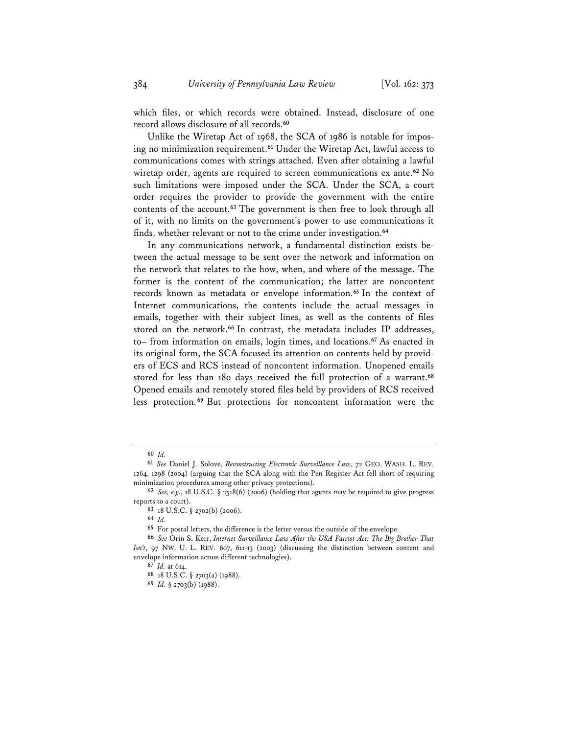which files, or which records were obtained. Instead, disclosure of one record allows disclosure of all records.[60]

Unlike the Wiretap Act of 1968, the SCA of 1986 is notable for imposing no minimization requirement.[61] Under the Wiretap Act, lawful access to communications comes with strings attached. Even after obtaining a lawful wiretap order, agents are required to screen communications ex ante.[62] No such limitations were imposed under the SCA. Under the SCA, a court order requires the provider to provide the government with the entire contents of the account.[63] The government is then free to look through all of it, with no limits on the government's power to use communications it finds, whether relevant or not to the crime under investigation.[64]

In any communications network, a fundamental distinction exists between the actual message to be sent over the network and information on the network that relates to the how, when, and where of the message. The former is the content of the communication; the latter are noncontent records known as metadata or envelope information.[65] In the context of Internet communications, the contents include the actual messages in emails, together with their subject lines, as well as the contents of files stored on the network.[66] In contrast, the metadata includes IP addresses, to– from information on emails, login times, and locations.[67] As enacted in its original form, the SCA focused its attention on contents held by providers of ECS and RCS instead of noncontent information. Unopened emails stored for less than 180 days received the full protection of a warrant.[68] Opened emails and remotely stored files held by providers of RCS received less protection.[69] But protections for noncontent information were the

---

[60] *Id.*

[61] *See* Daniel J. Solove, *Reconstructing Electronic Surveillance Law*, 72 GEO. WASH. L. REV. 1264, 1298 (2004) (arguing that the SCA along with the Pen Register Act fell short of requiring minimization procedures among other privacy protections).

[62] *See, e.g.*, 18 U.S.C. § 2518(6) (2006) (holding that agents may be required to give progress reports to a court).

[63] 18 U.S.C. § 2702(b) (2006).

[64] *Id.*

[65] For postal letters, the difference is the letter versus the outside of the envelope.

[66] *See* Orin S. Kerr, *Internet Surveillance Law After the USA Patriot Act: The Big Brother That Isn't*, 97 NW. U. L. REV. 607, 611-13 (2003) (discussing the distinction between content and envelope information across different technologies).

[67] *Id.* at 614.

[68] 18 U.S.C. § 2703(a) (1988).

[69] *Id.* § 2703(b) (1988).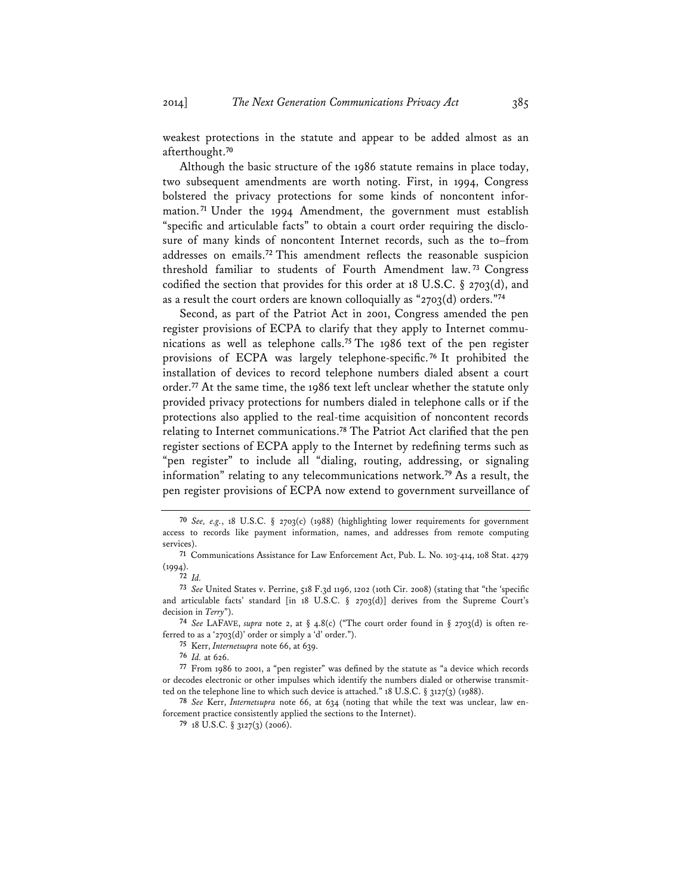weakest protections in the statute and appear to be added almost as an afterthought.[70]

Although the basic structure of the 1986 statute remains in place today, two subsequent amendments are worth noting. First, in 1994, Congress bolstered the privacy protections for some kinds of noncontent information.[71] Under the 1994 Amendment, the government must establish "specific and articulable facts" to obtain a court order requiring the disclosure of many kinds of noncontent Internet records, such as the to–from addresses on emails.[72] This amendment reflects the reasonable suspicion threshold familiar to students of Fourth Amendment law.[73] Congress codified the section that provides for this order at 18 U.S.C. § 2703(d), and as a result the court orders are known colloquially as "2703(d) orders."[74]

Second, as part of the Patriot Act in 2001, Congress amended the pen register provisions of ECPA to clarify that they apply to Internet communications as well as telephone calls.[75] The 1986 text of the pen register provisions of ECPA was largely telephone-specific.[76] It prohibited the installation of devices to record telephone numbers dialed absent a court order.[77] At the same time, the 1986 text left unclear whether the statute only provided privacy protections for numbers dialed in telephone calls or if the protections also applied to the real-time acquisition of noncontent records relating to Internet communications.[78] The Patriot Act clarified that the pen register sections of ECPA apply to the Internet by redefining terms such as "pen register" to include all "dialing, routing, addressing, or signaling information" relating to any telecommunications network.[79] As a result, the pen register provisions of ECPA now extend to government surveillance of

---

70 *See, e.g.*, 18 U.S.C. § 2703(c) (1988) (highlighting lower requirements for government access to records like payment information, names, and addresses from remote computing services).

71 Communications Assistance for Law Enforcement Act, Pub. L. No. 103-414, 108 Stat. 4279 (1994).

72 *Id.*

73 *See* United States v. Perrine, 518 F.3d 1196, 1202 (10th Cir. 2008) (stating that "the 'specific and articulable facts' standard [in 18 U.S.C. § 2703(d)] derives from the Supreme Court's decision in *Terry*").

74 *See* LAFAVE, *supra* note 2, at § 4.8(c) ("The court order found in § 2703(d) is often referred to as a '2703(d)' order or simply a 'd' order.").

75 Kerr, *Internetsupra* note 66, at 639.

76 *Id.* at 626.

77 From 1986 to 2001, a "pen register" was defined by the statute as "a device which records or decodes electronic or other impulses which identify the numbers dialed or otherwise transmitted on the telephone line to which such device is attached." 18 U.S.C. § 3127(3) (1988).

78 *See* Kerr, *Internetsupra* note 66, at 634 (noting that while the text was unclear, law enforcement practice consistently applied the sections to the Internet).

79 18 U.S.C. § 3127(3) (2006).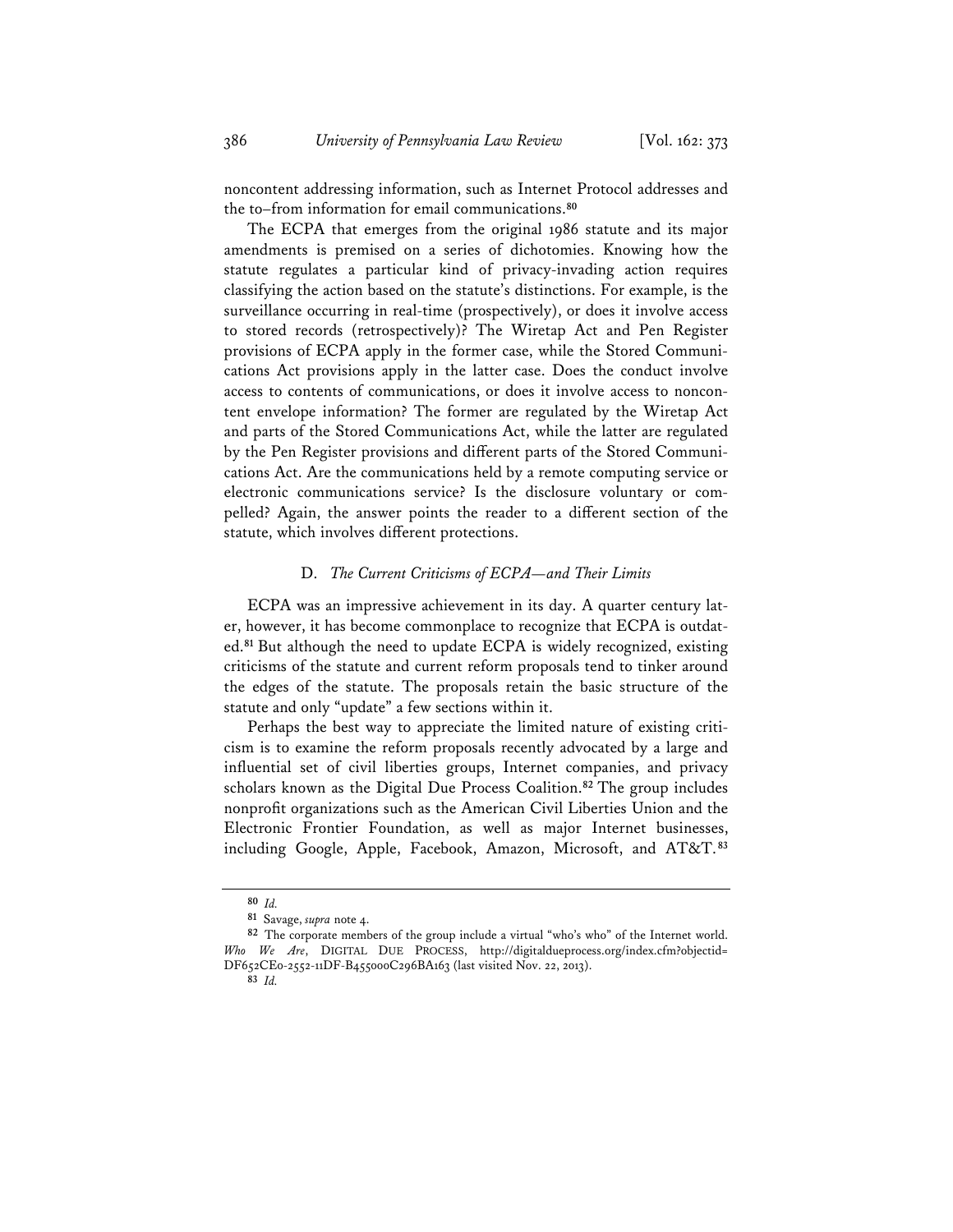noncontent addressing information, such as Internet Protocol addresses and the to–from information for email communications.[80]

The ECPA that emerges from the original 1986 statute and its major amendments is premised on a series of dichotomies. Knowing how the statute regulates a particular kind of privacy-invading action requires classifying the action based on the statute's distinctions. For example, is the surveillance occurring in real-time (prospectively), or does it involve access to stored records (retrospectively)? The Wiretap Act and Pen Register provisions of ECPA apply in the former case, while the Stored Communications Act provisions apply in the latter case. Does the conduct involve access to contents of communications, or does it involve access to noncontent envelope information? The former are regulated by the Wiretap Act and parts of the Stored Communications Act, while the latter are regulated by the Pen Register provisions and different parts of the Stored Communications Act. Are the communications held by a remote computing service or electronic communications service? Is the disclosure voluntary or compelled? Again, the answer points the reader to a different section of the statute, which involves different protections.

### D. *The Current Criticisms of ECPA—and Their Limits*

ECPA was an impressive achievement in its day. A quarter century later, however, it has become commonplace to recognize that ECPA is outdated.[81] But although the need to update ECPA is widely recognized, existing criticisms of the statute and current reform proposals tend to tinker around the edges of the statute. The proposals retain the basic structure of the statute and only "update" a few sections within it.

Perhaps the best way to appreciate the limited nature of existing criticism is to examine the reform proposals recently advocated by a large and influential set of civil liberties groups, Internet companies, and privacy scholars known as the Digital Due Process Coalition.[82] The group includes nonprofit organizations such as the American Civil Liberties Union and the Electronic Frontier Foundation, as well as major Internet businesses, including Google, Apple, Facebook, Amazon, Microsoft, and AT&T.[83]

---

[80] *Id.*

[81] Savage, *supra* note 4.

[82] The corporate members of the group include a virtual "who's who" of the Internet world. *Who We Are*, DIGITAL DUE PROCESS, http://digitaldueprocess.org/index.cfm?objectid=DF652CE0-2552-11DF-B455000C296BA163 (last visited Nov. 22, 2013).

[83] *Id.*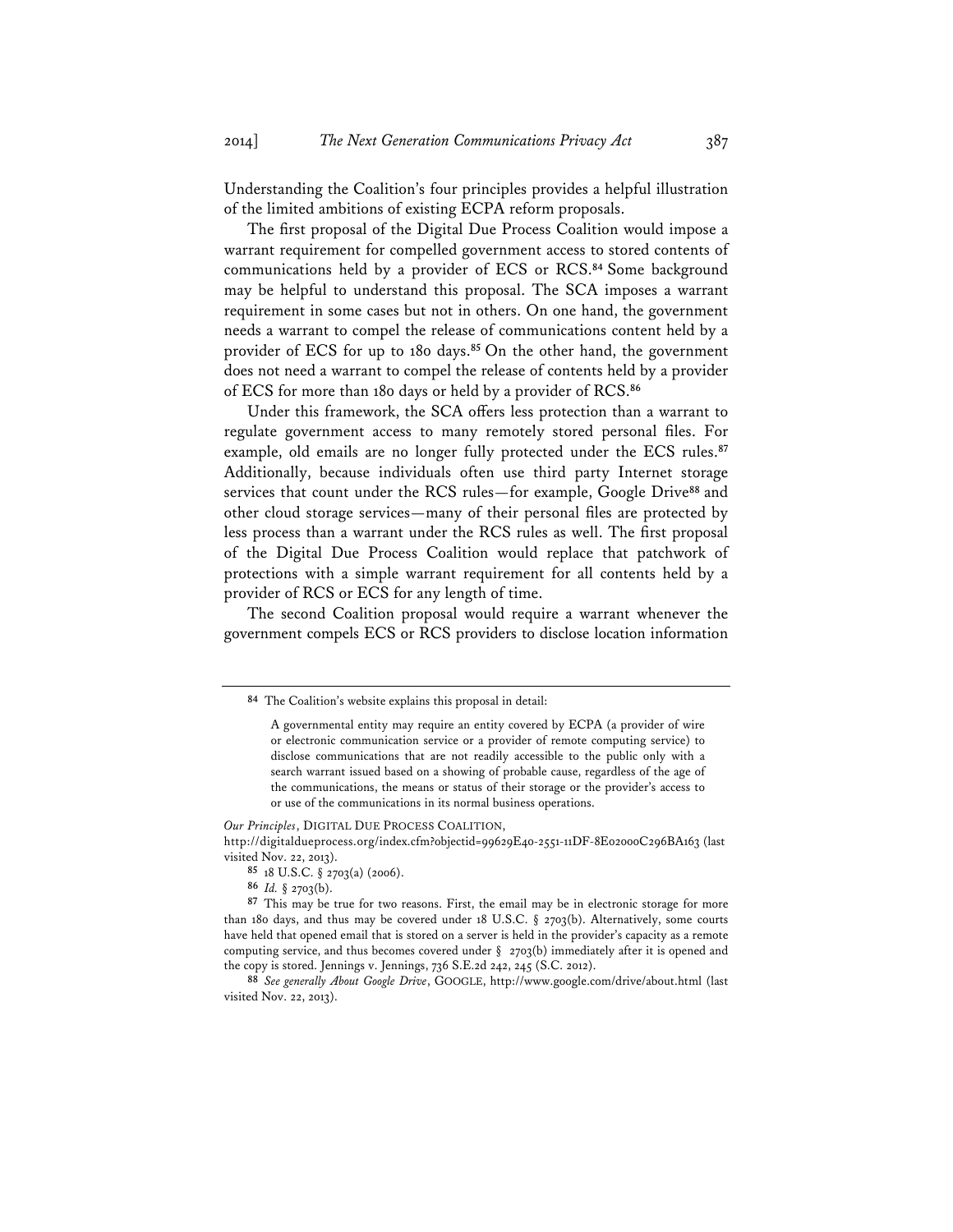Understanding the Coalition's four principles provides a helpful illustration of the limited ambitions of existing ECPA reform proposals.

The first proposal of the Digital Due Process Coalition would impose a warrant requirement for compelled government access to stored contents of communications held by a provider of ECS or RCS.[84] Some background may be helpful to understand this proposal. The SCA imposes a warrant requirement in some cases but not in others. On one hand, the government needs a warrant to compel the release of communications content held by a provider of ECS for up to 180 days.[85] On the other hand, the government does not need a warrant to compel the release of contents held by a provider of ECS for more than 180 days or held by a provider of RCS.[86]

Under this framework, the SCA offers less protection than a warrant to regulate government access to many remotely stored personal files. For example, old emails are no longer fully protected under the ECS rules.[87] Additionally, because individuals often use third party Internet storage services that count under the RCS rules—for example, Google Drive[88] and other cloud storage services—many of their personal files are protected by less process than a warrant under the RCS rules as well. The first proposal of the Digital Due Process Coalition would replace that patchwork of protections with a simple warrant requirement for all contents held by a provider of RCS or ECS for any length of time.

The second Coalition proposal would require a warrant whenever the government compels ECS or RCS providers to disclose location information

---

[84] The Coalition's website explains this proposal in detail:

> A governmental entity may require an entity covered by ECPA (a provider of wire or electronic communication service or a provider of remote computing service) to disclose communications that are not readily accessible to the public only with a search warrant issued based on a showing of probable cause, regardless of the age of the communications, the means or status of their storage or the provider's access to or use of the communications in its normal business operations.

*Our Principles*, DIGITAL DUE PROCESS COALITION, http://digitaldueprocess.org/index.cfm?objectid=99629E40-2551-11DF-8E02000C296BA163 (last visited Nov. 22, 2013).

[85] 18 U.S.C. § 2703(a) (2006).

[86] *Id.* § 2703(b).

[87] This may be true for two reasons. First, the email may be in electronic storage for more than 180 days, and thus may be covered under 18 U.S.C. § 2703(b). Alternatively, some courts have held that opened email that is stored on a server is held in the provider's capacity as a remote computing service, and thus becomes covered under § 2703(b) immediately after it is opened and the copy is stored. Jennings v. Jennings, 736 S.E.2d 242, 245 (S.C. 2012).

[88] *See generally About Google Drive*, GOOGLE, http://www.google.com/drive/about.html (last visited Nov. 22, 2013).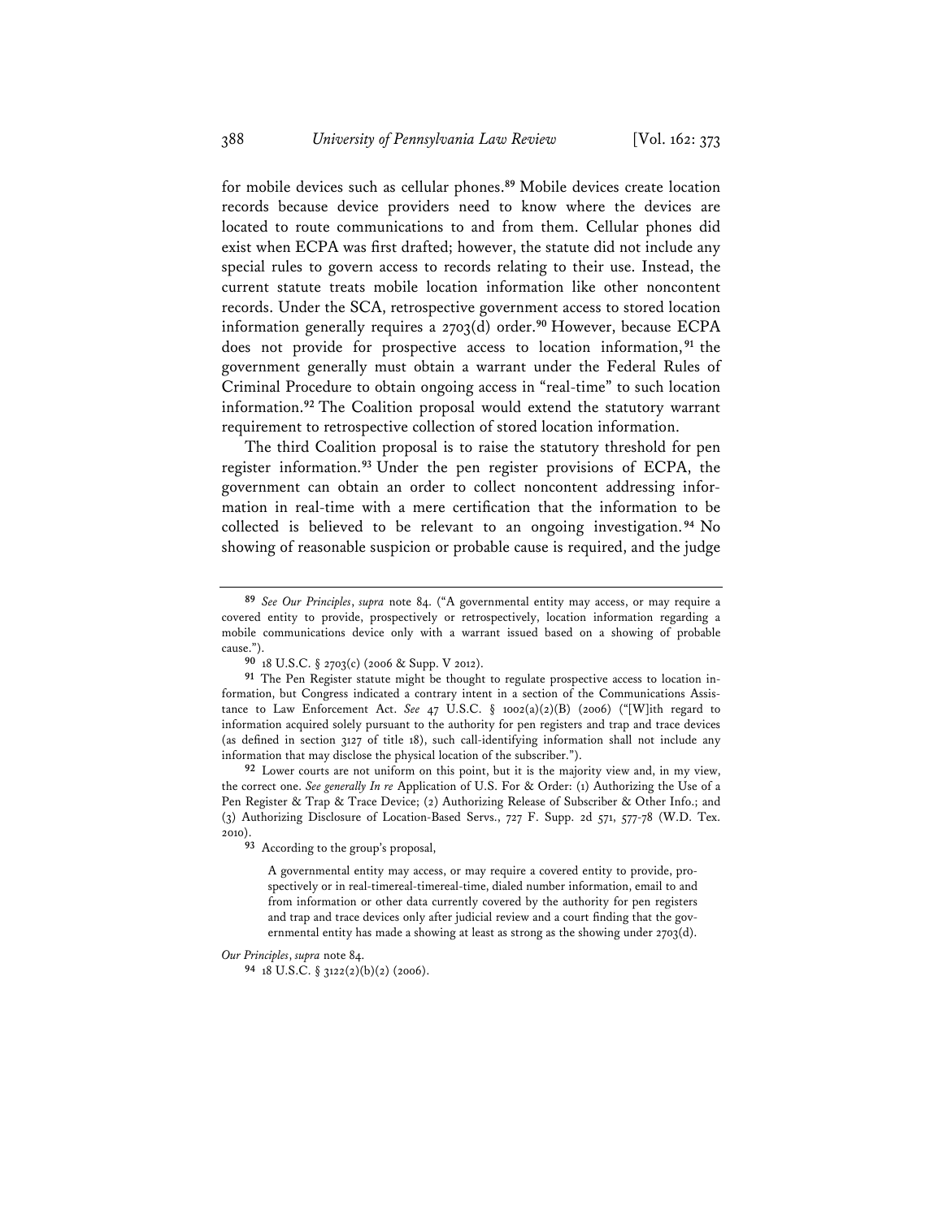for mobile devices such as cellular phones.[89] Mobile devices create location records because device providers need to know where the devices are located to route communications to and from them. Cellular phones did exist when ECPA was first drafted; however, the statute did not include any special rules to govern access to records relating to their use. Instead, the current statute treats mobile location information like other noncontent records. Under the SCA, retrospective government access to stored location information generally requires a 2703(d) order.[90] However, because ECPA does not provide for prospective access to location information,[91] the government generally must obtain a warrant under the Federal Rules of Criminal Procedure to obtain ongoing access in "real-time" to such location information.[92] The Coalition proposal would extend the statutory warrant requirement to retrospective collection of stored location information.

The third Coalition proposal is to raise the statutory threshold for pen register information.[93] Under the pen register provisions of ECPA, the government can obtain an order to collect noncontent addressing information in real-time with a mere certification that the information to be collected is believed to be relevant to an ongoing investigation.[94] No showing of reasonable suspicion or probable cause is required, and the judge

---

[89] *See Our Principles*, *supra* note 84. ("A governmental entity may access, or may require a covered entity to provide, prospectively or retrospectively, location information regarding a mobile communications device only with a warrant issued based on a showing of probable cause.").

[90] 18 U.S.C. § 2703(c) (2006 & Supp. V 2012).

[91] The Pen Register statute might be thought to regulate prospective access to location information, but Congress indicated a contrary intent in a section of the Communications Assistance to Law Enforcement Act. *See* 47 U.S.C. § 1002(a)(2)(B) (2006) ("[W]ith regard to information acquired solely pursuant to the authority for pen registers and trap and trace devices (as defined in section 3127 of title 18), such call-identifying information shall not include any information that may disclose the physical location of the subscriber.").

[92] Lower courts are not uniform on this point, but it is the majority view and, in my view, the correct one. *See generally In re* Application of U.S. For & Order: (1) Authorizing the Use of a Pen Register & Trap & Trace Device; (2) Authorizing Release of Subscriber & Other Info.; and (3) Authorizing Disclosure of Location-Based Servs., 727 F. Supp. 2d 571, 577-78 (W.D. Tex. 2010).

[93] According to the group's proposal,

> A governmental entity may access, or may require a covered entity to provide, prospectively or in real-timereal-timereal-time, dialed number information, email to and from information or other data currently covered by the authority for pen registers and trap and trace devices only after judicial review and a court finding that the governmental entity has made a showing at least as strong as the showing under 2703(d).

*Our Principles*, *supra* note 84.

[94] 18 U.S.C. § 3122(2)(b)(2) (2006).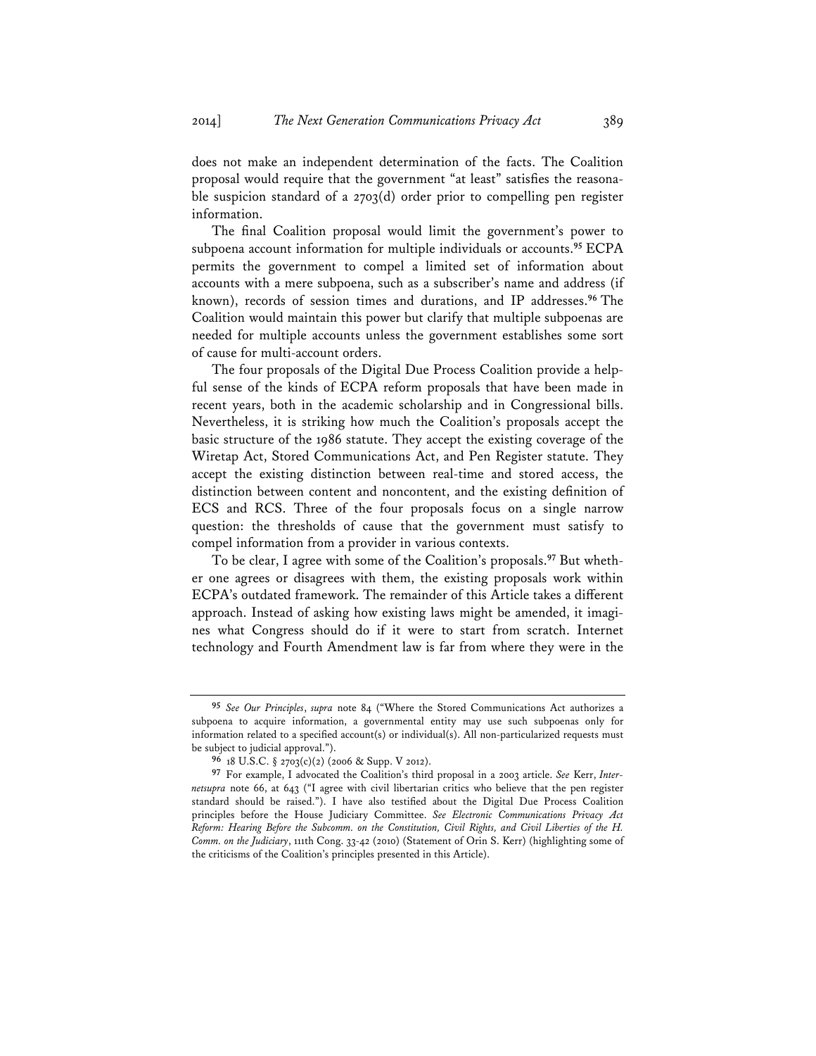does not make an independent determination of the facts. The Coalition proposal would require that the government "at least" satisfies the reasonable suspicion standard of a 2703(d) order prior to compelling pen register information.

The final Coalition proposal would limit the government's power to subpoena account information for multiple individuals or accounts.[95] ECPA permits the government to compel a limited set of information about accounts with a mere subpoena, such as a subscriber's name and address (if known), records of session times and durations, and IP addresses.[96] The Coalition would maintain this power but clarify that multiple subpoenas are needed for multiple accounts unless the government establishes some sort of cause for multi-account orders.

The four proposals of the Digital Due Process Coalition provide a helpful sense of the kinds of ECPA reform proposals that have been made in recent years, both in the academic scholarship and in Congressional bills. Nevertheless, it is striking how much the Coalition's proposals accept the basic structure of the 1986 statute. They accept the existing coverage of the Wiretap Act, Stored Communications Act, and Pen Register statute. They accept the existing distinction between real-time and stored access, the distinction between content and noncontent, and the existing definition of ECS and RCS. Three of the four proposals focus on a single narrow question: the thresholds of cause that the government must satisfy to compel information from a provider in various contexts.

To be clear, I agree with some of the Coalition's proposals.[97] But whether one agrees or disagrees with them, the existing proposals work within ECPA's outdated framework. The remainder of this Article takes a different approach. Instead of asking how existing laws might be amended, it imagines what Congress should do if it were to start from scratch. Internet technology and Fourth Amendment law is far from where they were in the

---

[95] *See Our Principles*, *supra* note 84 ("Where the Stored Communications Act authorizes a subpoena to acquire information, a governmental entity may use such subpoenas only for information related to a specified account(s) or individual(s). All non-particularized requests must be subject to judicial approval.").

[96] 18 U.S.C. § 2703(c)(2) (2006 & Supp. V 2012).

[97] For example, I advocated the Coalition's third proposal in a 2003 article. *See* Kerr, *Internetsupra* note 66, at 643 ("I agree with civil libertarian critics who believe that the pen register standard should be raised."). I have also testified about the Digital Due Process Coalition principles before the House Judiciary Committee. *See Electronic Communications Privacy Act Reform: Hearing Before the Subcomm. on the Constitution, Civil Rights, and Civil Liberties of the H. Comm. on the Judiciary*, 111th Cong. 33-42 (2010) (Statement of Orin S. Kerr) (highlighting some of the criticisms of the Coalition's principles presented in this Article).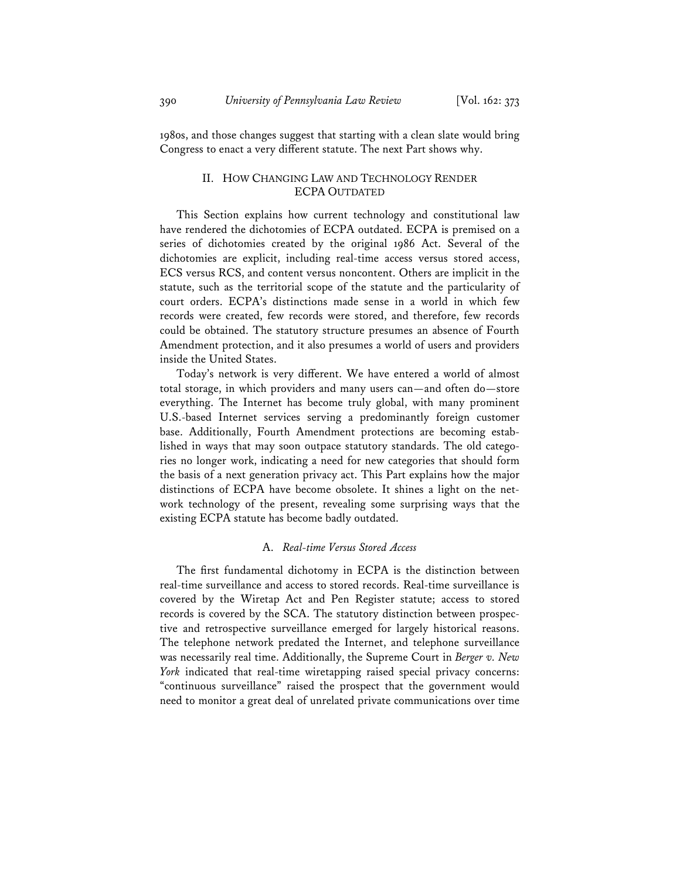1980s, and those changes suggest that starting with a clean slate would bring Congress to enact a very different statute. The next Part shows why.

## II. HOW CHANGING LAW AND TECHNOLOGY RENDER ECPA OUTDATED

This Section explains how current technology and constitutional law have rendered the dichotomies of ECPA outdated. ECPA is premised on a series of dichotomies created by the original 1986 Act. Several of the dichotomies are explicit, including real-time access versus stored access, ECS versus RCS, and content versus noncontent. Others are implicit in the statute, such as the territorial scope of the statute and the particularity of court orders. ECPA's distinctions made sense in a world in which few records were created, few records were stored, and therefore, few records could be obtained. The statutory structure presumes an absence of Fourth Amendment protection, and it also presumes a world of users and providers inside the United States.

Today's network is very different. We have entered a world of almost total storage, in which providers and many users can—and often do—store everything. The Internet has become truly global, with many prominent U.S.-based Internet services serving a predominantly foreign customer base. Additionally, Fourth Amendment protections are becoming established in ways that may soon outpace statutory standards. The old categories no longer work, indicating a need for new categories that should form the basis of a next generation privacy act. This Part explains how the major distinctions of ECPA have become obsolete. It shines a light on the network technology of the present, revealing some surprising ways that the existing ECPA statute has become badly outdated.

### A. *Real-time Versus Stored Access*

The first fundamental dichotomy in ECPA is the distinction between real-time surveillance and access to stored records. Real-time surveillance is covered by the Wiretap Act and Pen Register statute; access to stored records is covered by the SCA. The statutory distinction between prospective and retrospective surveillance emerged for largely historical reasons. The telephone network predated the Internet, and telephone surveillance was necessarily real time. Additionally, the Supreme Court in *Berger v. New York* indicated that real-time wiretapping raised special privacy concerns: "continuous surveillance" raised the prospect that the government would need to monitor a great deal of unrelated private communications over time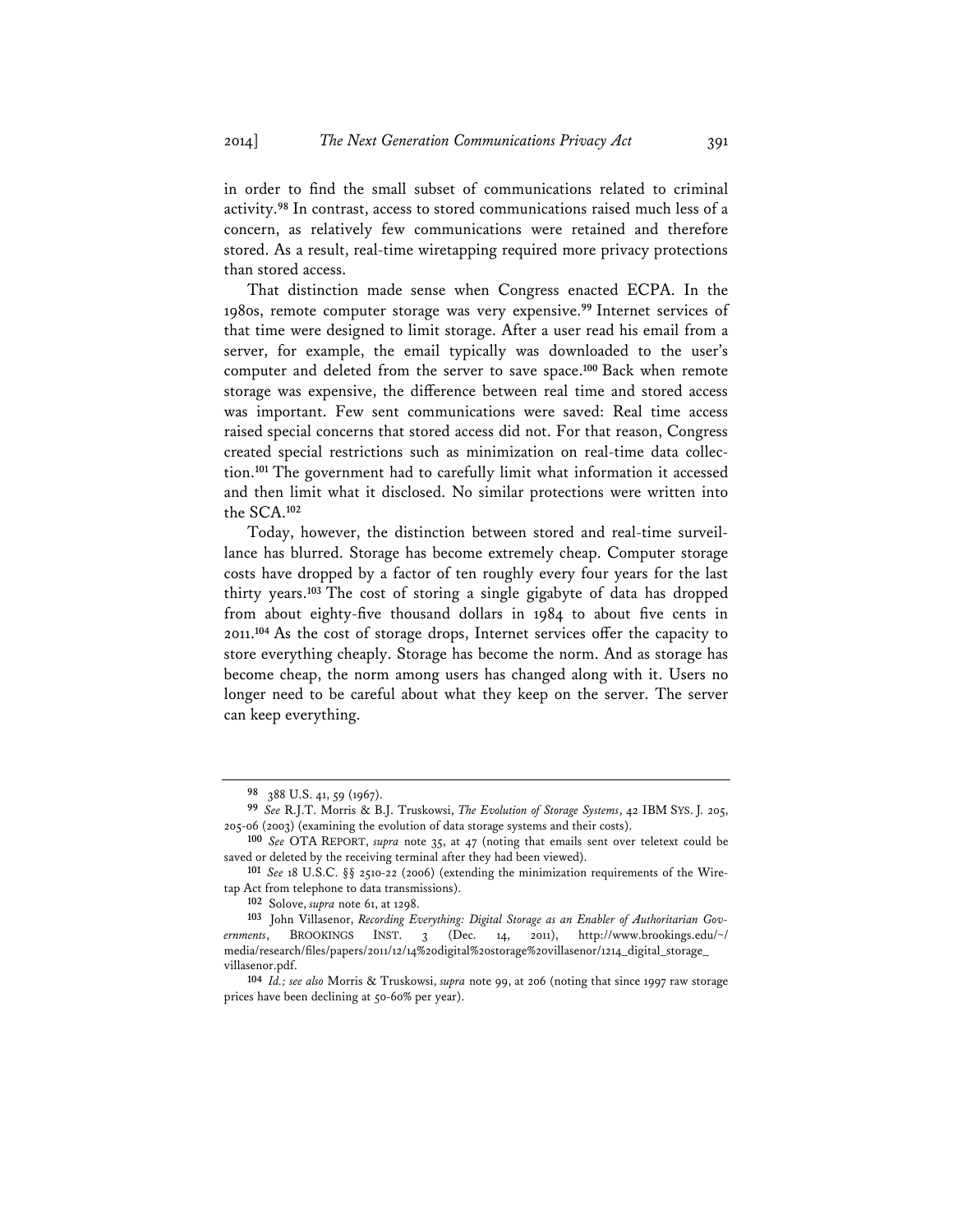in order to find the small subset of communications related to criminal activity.[98] In contrast, access to stored communications raised much less of a concern, as relatively few communications were retained and therefore stored. As a result, real-time wiretapping required more privacy protections than stored access.

That distinction made sense when Congress enacted ECPA. In the 1980s, remote computer storage was very expensive.[99] Internet services of that time were designed to limit storage. After a user read his email from a server, for example, the email typically was downloaded to the user's computer and deleted from the server to save space.[100] Back when remote storage was expensive, the difference between real time and stored access was important. Few sent communications were saved: Real time access raised special concerns that stored access did not. For that reason, Congress created special restrictions such as minimization on real-time data collection.[101] The government had to carefully limit what information it accessed and then limit what it disclosed. No similar protections were written into the SCA.[102]

Today, however, the distinction between stored and real-time surveillance has blurred. Storage has become extremely cheap. Computer storage costs have dropped by a factor of ten roughly every four years for the last thirty years.[103] The cost of storing a single gigabyte of data has dropped from about eighty-five thousand dollars in 1984 to about five cents in 2011.[104] As the cost of storage drops, Internet services offer the capacity to store everything cheaply. Storage has become the norm. And as storage has become cheap, the norm among users has changed along with it. Users no longer need to be careful about what they keep on the server. The server can keep everything.

---

[98] 388 U.S. 41, 59 (1967).

[99] *See* R.J.T. Morris & B.J. Truskowsi, *The Evolution of Storage Systems*, 42 IBM SYS. J. 205, 205-06 (2003) (examining the evolution of data storage systems and their costs).

[100] *See* OTA REPORT, *supra* note 35, at 47 (noting that emails sent over teletext could be saved or deleted by the receiving terminal after they had been viewed).

[101] *See* 18 U.S.C. §§ 2510-22 (2006) (extending the minimization requirements of the Wiretap Act from telephone to data transmissions).

[102] Solove, *supra* note 61, at 1298.

[103] John Villasenor, *Recording Everything: Digital Storage as an Enabler of Authoritarian Governments*, BROOKINGS INST. 3 (Dec. 14, 2011), http://www.brookings.edu/~/media/research/files/papers/2011/12/14%20digital%20storage%20villasenor/1214_digital_storage_villasenor.pdf.

[104] *Id.; see also* Morris & Truskowsi, *supra* note 99, at 206 (noting that since 1997 raw storage prices have been declining at 50-60% per year).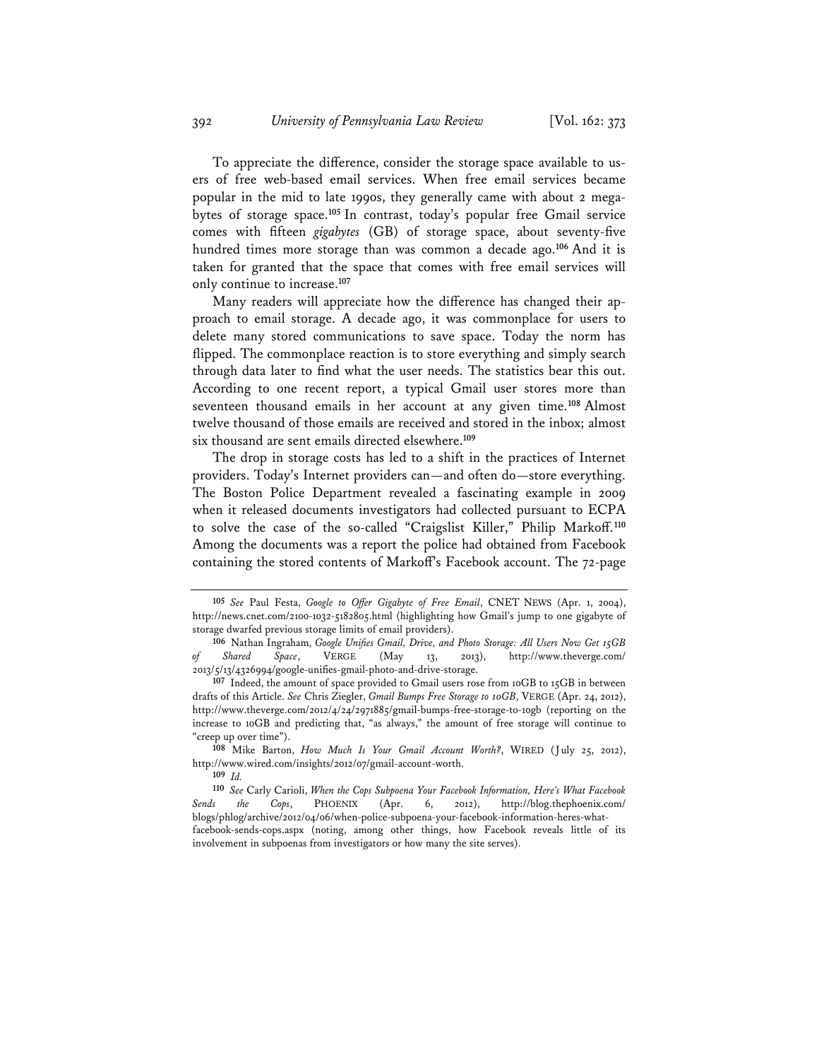To appreciate the difference, consider the storage space available to users of free web-based email services. When free email services became popular in the mid to late 1990s, they generally came with about 2 megabytes of storage space.[105] In contrast, today's popular free Gmail service comes with fifteen *gigabytes* (GB) of storage space, about seventy-five hundred times more storage than was common a decade ago.[106] And it is taken for granted that the space that comes with free email services will only continue to increase.[107]

Many readers will appreciate how the difference has changed their approach to email storage. A decade ago, it was commonplace for users to delete many stored communications to save space. Today the norm has flipped. The commonplace reaction is to store everything and simply search through data later to find what the user needs. The statistics bear this out. According to one recent report, a typical Gmail user stores more than seventeen thousand emails in her account at any given time.[108] Almost twelve thousand of those emails are received and stored in the inbox; almost six thousand are sent emails directed elsewhere.[109]

The drop in storage costs has led to a shift in the practices of Internet providers. Today's Internet providers can—and often do—store everything. The Boston Police Department revealed a fascinating example in 2009 when it released documents investigators had collected pursuant to ECPA to solve the case of the so-called "Craigslist Killer," Philip Markoff.[110] Among the documents was a report the police had obtained from Facebook containing the stored contents of Markoff's Facebook account. The 72-page

---

[105] *See* Paul Festa, *Google to Offer Gigabyte of Free Email*, CNET NEWS (Apr. 1, 2004), http://news.cnet.com/2100-1032-5182805.html (highlighting how Gmail's jump to one gigabyte of storage dwarfed previous storage limits of email providers).

[106] Nathan Ingraham, *Google Unifies Gmail, Drive, and Photo Storage: All Users Now Get 15GB of Shared Space*, VERGE (May 13, 2013), http://www.theverge.com/2013/5/13/4326994/google-unifies-gmail-photo-and-drive-storage.

[107] Indeed, the amount of space provided to Gmail users rose from 10GB to 15GB in between drafts of this Article. *See* Chris Ziegler, *Gmail Bumps Free Storage to 10GB*, VERGE (Apr. 24, 2012), http://www.theverge.com/2012/4/24/2971885/gmail-bumps-free-storage-to-10gb (reporting on the increase to 10GB and predicting that, "as always," the amount of free storage will continue to "creep up over time").

[108] Mike Barton, *How Much Is Your Gmail Account Worth?*, WIRED (July 25, 2012), http://www.wired.com/insights/2012/07/gmail-account-worth.

[109] *Id.*

[110] *See* Carly Carioli, *When the Cops Subpoena Your Facebook Information, Here's What Facebook Sends the Cops*, PHOENIX (Apr. 6, 2012), http://blog.thephoenix.com/blogs/phlog/archive/2012/04/06/when-police-subpoena-your-facebook-information-heres-what-facebook-sends-cops.aspx (noting, among other things, how Facebook reveals little of its involvement in subpoenas from investigators or how many the site serves).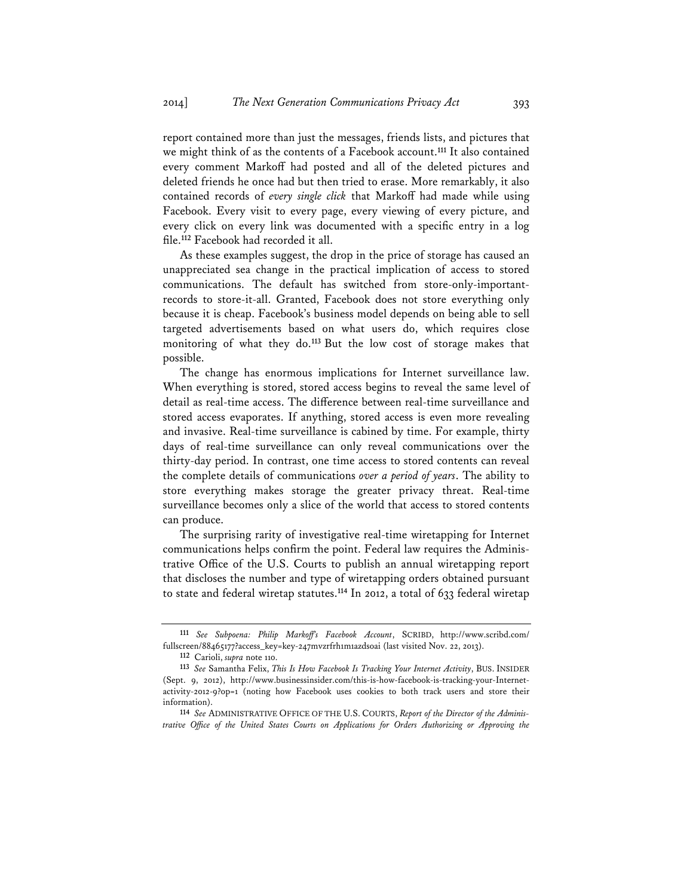report contained more than just the messages, friends lists, and pictures that we might think of as the contents of a Facebook account.[111] It also contained every comment Markoff had posted and all of the deleted pictures and deleted friends he once had but then tried to erase. More remarkably, it also contained records of *every single click* that Markoff had made while using Facebook. Every visit to every page, every viewing of every picture, and every click on every link was documented with a specific entry in a log file.[112] Facebook had recorded it all.

As these examples suggest, the drop in the price of storage has caused an unappreciated sea change in the practical implication of access to stored communications. The default has switched from store-only-important-records to store-it-all. Granted, Facebook does not store everything only because it is cheap. Facebook's business model depends on being able to sell targeted advertisements based on what users do, which requires close monitoring of what they do.[113] But the low cost of storage makes that possible.

The change has enormous implications for Internet surveillance law. When everything is stored, stored access begins to reveal the same level of detail as real-time access. The difference between real-time surveillance and stored access evaporates. If anything, stored access is even more revealing and invasive. Real-time surveillance is cabined by time. For example, thirty days of real-time surveillance can only reveal communications over the thirty-day period. In contrast, one time access to stored contents can reveal the complete details of communications *over a period of years*. The ability to store everything makes storage the greater privacy threat. Real-time surveillance becomes only a slice of the world that access to stored contents can produce.

The surprising rarity of investigative real-time wiretapping for Internet communications helps confirm the point. Federal law requires the Administrative Office of the U.S. Courts to publish an annual wiretapping report that discloses the number and type of wiretapping orders obtained pursuant to state and federal wiretap statutes.[114] In 2012, a total of 633 federal wiretap

---

[111] *See Subpoena: Philip Markoff's Facebook Account*, SCRIBD, http://www.scribd.com/fullscreen/88465177?access_key=key-247mvzrfrh1m1azdsoai (last visited Nov. 22, 2013).

[112] Carioli, *supra* note 110.

[113] *See* Samantha Felix, *This Is How Facebook Is Tracking Your Internet Activity*, BUS. INSIDER (Sept. 9, 2012), http://www.businessinsider.com/this-is-how-facebook-is-tracking-your-Internet-activity-2012-9?op=1 (noting how Facebook uses cookies to both track users and store their information).

[114] *See* ADMINISTRATIVE OFFICE OF THE U.S. COURTS, *Report of the Director of the Administrative Office of the United States Courts on Applications for Orders Authorizing or Approving the*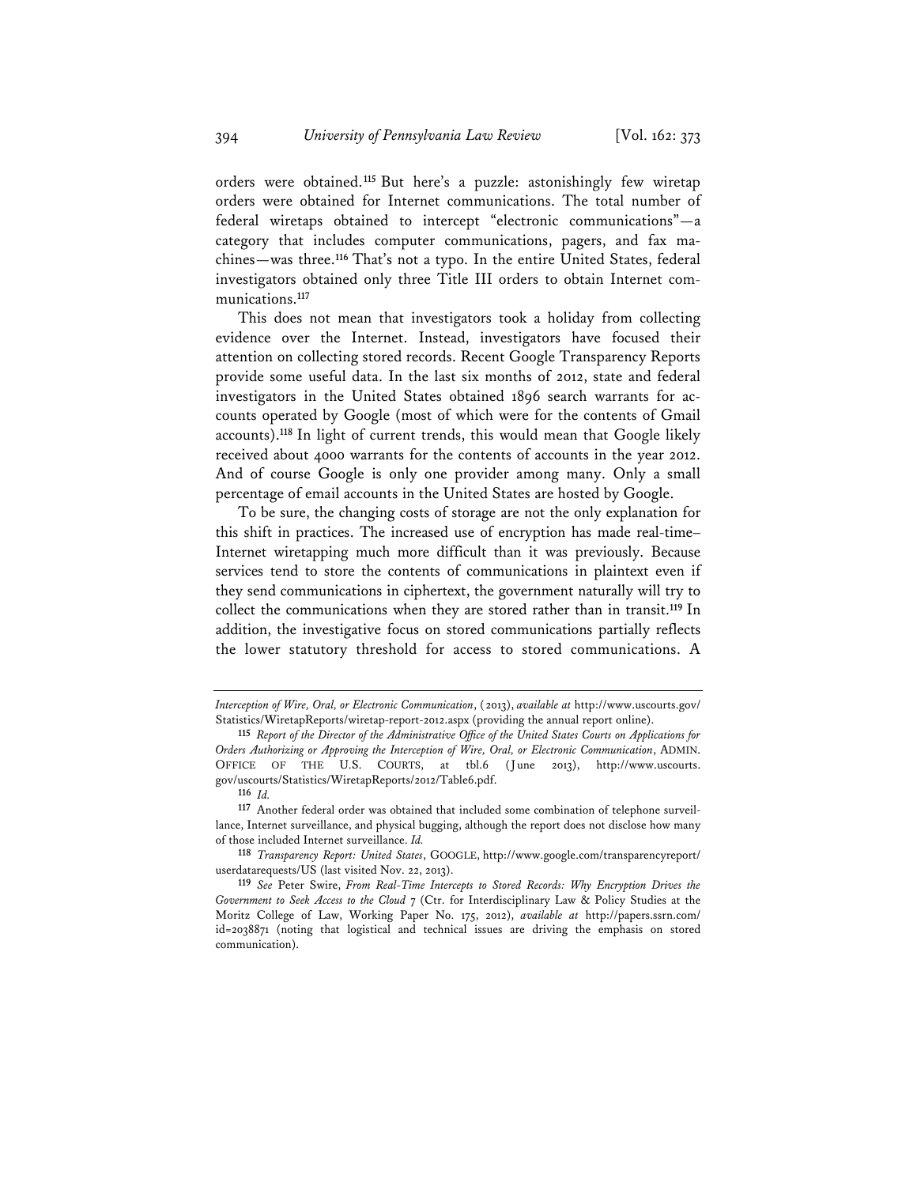orders were obtained.[115] But here's a puzzle: astonishingly few wiretap orders were obtained for Internet communications. The total number of federal wiretaps obtained to intercept "electronic communications"—a category that includes computer communications, pagers, and fax machines—was three.[116] That's not a typo. In the entire United States, federal investigators obtained only three Title III orders to obtain Internet communications.[117]

This does not mean that investigators took a holiday from collecting evidence over the Internet. Instead, investigators have focused their attention on collecting stored records. Recent Google Transparency Reports provide some useful data. In the last six months of 2012, state and federal investigators in the United States obtained 1896 search warrants for accounts operated by Google (most of which were for the contents of Gmail accounts).[118] In light of current trends, this would mean that Google likely received about 4000 warrants for the contents of accounts in the year 2012. And of course Google is only one provider among many. Only a small percentage of email accounts in the United States are hosted by Google.

To be sure, the changing costs of storage are not the only explanation for this shift in practices. The increased use of encryption has made real-time–Internet wiretapping much more difficult than it was previously. Because services tend to store the contents of communications in plaintext even if they send communications in ciphertext, the government naturally will try to collect the communications when they are stored rather than in transit.[119] In addition, the investigative focus on stored communications partially reflects the lower statutory threshold for access to stored communications. A

---

*Interception of Wire, Oral, or Electronic Communication*, (2013), *available at* http://www.uscourts.gov/Statistics/WiretapReports/wiretap-report-2012.aspx (providing the annual report online).

[115] *Report of the Director of the Administrative Office of the United States Courts on Applications for Orders Authorizing or Approving the Interception of Wire, Oral, or Electronic Communication*, ADMIN. OFFICE OF THE U.S. COURTS, at tbl.6 (June 2013), http://www.uscourts.gov/uscourts/Statistics/WiretapReports/2012/Table6.pdf.

[116] *Id.*

[117] Another federal order was obtained that included some combination of telephone surveillance, Internet surveillance, and physical bugging, although the report does not disclose how many of those included Internet surveillance. *Id.*

[118] *Transparency Report: United States*, GOOGLE, http://www.google.com/transparencyreport/userdatarequests/US (last visited Nov. 22, 2013).

[119] *See* Peter Swire, *From Real-Time Intercepts to Stored Records: Why Encryption Drives the Government to Seek Access to the Cloud* 7 (Ctr. for Interdisciplinary Law & Policy Studies at the Moritz College of Law, Working Paper No. 175, 2012), *available at* http://papers.ssrn.com/id=2038871 (noting that logistical and technical issues are driving the emphasis on stored communication).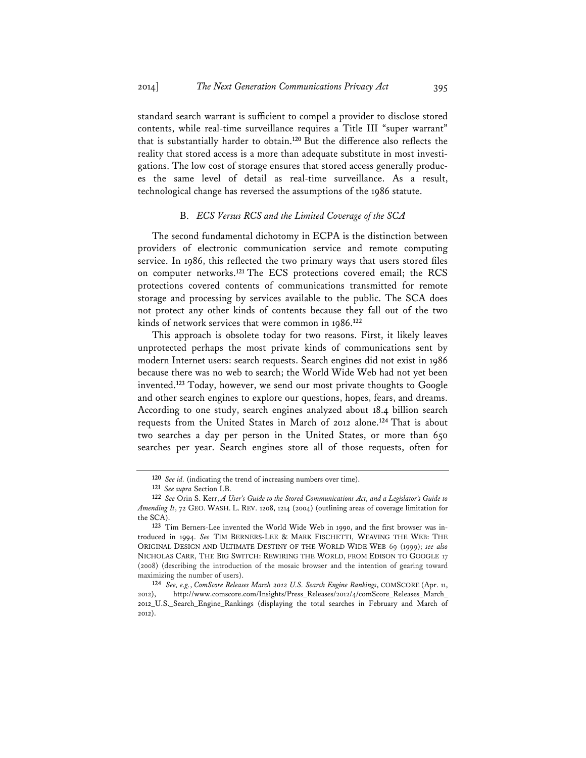standard search warrant is sufficient to compel a provider to disclose stored contents, while real-time surveillance requires a Title III "super warrant" that is substantially harder to obtain.[120] But the difference also reflects the reality that stored access is a more than adequate substitute in most investigations. The low cost of storage ensures that stored access generally produces the same level of detail as real-time surveillance. As a result, technological change has reversed the assumptions of the 1986 statute.

### B. *ECS Versus RCS and the Limited Coverage of the SCA*

The second fundamental dichotomy in ECPA is the distinction between providers of electronic communication service and remote computing service. In 1986, this reflected the two primary ways that users stored files on computer networks.[121] The ECS protections covered email; the RCS protections covered contents of communications transmitted for remote storage and processing by services available to the public. The SCA does not protect any other kinds of contents because they fall out of the two kinds of network services that were common in 1986.[122]

This approach is obsolete today for two reasons. First, it likely leaves unprotected perhaps the most private kinds of communications sent by modern Internet users: search requests. Search engines did not exist in 1986 because there was no web to search; the World Wide Web had not yet been invented.[123] Today, however, we send our most private thoughts to Google and other search engines to explore our questions, hopes, fears, and dreams. According to one study, search engines analyzed about 18.4 billion search requests from the United States in March of 2012 alone.[124] That is about two searches a day per person in the United States, or more than 650 searches per year. Search engines store all of those requests, often for

---

120 *See id.* (indicating the trend of increasing numbers over time).

121 *See supra* Section I.B.

122 *See* Orin S. Kerr, *A User's Guide to the Stored Communications Act, and a Legislator's Guide to Amending It*, 72 GEO. WASH. L. REV. 1208, 1214 (2004) (outlining areas of coverage limitation for the SCA).

123 Tim Berners-Lee invented the World Wide Web in 1990, and the first browser was introduced in 1994. *See* TIM BERNERS-LEE & MARK FISCHETTI, WEAVING THE WEB: THE ORIGINAL DESIGN AND ULTIMATE DESTINY OF THE WORLD WIDE WEB 69 (1999); *see also* NICHOLAS CARR, THE BIG SWITCH: REWIRING THE WORLD, FROM EDISON TO GOOGLE 17 (2008) (describing the introduction of the mosaic browser and the intention of gearing toward maximizing the number of users).

124 *See, e.g.*, *ComScore Releases March 2012 U.S. Search Engine Rankings*, COMSCORE (Apr. 11, 2012), http://www.comscore.com/Insights/Press_Releases/2012/4/comScore_Releases_March_2012_U.S._Search_Engine_Rankings (displaying the total searches in February and March of 2012).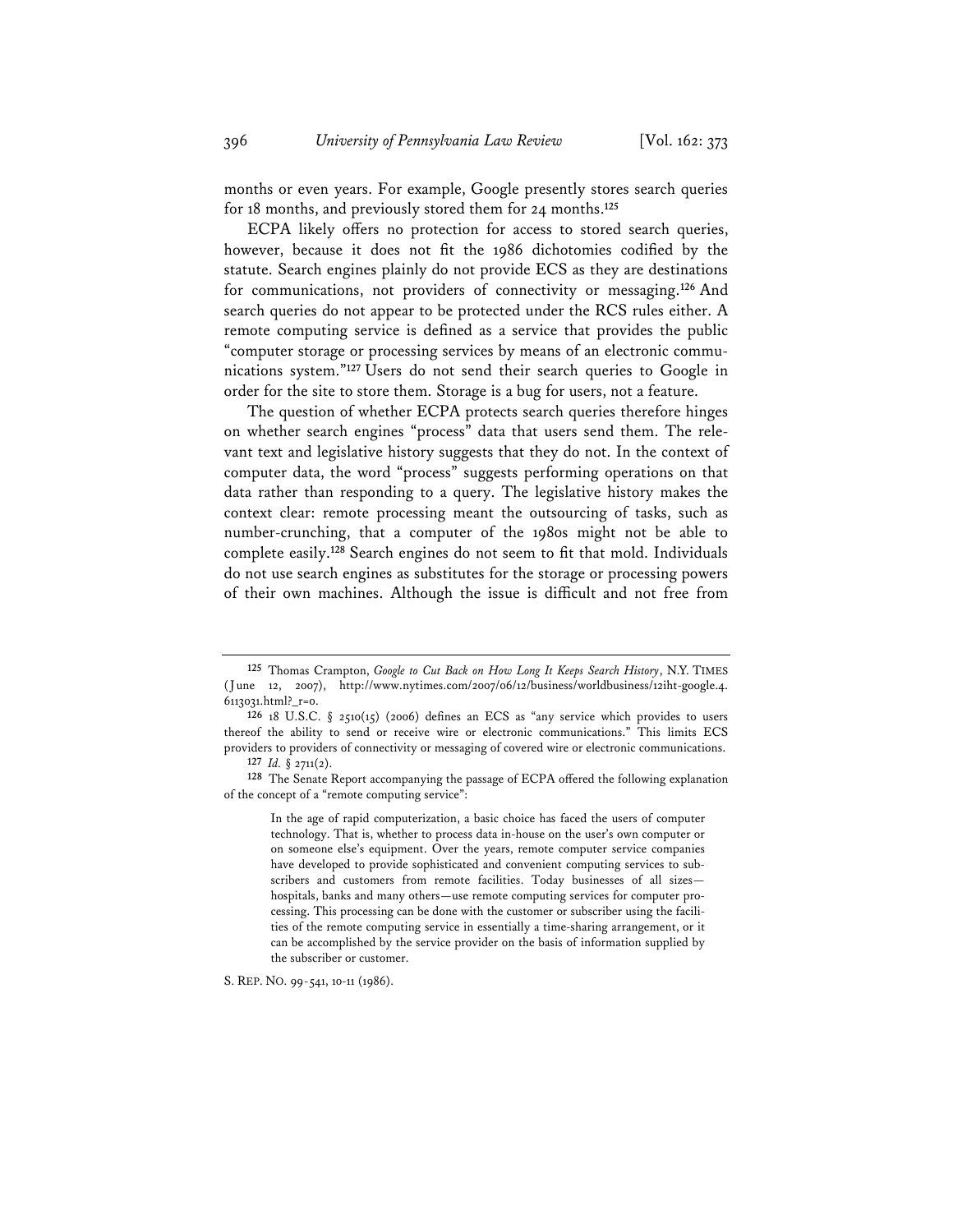months or even years. For example, Google presently stores search queries for 18 months, and previously stored them for 24 months.[125]

ECPA likely offers no protection for access to stored search queries, however, because it does not fit the 1986 dichotomies codified by the statute. Search engines plainly do not provide ECS as they are destinations for communications, not providers of connectivity or messaging.[126] And search queries do not appear to be protected under the RCS rules either. A remote computing service is defined as a service that provides the public "computer storage or processing services by means of an electronic communications system."[127] Users do not send their search queries to Google in order for the site to store them. Storage is a bug for users, not a feature.

The question of whether ECPA protects search queries therefore hinges on whether search engines "process" data that users send them. The relevant text and legislative history suggests that they do not. In the context of computer data, the word "process" suggests performing operations on that data rather than responding to a query. The legislative history makes the context clear: remote processing meant the outsourcing of tasks, such as number-crunching, that a computer of the 1980s might not be able to complete easily.[128] Search engines do not seem to fit that mold. Individuals do not use search engines as substitutes for the storage or processing powers of their own machines. Although the issue is difficult and not free from

---

[125] Thomas Crampton, *Google to Cut Back on How Long It Keeps Search History*, N.Y. TIMES (June 12, 2007), http://www.nytimes.com/2007/06/12/business/worldbusiness/12iht-google.4.6113031.html?_r=0.

[126] 18 U.S.C. § 2510(15) (2006) defines an ECS as "any service which provides to users thereof the ability to send or receive wire or electronic communications." This limits ECS providers to providers of connectivity or messaging of covered wire or electronic communications.

[127] *Id.* § 2711(2).

[128] The Senate Report accompanying the passage of ECPA offered the following explanation of the concept of a "remote computing service":

> In the age of rapid computerization, a basic choice has faced the users of computer technology. That is, whether to process data in-house on the user's own computer or on someone else's equipment. Over the years, remote computer service companies have developed to provide sophisticated and convenient computing services to subscribers and customers from remote facilities. Today businesses of all sizes—hospitals, banks and many others—use remote computing services for computer processing. This processing can be done with the customer or subscriber using the facilities of the remote computing service in essentially a time-sharing arrangement, or it can be accomplished by the service provider on the basis of information supplied by the subscriber or customer.

S. REP. NO. 99-541, 10-11 (1986).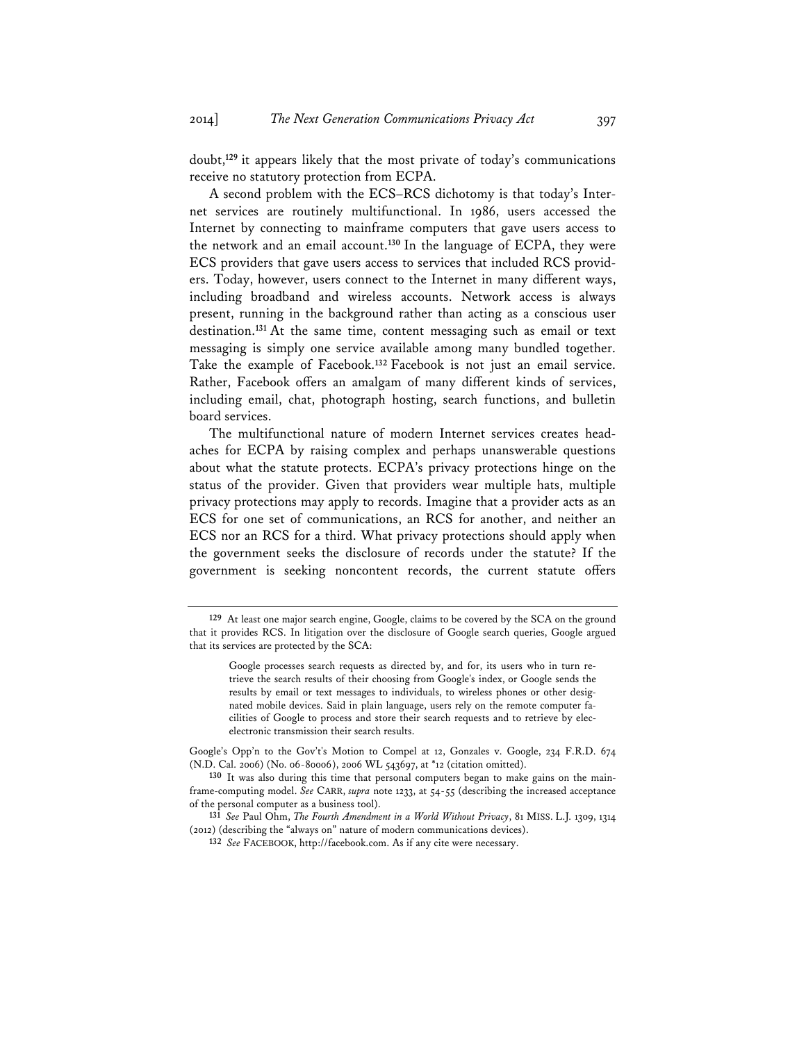doubt,[129] it appears likely that the most private of today's communications receive no statutory protection from ECPA.

A second problem with the ECS–RCS dichotomy is that today's Internet services are routinely multifunctional. In 1986, users accessed the Internet by connecting to mainframe computers that gave users access to the network and an email account.[130] In the language of ECPA, they were ECS providers that gave users access to services that included RCS providers. Today, however, users connect to the Internet in many different ways, including broadband and wireless accounts. Network access is always present, running in the background rather than acting as a conscious user destination.[131] At the same time, content messaging such as email or text messaging is simply one service available among many bundled together. Take the example of Facebook.[132] Facebook is not just an email service. Rather, Facebook offers an amalgam of many different kinds of services, including email, chat, photograph hosting, search functions, and bulletin board services.

The multifunctional nature of modern Internet services creates headaches for ECPA by raising complex and perhaps unanswerable questions about what the statute protects. ECPA's privacy protections hinge on the status of the provider. Given that providers wear multiple hats, multiple privacy protections may apply to records. Imagine that a provider acts as an ECS for one set of communications, an RCS for another, and neither an ECS nor an RCS for a third. What privacy protections should apply when the government seeks the disclosure of records under the statute? If the government is seeking noncontent records, the current statute offers

---

[129] At least one major search engine, Google, claims to be covered by the SCA on the ground that it provides RCS. In litigation over the disclosure of Google search queries, Google argued that its services are protected by the SCA:

> Google processes search requests as directed by, and for, its users who in turn retrieve the search results of their choosing from Google's index, or Google sends the results by email or text messages to individuals, to wireless phones or other designated mobile devices. Said in plain language, users rely on the remote computer facilities of Google to process and store their search requests and to retrieve by elecelectronic transmission their search results.

Google's Opp'n to the Gov't's Motion to Compel at 12, Gonzales v. Google, 234 F.R.D. 674 (N.D. Cal. 2006) (No. 06-80006), 2006 WL 543697, at *12 (citation omitted).

[130] It was also during this time that personal computers began to make gains on the mainframe-computing model. *See* CARR, *supra* note 1233, at 54-55 (describing the increased acceptance of the personal computer as a business tool).

[131] *See* Paul Ohm, *The Fourth Amendment in a World Without Privacy*, 81 MISS. L.J. 1309, 1314 (2012) (describing the "always on" nature of modern communications devices).

[132] *See* FACEBOOK, http://facebook.com. As if any cite were necessary.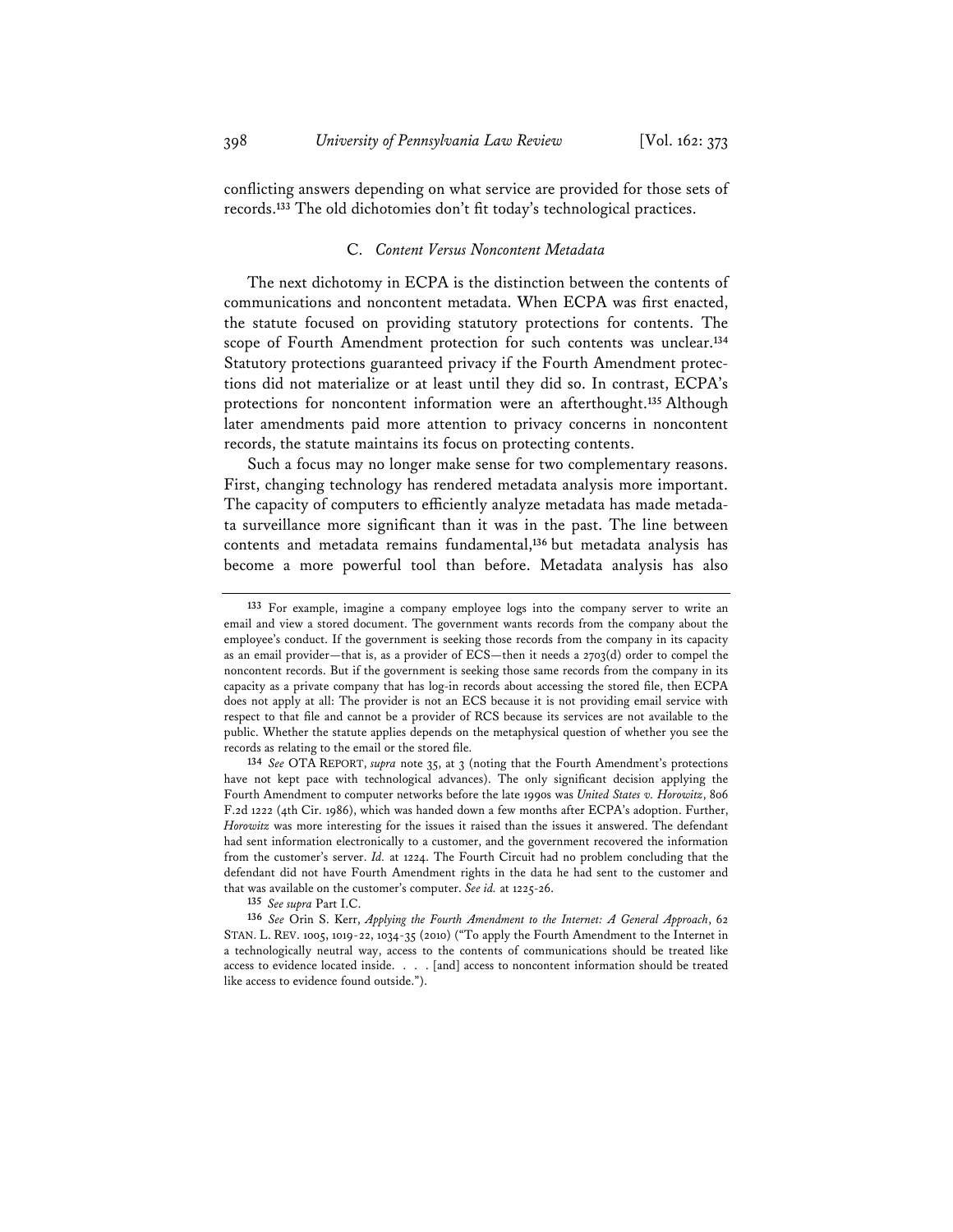conflicting answers depending on what service are provided for those sets of records.[133] The old dichotomies don't fit today's technological practices.

### C. *Content Versus Noncontent Metadata*

The next dichotomy in ECPA is the distinction between the contents of communications and noncontent metadata. When ECPA was first enacted, the statute focused on providing statutory protections for contents. The scope of Fourth Amendment protection for such contents was unclear.[134] Statutory protections guaranteed privacy if the Fourth Amendment protections did not materialize or at least until they did so. In contrast, ECPA's protections for noncontent information were an afterthought.[135] Although later amendments paid more attention to privacy concerns in noncontent records, the statute maintains its focus on protecting contents.

Such a focus may no longer make sense for two complementary reasons. First, changing technology has rendered metadata analysis more important. The capacity of computers to efficiently analyze metadata has made metadata surveillance more significant than it was in the past. The line between contents and metadata remains fundamental,[136] but metadata analysis has become a more powerful tool than before. Metadata analysis has also

---

[133] For example, imagine a company employee logs into the company server to write an email and view a stored document. The government wants records from the company about the employee's conduct. If the government is seeking those records from the company in its capacity as an email provider—that is, as a provider of ECS—then it needs a 2703(d) order to compel the noncontent records. But if the government is seeking those same records from the company in its capacity as a private company that has log-in records about accessing the stored file, then ECPA does not apply at all: The provider is not an ECS because it is not providing email service with respect to that file and cannot be a provider of RCS because its services are not available to the public. Whether the statute applies depends on the metaphysical question of whether you see the records as relating to the email or the stored file.

[134] *See* OTA REPORT, *supra* note 35, at 3 (noting that the Fourth Amendment's protections have not kept pace with technological advances). The only significant decision applying the Fourth Amendment to computer networks before the late 1990s was *United States v. Horowitz*, 806 F.2d 1222 (4th Cir. 1986), which was handed down a few months after ECPA's adoption. Further, *Horowitz* was more interesting for the issues it raised than the issues it answered. The defendant had sent information electronically to a customer, and the government recovered the information from the customer's server. *Id.* at 1224. The Fourth Circuit had no problem concluding that the defendant did not have Fourth Amendment rights in the data he had sent to the customer and that was available on the customer's computer. *See id.* at 1225-26.

[135] *See supra* Part I.C.

[136] *See* Orin S. Kerr, *Applying the Fourth Amendment to the Internet: A General Approach*, 62 STAN. L. REV. 1005, 1019-22, 1034-35 (2010) ("To apply the Fourth Amendment to the Internet in a technologically neutral way, access to the contents of communications should be treated like access to evidence located inside. . . . [and] access to noncontent information should be treated like access to evidence found outside.").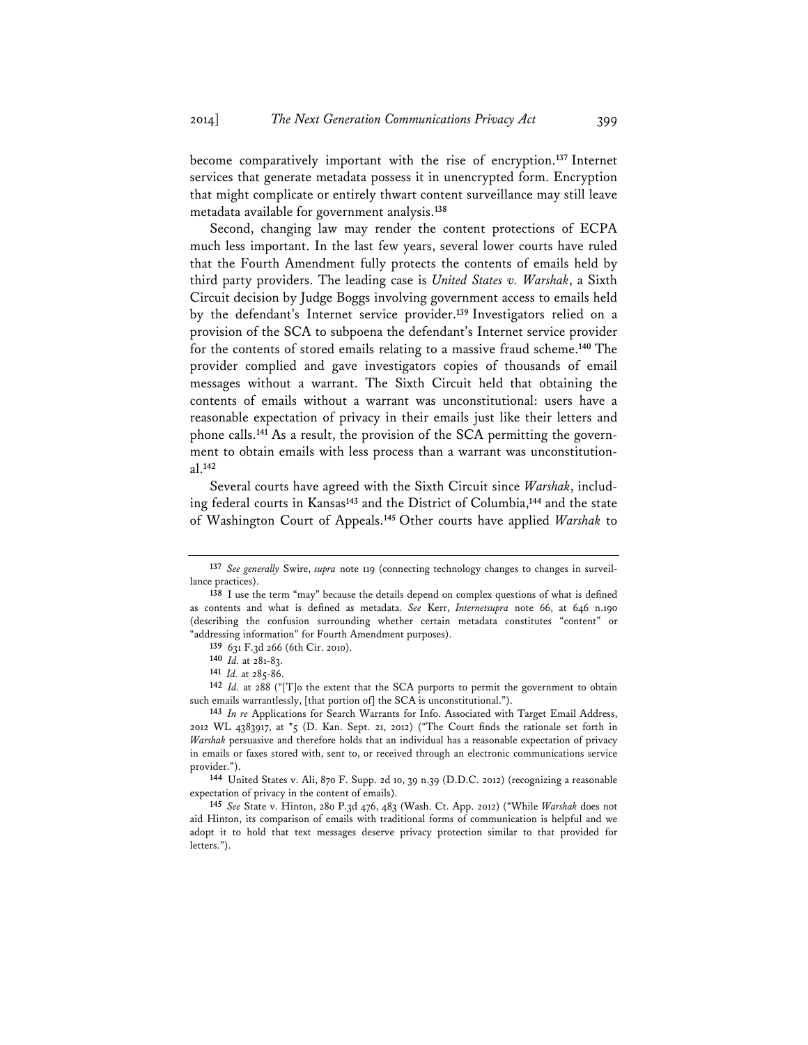become comparatively important with the rise of encryption.[137] Internet services that generate metadata possess it in unencrypted form. Encryption that might complicate or entirely thwart content surveillance may still leave metadata available for government analysis.[138]

Second, changing law may render the content protections of ECPA much less important. In the last few years, several lower courts have ruled that the Fourth Amendment fully protects the contents of emails held by third party providers. The leading case is *United States v. Warshak*, a Sixth Circuit decision by Judge Boggs involving government access to emails held by the defendant's Internet service provider.[139] Investigators relied on a provision of the SCA to subpoena the defendant's Internet service provider for the contents of stored emails relating to a massive fraud scheme.[140] The provider complied and gave investigators copies of thousands of email messages without a warrant. The Sixth Circuit held that obtaining the contents of emails without a warrant was unconstitutional: users have a reasonable expectation of privacy in their emails just like their letters and phone calls.[141] As a result, the provision of the SCA permitting the government to obtain emails with less process than a warrant was unconstitutional.[142]

Several courts have agreed with the Sixth Circuit since *Warshak*, including federal courts in Kansas[143] and the District of Columbia,[144] and the state of Washington Court of Appeals.[145] Other courts have applied *Warshak* to

---

137 *See generally* Swire, *supra* note 119 (connecting technology changes to changes in surveillance practices).

138 I use the term "may" because the details depend on complex questions of what is defined as contents and what is defined as metadata. *See* Kerr, *Internetsupra* note 66, at 646 n.190 (describing the confusion surrounding whether certain metadata constitutes "content" or "addressing information" for Fourth Amendment purposes).

139 631 F.3d 266 (6th Cir. 2010).

140 *Id.* at 281-83.

141 *Id.* at 285-86.

142 *Id.* at 288 ("[T]o the extent that the SCA purports to permit the government to obtain such emails warrantlessly, [that portion of] the SCA is unconstitutional.").

143 *In re* Applications for Search Warrants for Info. Associated with Target Email Address, 2012 WL 4383917, at *5 (D. Kan. Sept. 21, 2012) ("The Court finds the rationale set forth in *Warshak* persuasive and therefore holds that an individual has a reasonable expectation of privacy in emails or faxes stored with, sent to, or received through an electronic communications service provider.").

144 United States v. Ali, 870 F. Supp. 2d 10, 39 n.39 (D.D.C. 2012) (recognizing a reasonable expectation of privacy in the content of emails).

145 *See* State v. Hinton, 280 P.3d 476, 483 (Wash. Ct. App. 2012) ("While *Warshak* does not aid Hinton, its comparison of emails with traditional forms of communication is helpful and we adopt it to hold that text messages deserve privacy protection similar to that provided for letters.").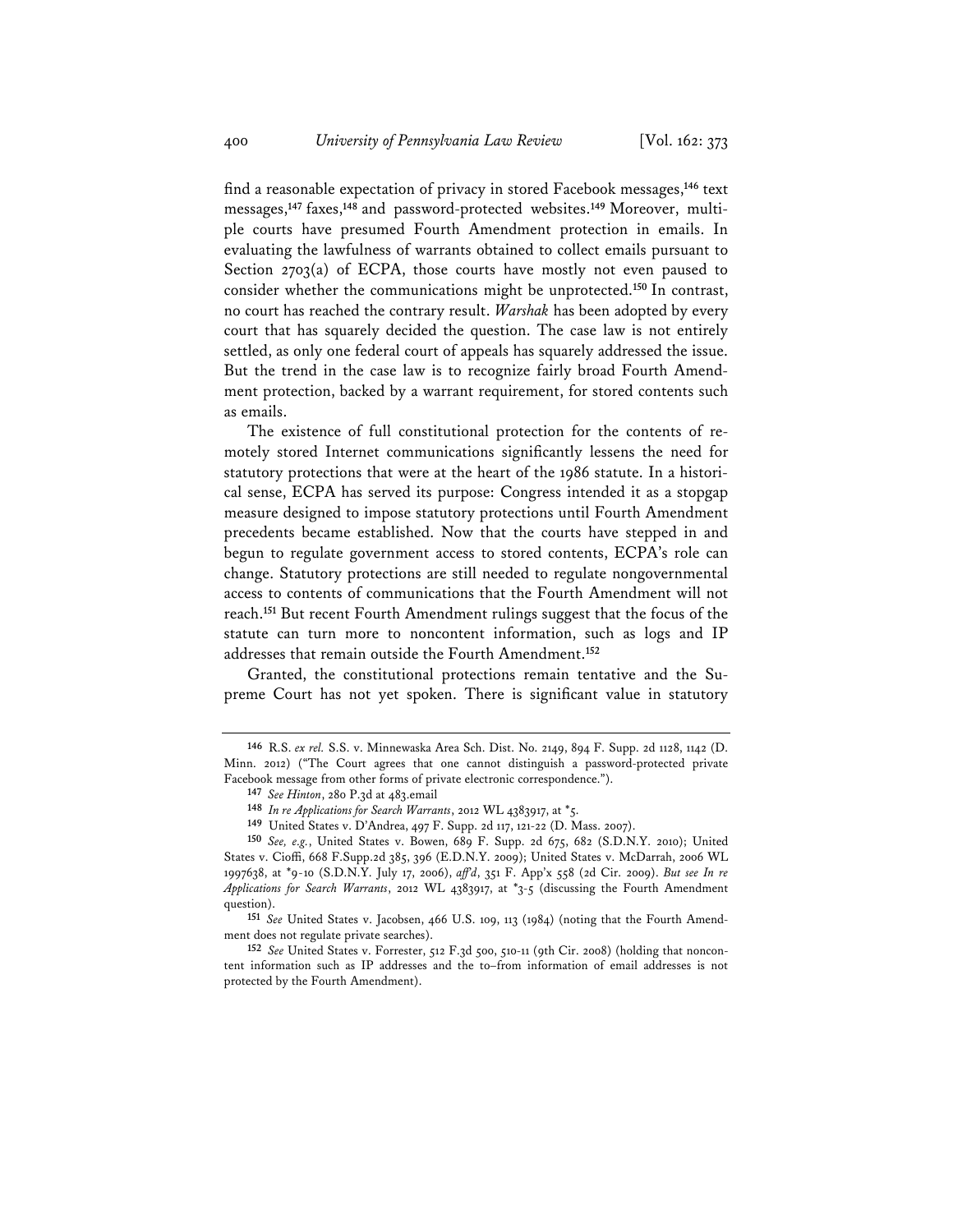find a reasonable expectation of privacy in stored Facebook messages,[146] text messages,[147] faxes,[148] and password-protected websites.[149] Moreover, multiple courts have presumed Fourth Amendment protection in emails. In evaluating the lawfulness of warrants obtained to collect emails pursuant to Section 2703(a) of ECPA, those courts have mostly not even paused to consider whether the communications might be unprotected.[150] In contrast, no court has reached the contrary result. *Warshak* has been adopted by every court that has squarely decided the question. The case law is not entirely settled, as only one federal court of appeals has squarely addressed the issue. But the trend in the case law is to recognize fairly broad Fourth Amendment protection, backed by a warrant requirement, for stored contents such as emails.

The existence of full constitutional protection for the contents of remotely stored Internet communications significantly lessens the need for statutory protections that were at the heart of the 1986 statute. In a historical sense, ECPA has served its purpose: Congress intended it as a stopgap measure designed to impose statutory protections until Fourth Amendment precedents became established. Now that the courts have stepped in and begun to regulate government access to stored contents, ECPA's role can change. Statutory protections are still needed to regulate nongovernmental access to contents of communications that the Fourth Amendment will not reach.[151] But recent Fourth Amendment rulings suggest that the focus of the statute can turn more to noncontent information, such as logs and IP addresses that remain outside the Fourth Amendment.[152]

Granted, the constitutional protections remain tentative and the Supreme Court has not yet spoken. There is significant value in statutory

---

[146] R.S. *ex rel.* S.S. v. Minnewaska Area Sch. Dist. No. 2149, 894 F. Supp. 2d 1128, 1142 (D. Minn. 2012) ("The Court agrees that one cannot distinguish a password-protected private Facebook message from other forms of private electronic correspondence.").

[147] *See Hinton*, 280 P.3d at 483.email

[148] *In re Applications for Search Warrants*, 2012 WL 4383917, at *5.

[149] United States v. D'Andrea, 497 F. Supp. 2d 117, 121-22 (D. Mass. 2007).

[150] *See, e.g.*, United States v. Bowen, 689 F. Supp. 2d 675, 682 (S.D.N.Y. 2010); United States v. Cioffi, 668 F.Supp.2d 385, 396 (E.D.N.Y. 2009); United States v. McDarrah, 2006 WL 1997638, at *9-10 (S.D.N.Y. July 17, 2006), *aff'd*, 351 F. App'x 558 (2d Cir. 2009). *But see In re Applications for Search Warrants*, 2012 WL 4383917, at *3-5 (discussing the Fourth Amendment question).

[151] *See* United States v. Jacobsen, 466 U.S. 109, 113 (1984) (noting that the Fourth Amendment does not regulate private searches).

[152] *See* United States v. Forrester, 512 F.3d 500, 510-11 (9th Cir. 2008) (holding that noncontent information such as IP addresses and the to–from information of email addresses is not protected by the Fourth Amendment).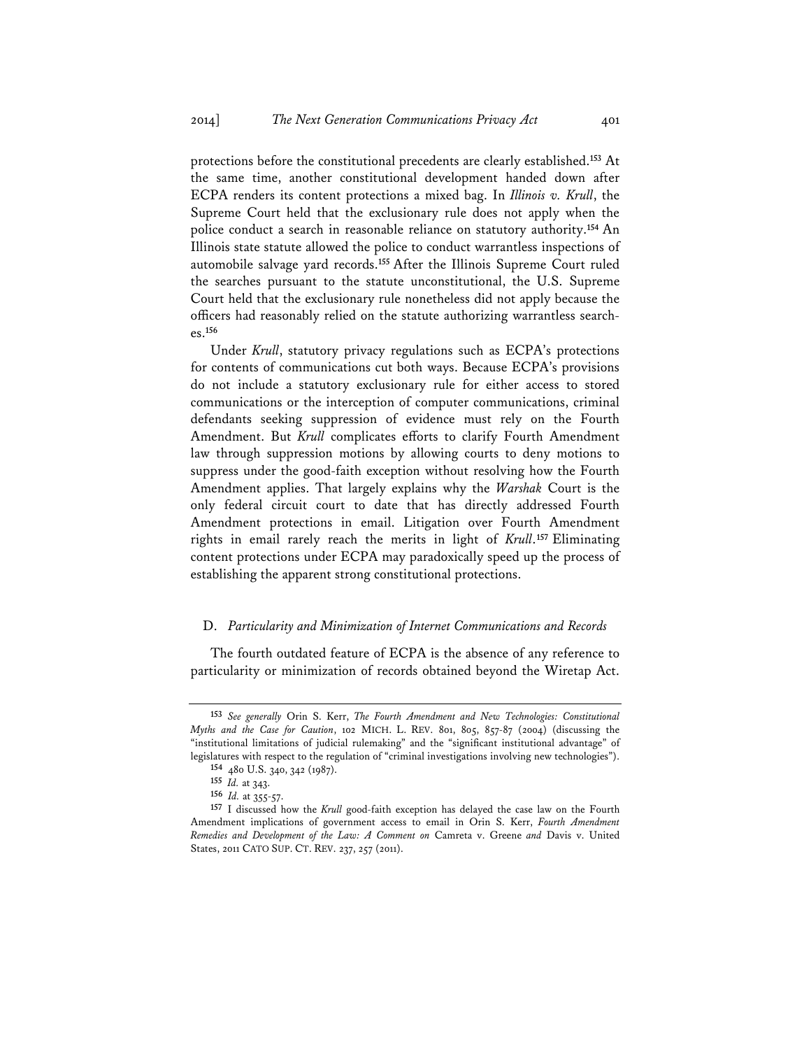protections before the constitutional precedents are clearly established.[153] At the same time, another constitutional development handed down after ECPA renders its content protections a mixed bag. In *Illinois v. Krull*, the Supreme Court held that the exclusionary rule does not apply when the police conduct a search in reasonable reliance on statutory authority.[154] An Illinois state statute allowed the police to conduct warrantless inspections of automobile salvage yard records.[155] After the Illinois Supreme Court ruled the searches pursuant to the statute unconstitutional, the U.S. Supreme Court held that the exclusionary rule nonetheless did not apply because the officers had reasonably relied on the statute authorizing warrantless searches.[156]

Under *Krull*, statutory privacy regulations such as ECPA's protections for contents of communications cut both ways. Because ECPA's provisions do not include a statutory exclusionary rule for either access to stored communications or the interception of computer communications, criminal defendants seeking suppression of evidence must rely on the Fourth Amendment. But *Krull* complicates efforts to clarify Fourth Amendment law through suppression motions by allowing courts to deny motions to suppress under the good-faith exception without resolving how the Fourth Amendment applies. That largely explains why the *Warshak* Court is the only federal circuit court to date that has directly addressed Fourth Amendment protections in email. Litigation over Fourth Amendment rights in email rarely reach the merits in light of *Krull*.[157] Eliminating content protections under ECPA may paradoxically speed up the process of establishing the apparent strong constitutional protections.

### D. *Particularity and Minimization of Internet Communications and Records*

The fourth outdated feature of ECPA is the absence of any reference to particularity or minimization of records obtained beyond the Wiretap Act.

---

[153] *See generally* Orin S. Kerr, *The Fourth Amendment and New Technologies: Constitutional Myths and the Case for Caution*, 102 MICH. L. REV. 801, 805, 857-87 (2004) (discussing the "institutional limitations of judicial rulemaking" and the "significant institutional advantage" of legislatures with respect to the regulation of "criminal investigations involving new technologies").

[154] 480 U.S. 340, 342 (1987).

[155] *Id.* at 343.

[156] *Id.* at 355-57.

[157] I discussed how the *Krull* good-faith exception has delayed the case law on the Fourth Amendment implications of government access to email in Orin S. Kerr, *Fourth Amendment Remedies and Development of the Law: A Comment on* Camreta v. Greene *and* Davis v. United States, 2011 CATO SUP. CT. REV. 237, 257 (2011).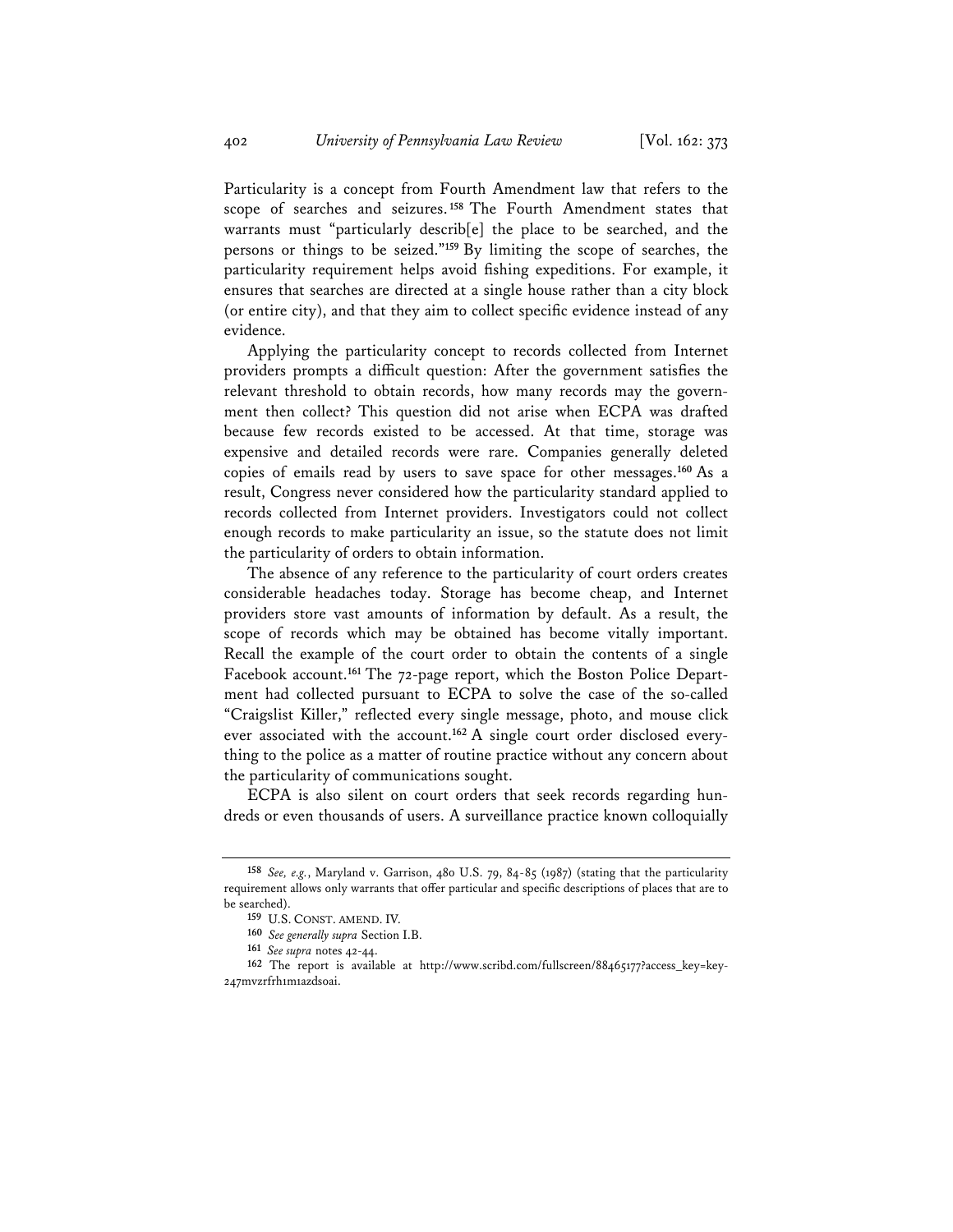Particularity is a concept from Fourth Amendment law that refers to the scope of searches and seizures.[158] The Fourth Amendment states that warrants must "particularly describ[e] the place to be searched, and the persons or things to be seized."[159] By limiting the scope of searches, the particularity requirement helps avoid fishing expeditions. For example, it ensures that searches are directed at a single house rather than a city block (or entire city), and that they aim to collect specific evidence instead of any evidence.

Applying the particularity concept to records collected from Internet providers prompts a difficult question: After the government satisfies the relevant threshold to obtain records, how many records may the government then collect? This question did not arise when ECPA was drafted because few records existed to be accessed. At that time, storage was expensive and detailed records were rare. Companies generally deleted copies of emails read by users to save space for other messages.[160] As a result, Congress never considered how the particularity standard applied to records collected from Internet providers. Investigators could not collect enough records to make particularity an issue, so the statute does not limit the particularity of orders to obtain information.

The absence of any reference to the particularity of court orders creates considerable headaches today. Storage has become cheap, and Internet providers store vast amounts of information by default. As a result, the scope of records which may be obtained has become vitally important. Recall the example of the court order to obtain the contents of a single Facebook account.[161] The 72-page report, which the Boston Police Department had collected pursuant to ECPA to solve the case of the so-called "Craigslist Killer," reflected every single message, photo, and mouse click ever associated with the account.[162] A single court order disclosed everything to the police as a matter of routine practice without any concern about the particularity of communications sought.

ECPA is also silent on court orders that seek records regarding hundreds or even thousands of users. A surveillance practice known colloquially

---

[158] *See, e.g.*, Maryland v. Garrison, 480 U.S. 79, 84-85 (1987) (stating that the particularity requirement allows only warrants that offer particular and specific descriptions of places that are to be searched).

[159] U.S. CONST. AMEND. IV.

[160] *See generally supra* Section I.B.

[161] *See supra* notes 42-44.

[162] The report is available at http://www.scribd.com/fullscreen/88465177?access_key=key-247mvzrfrh1m1azdsoai.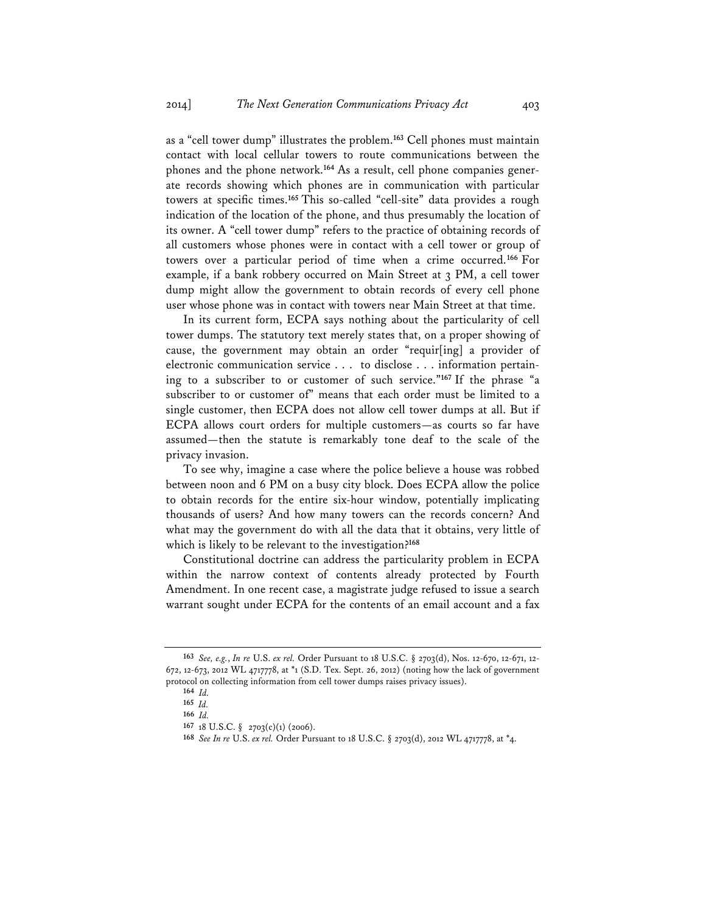as a "cell tower dump" illustrates the problem.[163] Cell phones must maintain contact with local cellular towers to route communications between the phones and the phone network.[164] As a result, cell phone companies generate records showing which phones are in communication with particular towers at specific times.[165] This so-called "cell-site" data provides a rough indication of the location of the phone, and thus presumably the location of its owner. A "cell tower dump" refers to the practice of obtaining records of all customers whose phones were in contact with a cell tower or group of towers over a particular period of time when a crime occurred.[166] For example, if a bank robbery occurred on Main Street at 3 PM, a cell tower dump might allow the government to obtain records of every cell phone user whose phone was in contact with towers near Main Street at that time.

In its current form, ECPA says nothing about the particularity of cell tower dumps. The statutory text merely states that, on a proper showing of cause, the government may obtain an order "requir[ing] a provider of electronic communication service . . . to disclose . . . information pertaining to a subscriber to or customer of such service."[167] If the phrase "a subscriber to or customer of" means that each order must be limited to a single customer, then ECPA does not allow cell tower dumps at all. But if ECPA allows court orders for multiple customers—as courts so far have assumed—then the statute is remarkably tone deaf to the scale of the privacy invasion.

To see why, imagine a case where the police believe a house was robbed between noon and 6 PM on a busy city block. Does ECPA allow the police to obtain records for the entire six-hour window, potentially implicating thousands of users? And how many towers can the records concern? And what may the government do with all the data that it obtains, very little of which is likely to be relevant to the investigation?[168]

Constitutional doctrine can address the particularity problem in ECPA within the narrow context of contents already protected by Fourth Amendment. In one recent case, a magistrate judge refused to issue a search warrant sought under ECPA for the contents of an email account and a fax

---

[163] *See, e.g.*, *In re* U.S. *ex rel.* Order Pursuant to 18 U.S.C. § 2703(d), Nos. 12-670, 12-671, 12-672, 12-673, 2012 WL 4717778, at *1 (S.D. Tex. Sept. 26, 2012) (noting how the lack of government protocol on collecting information from cell tower dumps raises privacy issues).

[164] *Id.*

[165] *Id.*

[166] *Id.*

[167] 18 U.S.C. § 2703(c)(1) (2006).

[168] *See In re* U.S. *ex rel.* Order Pursuant to 18 U.S.C. § 2703(d), 2012 WL 4717778, at *4.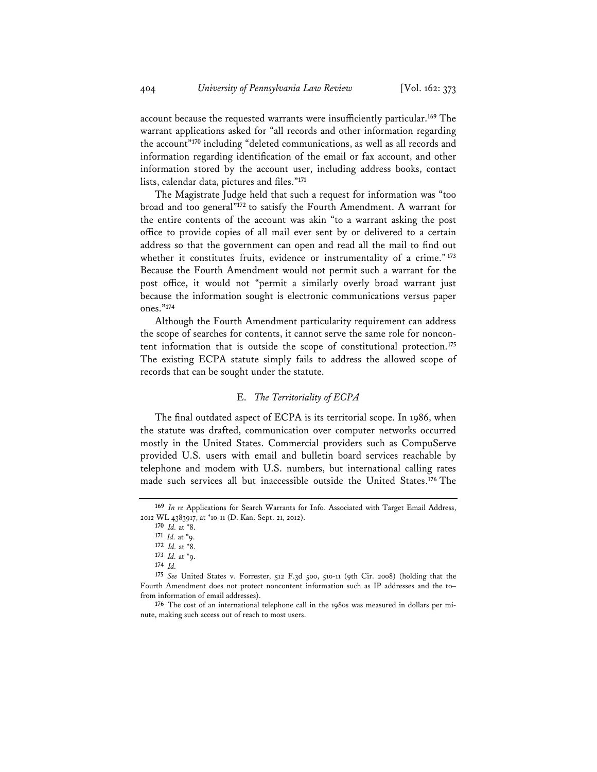account because the requested warrants were insufficiently particular.[169] The warrant applications asked for "all records and other information regarding the account"[170] including "deleted communications, as well as all records and information regarding identification of the email or fax account, and other information stored by the account user, including address books, contact lists, calendar data, pictures and files."[171]

The Magistrate Judge held that such a request for information was "too broad and too general"[172] to satisfy the Fourth Amendment. A warrant for the entire contents of the account was akin "to a warrant asking the post office to provide copies of all mail ever sent by or delivered to a certain address so that the government can open and read all the mail to find out whether it constitutes fruits, evidence or instrumentality of a crime."[173] Because the Fourth Amendment would not permit such a warrant for the post office, it would not "permit a similarly overly broad warrant just because the information sought is electronic communications versus paper ones."[174]

Although the Fourth Amendment particularity requirement can address the scope of searches for contents, it cannot serve the same role for noncontent information that is outside the scope of constitutional protection.[175] The existing ECPA statute simply fails to address the allowed scope of records that can be sought under the statute.

### E. *The Territoriality of ECPA*

The final outdated aspect of ECPA is its territorial scope. In 1986, when the statute was drafted, communication over computer networks occurred mostly in the United States. Commercial providers such as CompuServe provided U.S. users with email and bulletin board services reachable by telephone and modem with U.S. numbers, but international calling rates made such services all but inaccessible outside the United States.[176] The

---

[169] *In re* Applications for Search Warrants for Info. Associated with Target Email Address, 2012 WL 4383917, at *10-11 (D. Kan. Sept. 21, 2012).

[170] *Id.* at *8.

[171] *Id.* at *9.

[172] *Id.* at *8.

[173] *Id.* at *9.

[174] *Id.*

[175] *See* United States v. Forrester, 512 F.3d 500, 510-11 (9th Cir. 2008) (holding that the Fourth Amendment does not protect noncontent information such as IP addresses and the to–from information of email addresses).

[176] The cost of an international telephone call in the 1980s was measured in dollars per minute, making such access out of reach to most users.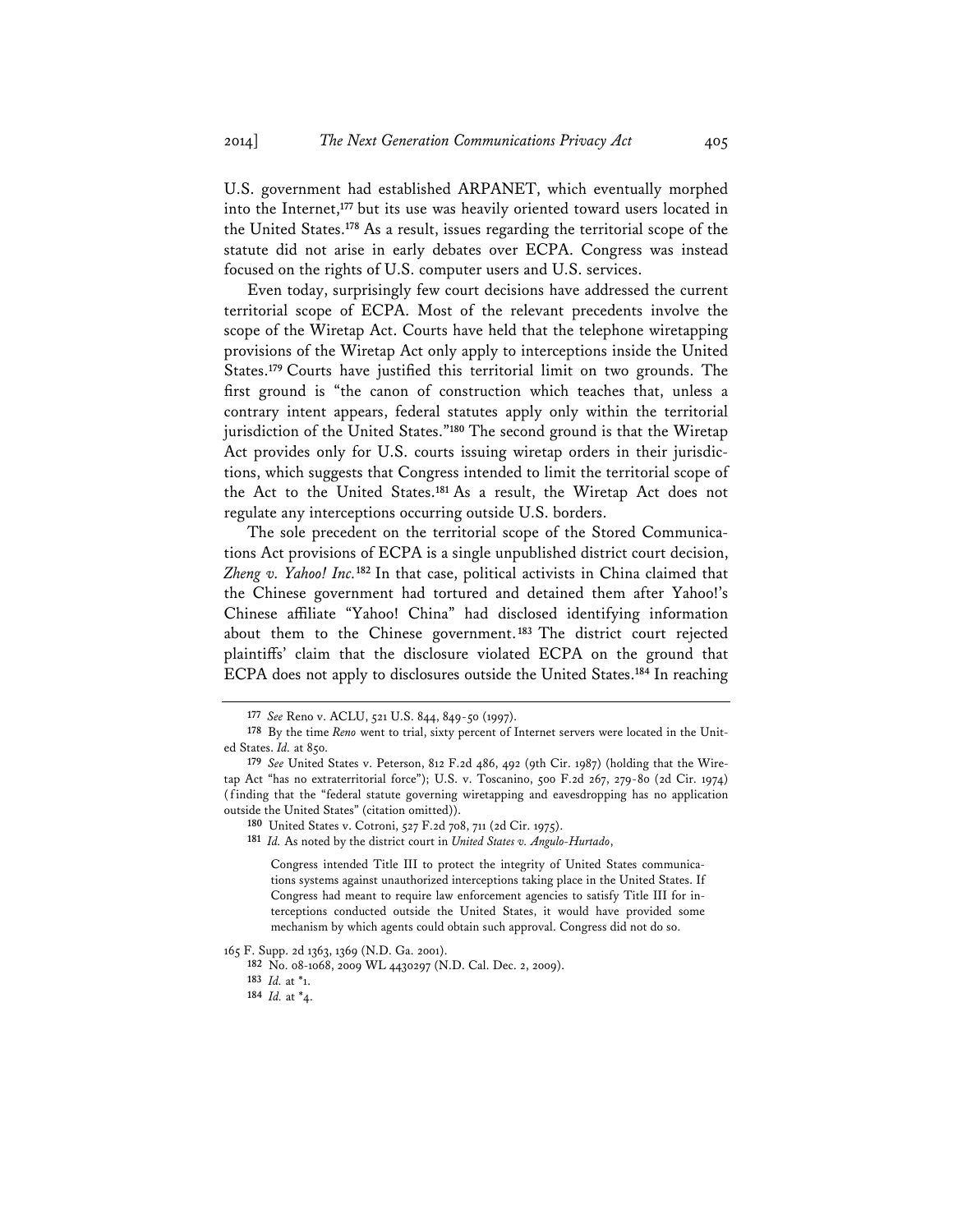U.S. government had established ARPANET, which eventually morphed into the Internet,[177] but its use was heavily oriented toward users located in the United States.[178] As a result, issues regarding the territorial scope of the statute did not arise in early debates over ECPA. Congress was instead focused on the rights of U.S. computer users and U.S. services.

Even today, surprisingly few court decisions have addressed the current territorial scope of ECPA. Most of the relevant precedents involve the scope of the Wiretap Act. Courts have held that the telephone wiretapping provisions of the Wiretap Act only apply to interceptions inside the United States.[179] Courts have justified this territorial limit on two grounds. The first ground is "the canon of construction which teaches that, unless a contrary intent appears, federal statutes apply only within the territorial jurisdiction of the United States."[180] The second ground is that the Wiretap Act provides only for U.S. courts issuing wiretap orders in their jurisdictions, which suggests that Congress intended to limit the territorial scope of the Act to the United States.[181] As a result, the Wiretap Act does not regulate any interceptions occurring outside U.S. borders.

The sole precedent on the territorial scope of the Stored Communications Act provisions of ECPA is a single unpublished district court decision, *Zheng v. Yahoo! Inc.*[182] In that case, political activists in China claimed that the Chinese government had tortured and detained them after Yahoo!'s Chinese affiliate "Yahoo! China" had disclosed identifying information about them to the Chinese government.[183] The district court rejected plaintiffs' claim that the disclosure violated ECPA on the ground that ECPA does not apply to disclosures outside the United States.[184] In reaching

---

[177] *See* Reno v. ACLU, 521 U.S. 844, 849-50 (1997).

[178] By the time *Reno* went to trial, sixty percent of Internet servers were located in the United States. *Id.* at 850.

[179] *See* United States v. Peterson, 812 F.2d 486, 492 (9th Cir. 1987) (holding that the Wiretap Act "has no extraterritorial force"); U.S. v. Toscanino, 500 F.2d 267, 279-80 (2d Cir. 1974) (finding that the "federal statute governing wiretapping and eavesdropping has no application outside the United States" (citation omitted)).

[180] United States v. Cotroni, 527 F.2d 708, 711 (2d Cir. 1975).

[181] *Id.* As noted by the district court in *United States v. Angulo-Hurtado*,

> Congress intended Title III to protect the integrity of United States communications systems against unauthorized interceptions taking place in the United States. If Congress had meant to require law enforcement agencies to satisfy Title III for interceptions conducted outside the United States, it would have provided some mechanism by which agents could obtain such approval. Congress did not do so.

165 F. Supp. 2d 1363, 1369 (N.D. Ga. 2001).

[182] No. 08-1068, 2009 WL 4430297 (N.D. Cal. Dec. 2, 2009).

[183] *Id.* at *1.

[184] *Id.* at *4.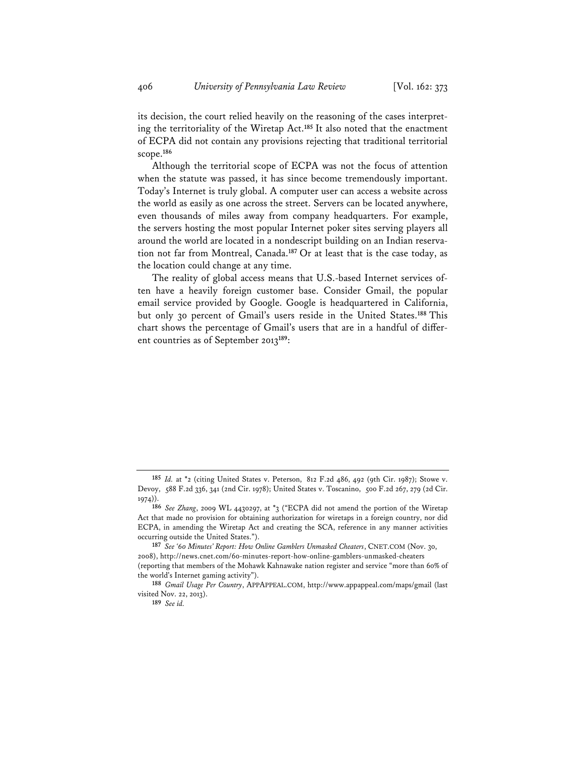its decision, the court relied heavily on the reasoning of the cases interpreting the territoriality of the Wiretap Act.[185] It also noted that the enactment of ECPA did not contain any provisions rejecting that traditional territorial scope.[186]

Although the territorial scope of ECPA was not the focus of attention when the statute was passed, it has since become tremendously important. Today's Internet is truly global. A computer user can access a website across the world as easily as one across the street. Servers can be located anywhere, even thousands of miles away from company headquarters. For example, the servers hosting the most popular Internet poker sites serving players all around the world are located in a nondescript building on an Indian reservation not far from Montreal, Canada.[187] Or at least that is the case today, as the location could change at any time.

The reality of global access means that U.S.-based Internet services often have a heavily foreign customer base. Consider Gmail, the popular email service provided by Google. Google is headquartered in California, but only 30 percent of Gmail's users reside in the United States.[188] This chart shows the percentage of Gmail's users that are in a handful of different countries as of September 2013[189]:

---

[185] *Id.* at \*2 (citing United States v. Peterson, 812 F.2d 486, 492 (9th Cir. 1987); Stowe v. Devoy, 588 F.2d 336, 341 (2nd Cir. 1978); United States v. Toscanino, 500 F.2d 267, 279 (2d Cir. 1974)).

[186] *See Zhang*, 2009 WL 4430297, at \*3 ("ECPA did not amend the portion of the Wiretap Act that made no provision for obtaining authorization for wiretaps in a foreign country, nor did ECPA, in amending the Wiretap Act and creating the SCA, reference in any manner activities occurring outside the United States.").

[187] *See '60 Minutes' Report: How Online Gamblers Unmasked Cheaters*, CNET.COM (Nov. 30, 2008), http://news.cnet.com/60-minutes-report-how-online-gamblers-unmasked-cheaters (reporting that members of the Mohawk Kahnawake nation register and service "more than 60% of the world's Internet gaming activity").

[188] *Gmail Usage Per Country*, APPAPPEAL.COM, http://www.appappeal.com/maps/gmail (last visited Nov. 22, 2013).

[189] *See id.*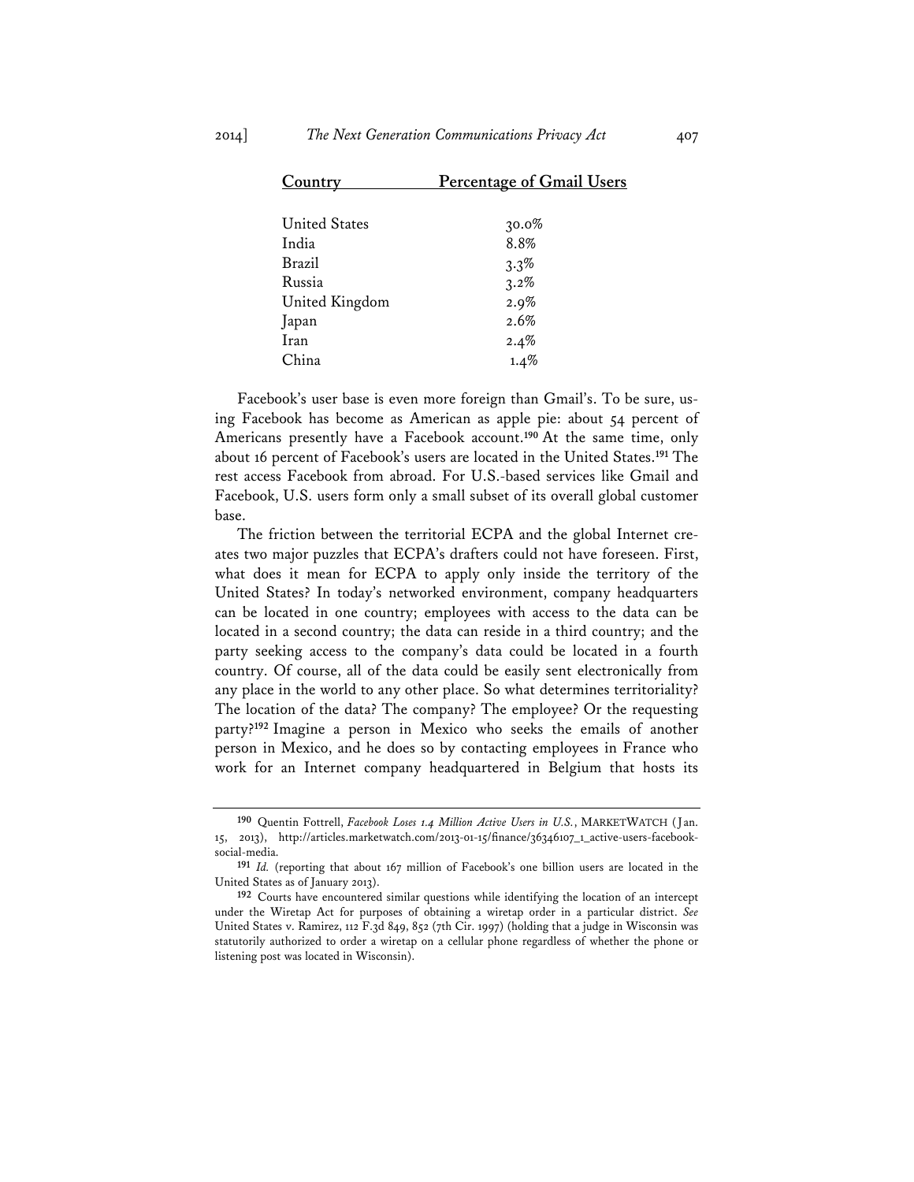| Country | Percentage of Gmail Users |
|---|---|
| United States | 30.0% |
| India | 8.8% |
| Brazil | 3.3% |
| Russia | 3.2% |
| United Kingdom | 2.9% |
| Japan | 2.6% |
| Iran | 2.4% |
| China | 1.4% |

Facebook's user base is even more foreign than Gmail's. To be sure, using Facebook has become as American as apple pie: about 54 percent of Americans presently have a Facebook account.[190] At the same time, only about 16 percent of Facebook's users are located in the United States.[191] The rest access Facebook from abroad. For U.S.-based services like Gmail and Facebook, U.S. users form only a small subset of its overall global customer base.

The friction between the territorial ECPA and the global Internet creates two major puzzles that ECPA's drafters could not have foreseen. First, what does it mean for ECPA to apply only inside the territory of the United States? In today's networked environment, company headquarters can be located in one country; employees with access to the data can be located in a second country; the data can reside in a third country; and the party seeking access to the company's data could be located in a fourth country. Of course, all of the data could be easily sent electronically from any place in the world to any other place. So what determines territoriality? The location of the data? The company? The employee? Or the requesting party?[192] Imagine a person in Mexico who seeks the emails of another person in Mexico, and he does so by contacting employees in France who work for an Internet company headquartered in Belgium that hosts its

---

[190] Quentin Fottrell, *Facebook Loses 1.4 Million Active Users in U.S.*, MARKETWATCH (Jan. 15, 2013), http://articles.marketwatch.com/2013-01-15/finance/36346107_1_active-users-facebook-social-media.

[191] *Id.* (reporting that about 167 million of Facebook's one billion users are located in the United States as of January 2013).

[192] Courts have encountered similar questions while identifying the location of an intercept under the Wiretap Act for purposes of obtaining a wiretap order in a particular district. *See* United States v. Ramirez, 112 F.3d 849, 852 (7th Cir. 1997) (holding that a judge in Wisconsin was statutorily authorized to order a wiretap on a cellular phone regardless of whether the phone or listening post was located in Wisconsin).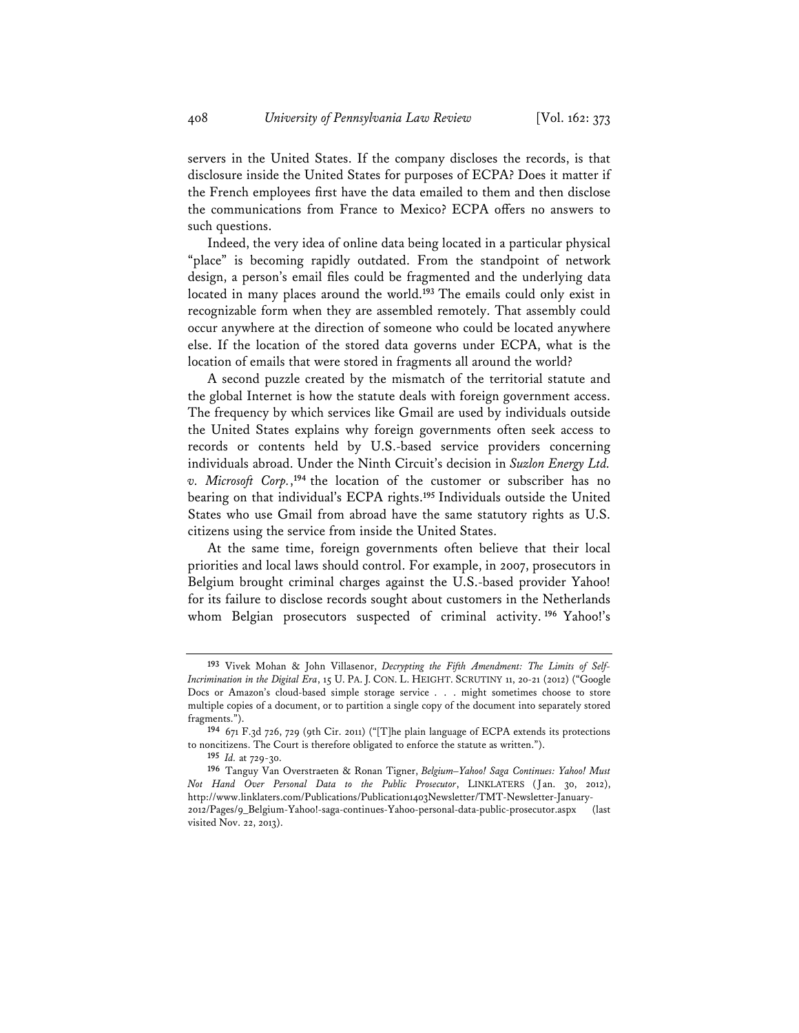servers in the United States. If the company discloses the records, is that disclosure inside the United States for purposes of ECPA? Does it matter if the French employees first have the data emailed to them and then disclose the communications from France to Mexico? ECPA offers no answers to such questions.

Indeed, the very idea of online data being located in a particular physical "place" is becoming rapidly outdated. From the standpoint of network design, a person's email files could be fragmented and the underlying data located in many places around the world.[193] The emails could only exist in recognizable form when they are assembled remotely. That assembly could occur anywhere at the direction of someone who could be located anywhere else. If the location of the stored data governs under ECPA, what is the location of emails that were stored in fragments all around the world?

A second puzzle created by the mismatch of the territorial statute and the global Internet is how the statute deals with foreign government access. The frequency by which services like Gmail are used by individuals outside the United States explains why foreign governments often seek access to records or contents held by U.S.-based service providers concerning individuals abroad. Under the Ninth Circuit's decision in *Suzlon Energy Ltd. v. Microsoft Corp.*,[194] the location of the customer or subscriber has no bearing on that individual's ECPA rights.[195] Individuals outside the United States who use Gmail from abroad have the same statutory rights as U.S. citizens using the service from inside the United States.

At the same time, foreign governments often believe that their local priorities and local laws should control. For example, in 2007, prosecutors in Belgium brought criminal charges against the U.S.-based provider Yahoo! for its failure to disclose records sought about customers in the Netherlands whom Belgian prosecutors suspected of criminal activity.[196] Yahoo!'s

---

[193] Vivek Mohan & John Villasenor, *Decrypting the Fifth Amendment: The Limits of Self-Incrimination in the Digital Era*, 15 U. PA. J. CON. L. HEIGHT. SCRUTINY 11, 20-21 (2012) ("Google Docs or Amazon's cloud-based simple storage service . . . might sometimes choose to store multiple copies of a document, or to partition a single copy of the document into separately stored fragments.").

[194] 671 F.3d 726, 729 (9th Cir. 2011) ("[T]he plain language of ECPA extends its protections to noncitizens. The Court is therefore obligated to enforce the statute as written.").

[195] *Id.* at 729-30.

[196] Tanguy Van Overstraeten & Ronan Tigner, *Belgium–Yahoo! Saga Continues: Yahoo! Must Not Hand Over Personal Data to the Public Prosecutor*, LINKLATERS (Jan. 30, 2012), http://www.linklaters.com/Publications/Publication1403Newsletter/TMT-Newsletter-January-2012/Pages/9_Belgium-Yahoo!-saga-continues-Yahoo-personal-data-public-prosecutor.aspx (last visited Nov. 22, 2013).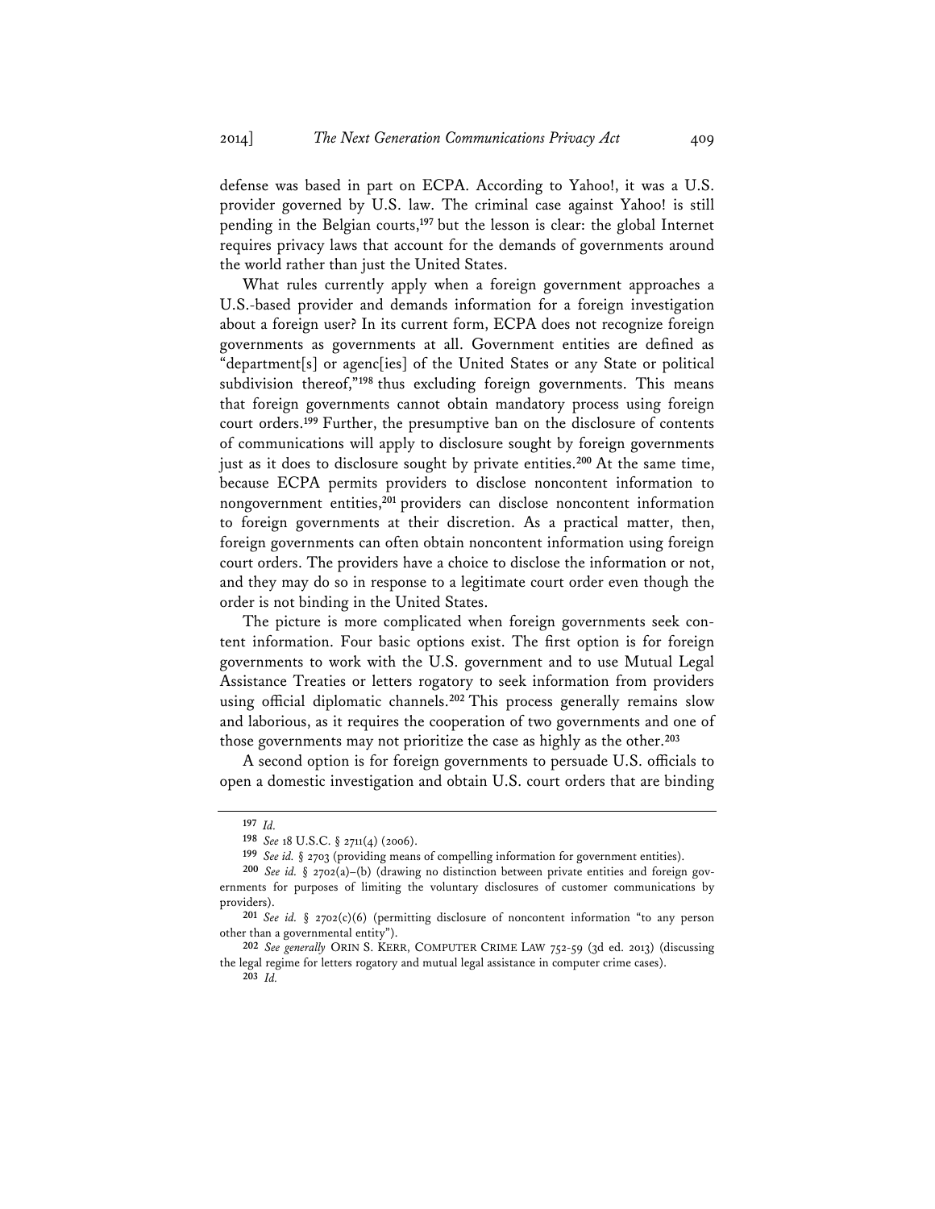defense was based in part on ECPA. According to Yahoo!, it was a U.S. provider governed by U.S. law. The criminal case against Yahoo! is still pending in the Belgian courts,[197] but the lesson is clear: the global Internet requires privacy laws that account for the demands of governments around the world rather than just the United States.

What rules currently apply when a foreign government approaches a U.S.-based provider and demands information for a foreign investigation about a foreign user? In its current form, ECPA does not recognize foreign governments as governments at all. Government entities are defined as "department[s] or agenc[ies] of the United States or any State or political subdivision thereof,"[198] thus excluding foreign governments. This means that foreign governments cannot obtain mandatory process using foreign court orders.[199] Further, the presumptive ban on the disclosure of contents of communications will apply to disclosure sought by foreign governments just as it does to disclosure sought by private entities.[200] At the same time, because ECPA permits providers to disclose noncontent information to nongovernment entities,[201] providers can disclose noncontent information to foreign governments at their discretion. As a practical matter, then, foreign governments can often obtain noncontent information using foreign court orders. The providers have a choice to disclose the information or not, and they may do so in response to a legitimate court order even though the order is not binding in the United States.

The picture is more complicated when foreign governments seek content information. Four basic options exist. The first option is for foreign governments to work with the U.S. government and to use Mutual Legal Assistance Treaties or letters rogatory to seek information from providers using official diplomatic channels.[202] This process generally remains slow and laborious, as it requires the cooperation of two governments and one of those governments may not prioritize the case as highly as the other.[203]

A second option is for foreign governments to persuade U.S. officials to open a domestic investigation and obtain U.S. court orders that are binding

---

[197] *Id.*

[198] *See* 18 U.S.C. § 2711(4) (2006).

[199] *See id.* § 2703 (providing means of compelling information for government entities).

[200] *See id.* § 2702(a)–(b) (drawing no distinction between private entities and foreign governments for purposes of limiting the voluntary disclosures of customer communications by providers).

[201] *See id.* § 2702(c)(6) (permitting disclosure of noncontent information "to any person other than a governmental entity").

[202] *See generally* ORIN S. KERR, COMPUTER CRIME LAW 752-59 (3d ed. 2013) (discussing the legal regime for letters rogatory and mutual legal assistance in computer crime cases).

[203] *Id.*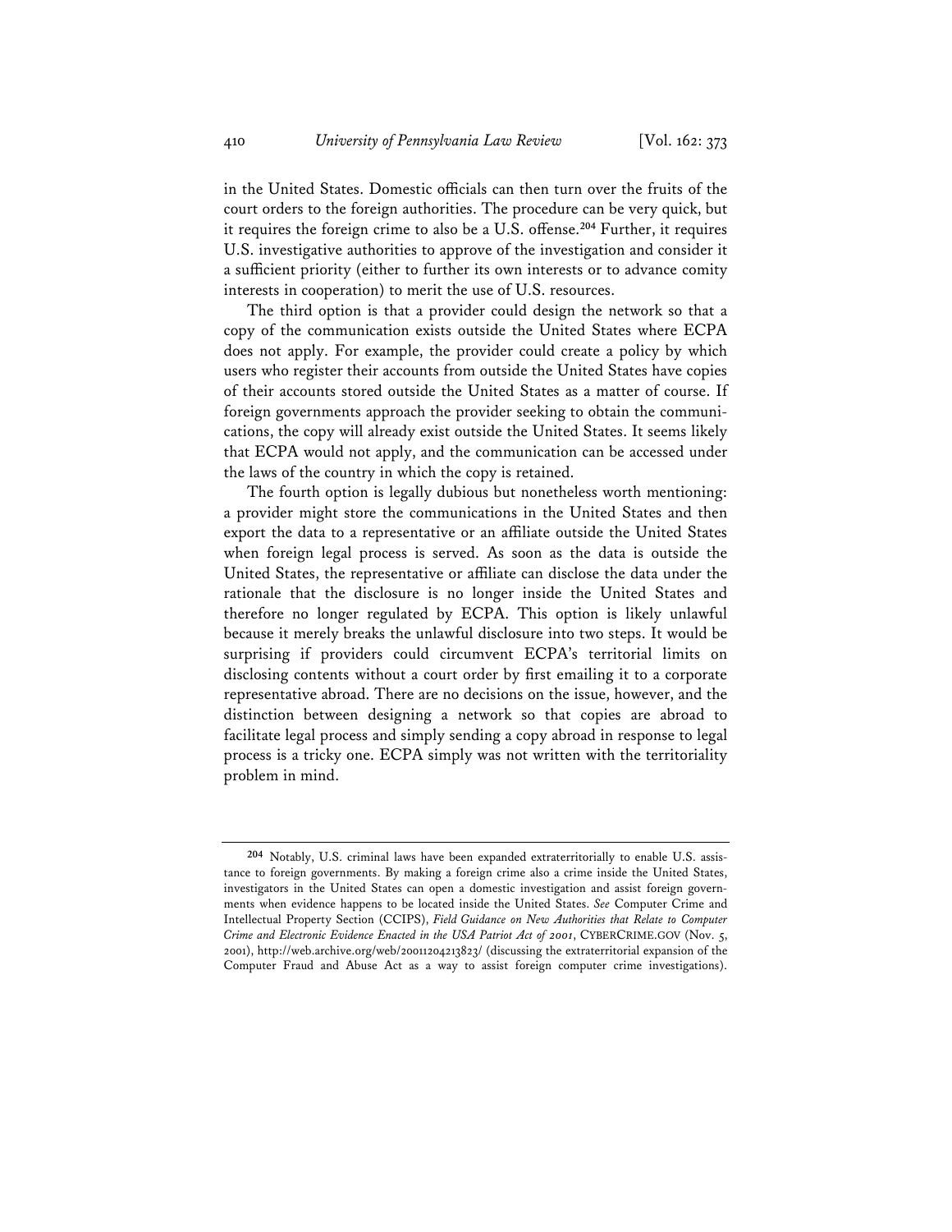in the United States. Domestic officials can then turn over the fruits of the court orders to the foreign authorities. The procedure can be very quick, but it requires the foreign crime to also be a U.S. offense.[204] Further, it requires U.S. investigative authorities to approve of the investigation and consider it a sufficient priority (either to further its own interests or to advance comity interests in cooperation) to merit the use of U.S. resources.

The third option is that a provider could design the network so that a copy of the communication exists outside the United States where ECPA does not apply. For example, the provider could create a policy by which users who register their accounts from outside the United States have copies of their accounts stored outside the United States as a matter of course. If foreign governments approach the provider seeking to obtain the communications, the copy will already exist outside the United States. It seems likely that ECPA would not apply, and the communication can be accessed under the laws of the country in which the copy is retained.

The fourth option is legally dubious but nonetheless worth mentioning: a provider might store the communications in the United States and then export the data to a representative or an affiliate outside the United States when foreign legal process is served. As soon as the data is outside the United States, the representative or affiliate can disclose the data under the rationale that the disclosure is no longer inside the United States and therefore no longer regulated by ECPA. This option is likely unlawful because it merely breaks the unlawful disclosure into two steps. It would be surprising if providers could circumvent ECPA's territorial limits on disclosing contents without a court order by first emailing it to a corporate representative abroad. There are no decisions on the issue, however, and the distinction between designing a network so that copies are abroad to facilitate legal process and simply sending a copy abroad in response to legal process is a tricky one. ECPA simply was not written with the territoriality problem in mind.

---

[204] Notably, U.S. criminal laws have been expanded extraterritorially to enable U.S. assistance to foreign governments. By making a foreign crime also a crime inside the United States, investigators in the United States can open a domestic investigation and assist foreign governments when evidence happens to be located inside the United States. *See* Computer Crime and Intellectual Property Section (CCIPS), *Field Guidance on New Authorities that Relate to Computer Crime and Electronic Evidence Enacted in the USA Patriot Act of 2001*, CYBERCRIME.GOV (Nov. 5, 2001), http://web.archive.org/web/20011204213823/ (discussing the extraterritorial expansion of the Computer Fraud and Abuse Act as a way to assist foreign computer crime investigations).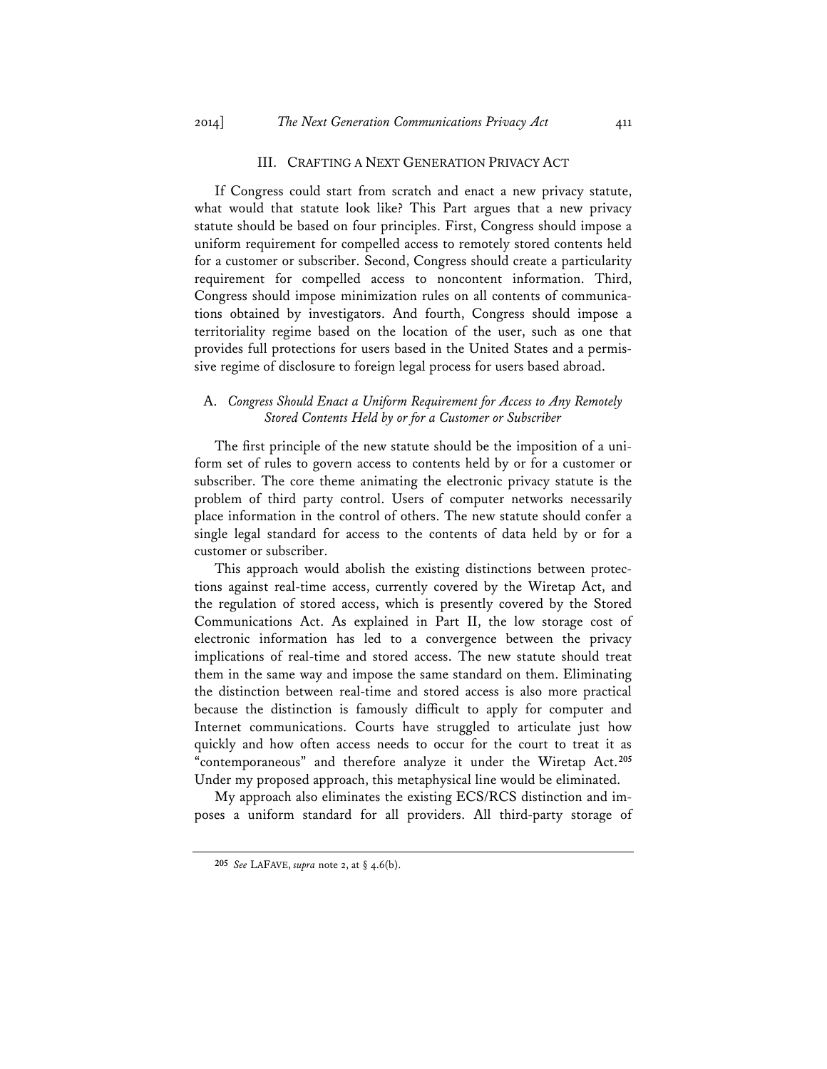## III. CRAFTING A NEXT GENERATION PRIVACY ACT

If Congress could start from scratch and enact a new privacy statute, what would that statute look like? This Part argues that a new privacy statute should be based on four principles. First, Congress should impose a uniform requirement for compelled access to remotely stored contents held for a customer or subscriber. Second, Congress should create a particularity requirement for compelled access to noncontent information. Third, Congress should impose minimization rules on all contents of communications obtained by investigators. And fourth, Congress should impose a territoriality regime based on the location of the user, such as one that provides full protections for users based in the United States and a permissive regime of disclosure to foreign legal process for users based abroad.

### A. *Congress Should Enact a Uniform Requirement for Access to Any Remotely Stored Contents Held by or for a Customer or Subscriber*

The first principle of the new statute should be the imposition of a uniform set of rules to govern access to contents held by or for a customer or subscriber. The core theme animating the electronic privacy statute is the problem of third party control. Users of computer networks necessarily place information in the control of others. The new statute should confer a single legal standard for access to the contents of data held by or for a customer or subscriber.

This approach would abolish the existing distinctions between protections against real-time access, currently covered by the Wiretap Act, and the regulation of stored access, which is presently covered by the Stored Communications Act. As explained in Part II, the low storage cost of electronic information has led to a convergence between the privacy implications of real-time and stored access. The new statute should treat them in the same way and impose the same standard on them. Eliminating the distinction between real-time and stored access is also more practical because the distinction is famously difficult to apply for computer and Internet communications. Courts have struggled to articulate just how quickly and how often access needs to occur for the court to treat it as "contemporaneous" and therefore analyze it under the Wiretap Act.[205] Under my proposed approach, this metaphysical line would be eliminated.

My approach also eliminates the existing ECS/RCS distinction and imposes a uniform standard for all providers. All third-party storage of

---

[205] *See* LAFAVE, *supra* note 2, at § 4.6(b).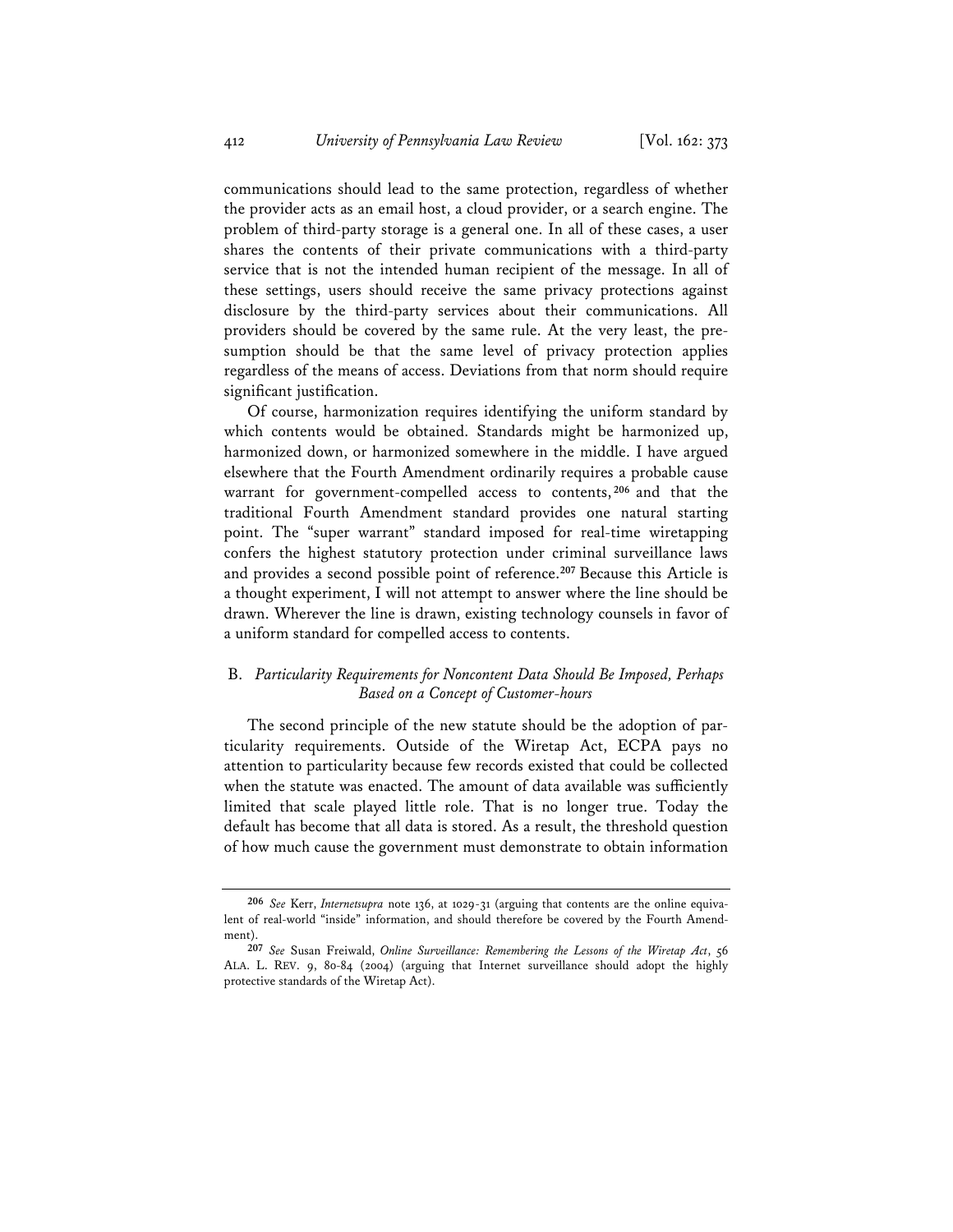communications should lead to the same protection, regardless of whether the provider acts as an email host, a cloud provider, or a search engine. The problem of third-party storage is a general one. In all of these cases, a user shares the contents of their private communications with a third-party service that is not the intended human recipient of the message. In all of these settings, users should receive the same privacy protections against disclosure by the third-party services about their communications. All providers should be covered by the same rule. At the very least, the presumption should be that the same level of privacy protection applies regardless of the means of access. Deviations from that norm should require significant justification.

Of course, harmonization requires identifying the uniform standard by which contents would be obtained. Standards might be harmonized up, harmonized down, or harmonized somewhere in the middle. I have argued elsewhere that the Fourth Amendment ordinarily requires a probable cause warrant for government-compelled access to contents,[206] and that the traditional Fourth Amendment standard provides one natural starting point. The "super warrant" standard imposed for real-time wiretapping confers the highest statutory protection under criminal surveillance laws and provides a second possible point of reference.[207] Because this Article is a thought experiment, I will not attempt to answer where the line should be drawn. Wherever the line is drawn, existing technology counsels in favor of a uniform standard for compelled access to contents.

## B. *Particularity Requirements for Noncontent Data Should Be Imposed, Perhaps Based on a Concept of Customer-hours*

The second principle of the new statute should be the adoption of particularity requirements. Outside of the Wiretap Act, ECPA pays no attention to particularity because few records existed that could be collected when the statute was enacted. The amount of data available was sufficiently limited that scale played little role. That is no longer true. Today the default has become that all data is stored. As a result, the threshold question of how much cause the government must demonstrate to obtain information

---

[206] *See* Kerr, *Internet*, *supra* note 136, at 1029-31 (arguing that contents are the online equivalent of real-world "inside" information, and should therefore be covered by the Fourth Amendment).

[207] *See* Susan Freiwald, *Online Surveillance: Remembering the Lessons of the Wiretap Act*, 56 ALA. L. REV. 9, 80-84 (2004) (arguing that Internet surveillance should adopt the highly protective standards of the Wiretap Act).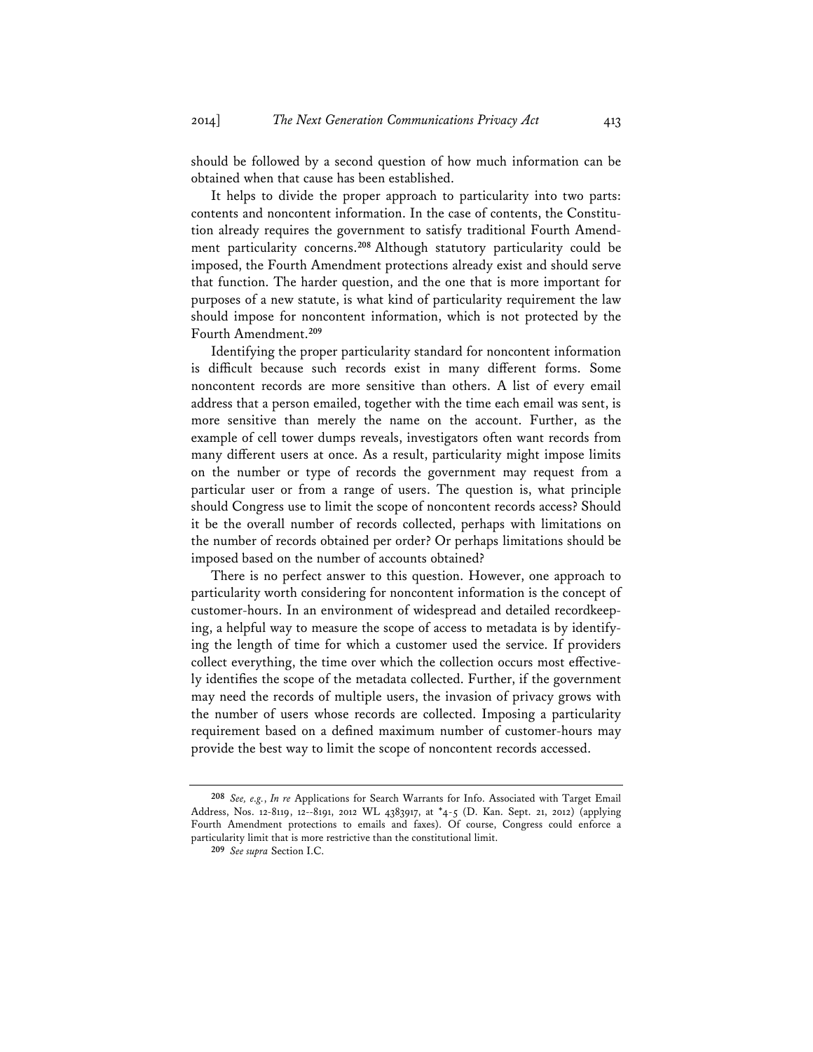should be followed by a second question of how much information can be obtained when that cause has been established.

It helps to divide the proper approach to particularity into two parts: contents and noncontent information. In the case of contents, the Constitution already requires the government to satisfy traditional Fourth Amendment particularity concerns.[208] Although statutory particularity could be imposed, the Fourth Amendment protections already exist and should serve that function. The harder question, and the one that is more important for purposes of a new statute, is what kind of particularity requirement the law should impose for noncontent information, which is not protected by the Fourth Amendment.[209]

Identifying the proper particularity standard for noncontent information is difficult because such records exist in many different forms. Some noncontent records are more sensitive than others. A list of every email address that a person emailed, together with the time each email was sent, is more sensitive than merely the name on the account. Further, as the example of cell tower dumps reveals, investigators often want records from many different users at once. As a result, particularity might impose limits on the number or type of records the government may request from a particular user or from a range of users. The question is, what principle should Congress use to limit the scope of noncontent records access? Should it be the overall number of records collected, perhaps with limitations on the number of records obtained per order? Or perhaps limitations should be imposed based on the number of accounts obtained?

There is no perfect answer to this question. However, one approach to particularity worth considering for noncontent information is the concept of customer-hours. In an environment of widespread and detailed recordkeeping, a helpful way to measure the scope of access to metadata is by identifying the length of time for which a customer used the service. If providers collect everything, the time over which the collection occurs most effectively identifies the scope of the metadata collected. Further, if the government may need the records of multiple users, the invasion of privacy grows with the number of users whose records are collected. Imposing a particularity requirement based on a defined maximum number of customer-hours may provide the best way to limit the scope of noncontent records accessed.

---

208 *See, e.g.*, *In re* Applications for Search Warrants for Info. Associated with Target Email Address, Nos. 12-8119, 12--8191, 2012 WL 4383917, at *4-5 (D. Kan. Sept. 21, 2012) (applying Fourth Amendment protections to emails and faxes). Of course, Congress could enforce a particularity limit that is more restrictive than the constitutional limit.

209 *See supra* Section I.C.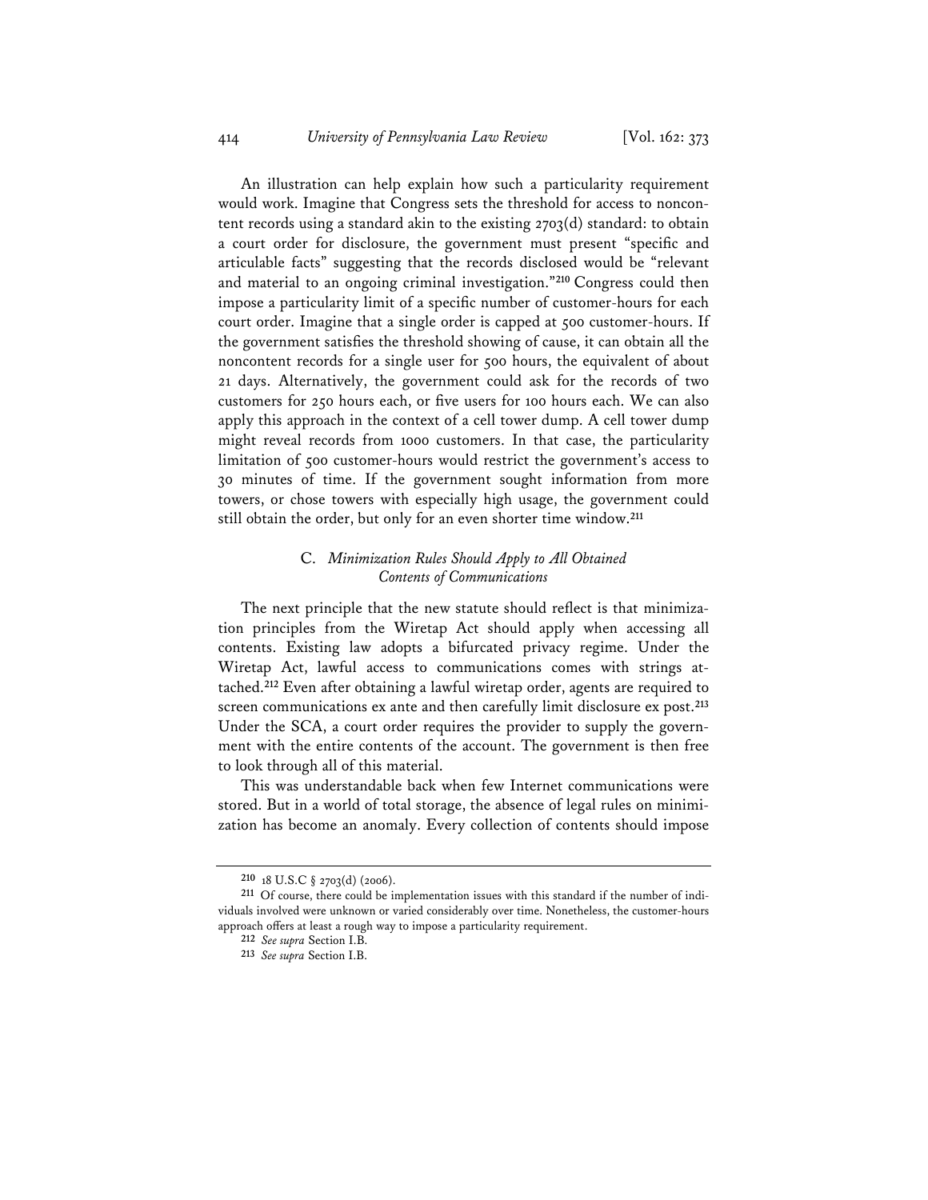An illustration can help explain how such a particularity requirement would work. Imagine that Congress sets the threshold for access to noncontent records using a standard akin to the existing 2703(d) standard: to obtain a court order for disclosure, the government must present "specific and articulable facts" suggesting that the records disclosed would be "relevant and material to an ongoing criminal investigation."[210] Congress could then impose a particularity limit of a specific number of customer-hours for each court order. Imagine that a single order is capped at 500 customer-hours. If the government satisfies the threshold showing of cause, it can obtain all the noncontent records for a single user for 500 hours, the equivalent of about 21 days. Alternatively, the government could ask for the records of two customers for 250 hours each, or five users for 100 hours each. We can also apply this approach in the context of a cell tower dump. A cell tower dump might reveal records from 1000 customers. In that case, the particularity limitation of 500 customer-hours would restrict the government's access to 30 minutes of time. If the government sought information from more towers, or chose towers with especially high usage, the government could still obtain the order, but only for an even shorter time window.[211]

### C. *Minimization Rules Should Apply to All Obtained Contents of Communications*

The next principle that the new statute should reflect is that minimization principles from the Wiretap Act should apply when accessing all contents. Existing law adopts a bifurcated privacy regime. Under the Wiretap Act, lawful access to communications comes with strings attached.[212] Even after obtaining a lawful wiretap order, agents are required to screen communications ex ante and then carefully limit disclosure ex post.[213] Under the SCA, a court order requires the provider to supply the government with the entire contents of the account. The government is then free to look through all of this material.

This was understandable back when few Internet communications were stored. But in a world of total storage, the absence of legal rules on minimization has become an anomaly. Every collection of contents should impose

---

[210] 18 U.S.C § 2703(d) (2006).

[211] Of course, there could be implementation issues with this standard if the number of individuals involved were unknown or varied considerably over time. Nonetheless, the customer-hours approach offers at least a rough way to impose a particularity requirement.

[212] *See supra* Section I.B.

[213] *See supra* Section I.B.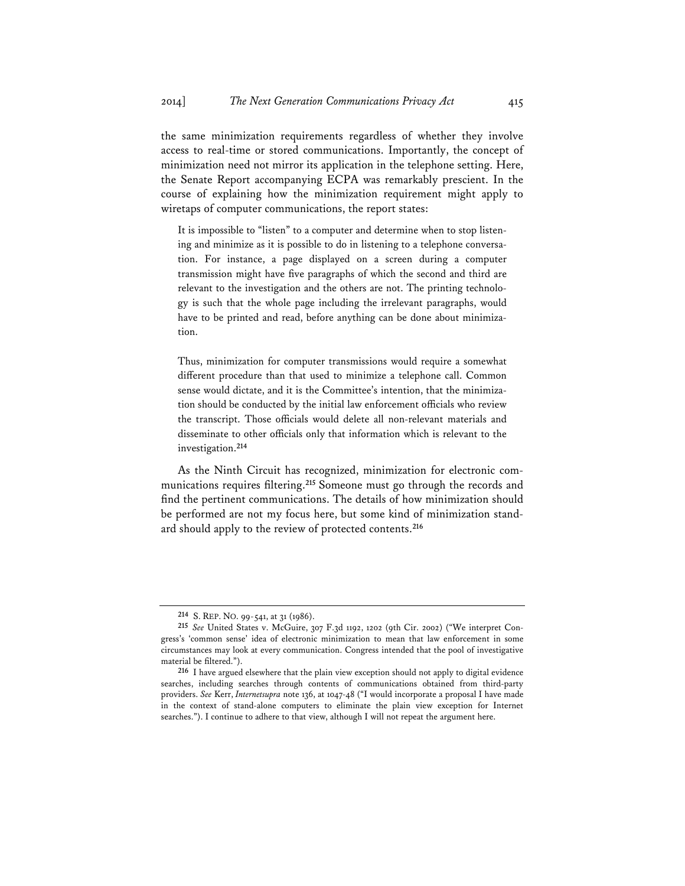the same minimization requirements regardless of whether they involve access to real-time or stored communications. Importantly, the concept of minimization need not mirror its application in the telephone setting. Here, the Senate Report accompanying ECPA was remarkably prescient. In the course of explaining how the minimization requirement might apply to wiretaps of computer communications, the report states:

> It is impossible to "listen" to a computer and determine when to stop listening and minimize as it is possible to do in listening to a telephone conversation. For instance, a page displayed on a screen during a computer transmission might have five paragraphs of which the second and third are relevant to the investigation and the others are not. The printing technology is such that the whole page including the irrelevant paragraphs, would have to be printed and read, before anything can be done about minimization.
>
> Thus, minimization for computer transmissions would require a somewhat different procedure than that used to minimize a telephone call. Common sense would dictate, and it is the Committee's intention, that the minimization should be conducted by the initial law enforcement officials who review the transcript. Those officials would delete all non-relevant materials and disseminate to other officials only that information which is relevant to the investigation.[214]

As the Ninth Circuit has recognized, minimization for electronic communications requires filtering.[215] Someone must go through the records and find the pertinent communications. The details of how minimization should be performed are not my focus here, but some kind of minimization standard should apply to the review of protected contents.[216]

---

[214] S. REP. NO. 99-541, at 31 (1986).

[215] *See* United States v. McGuire, 307 F.3d 1192, 1202 (9th Cir. 2002) ("We interpret Congress's 'common sense' idea of electronic minimization to mean that law enforcement in some circumstances may look at every communication. Congress intended that the pool of investigative material be filtered.").

[216] I have argued elsewhere that the plain view exception should not apply to digital evidence searches, including searches through contents of communications obtained from third-party providers. *See* Kerr, *Internetsupra* note 136, at 1047-48 ("I would incorporate a proposal I have made in the context of stand-alone computers to eliminate the plain view exception for Internet searches."). I continue to adhere to that view, although I will not repeat the argument here.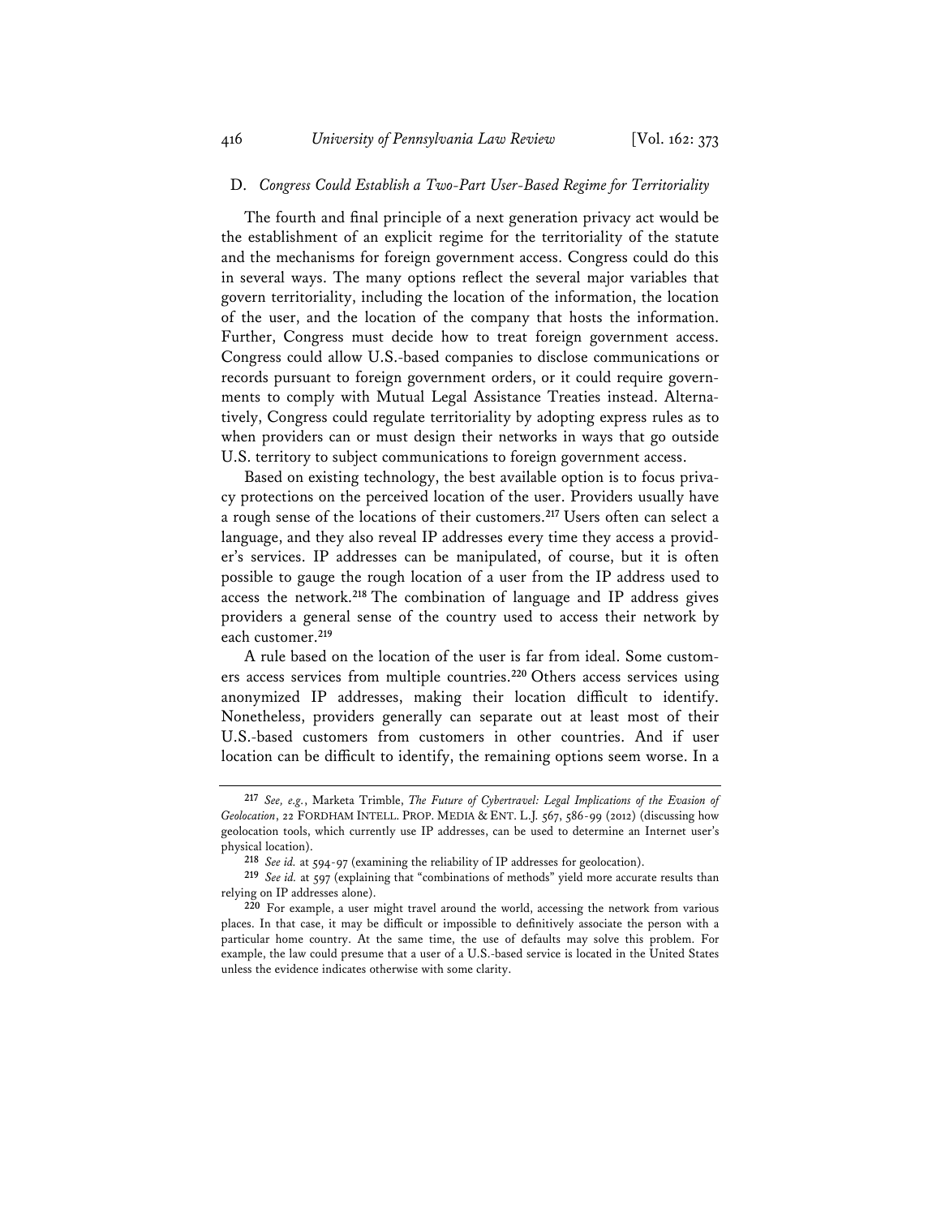### D. *Congress Could Establish a Two-Part User-Based Regime for Territoriality*

The fourth and final principle of a next generation privacy act would be the establishment of an explicit regime for the territoriality of the statute and the mechanisms for foreign government access. Congress could do this in several ways. The many options reflect the several major variables that govern territoriality, including the location of the information, the location of the user, and the location of the company that hosts the information. Further, Congress must decide how to treat foreign government access. Congress could allow U.S.-based companies to disclose communications or records pursuant to foreign government orders, or it could require governments to comply with Mutual Legal Assistance Treaties instead. Alternatively, Congress could regulate territoriality by adopting express rules as to when providers can or must design their networks in ways that go outside U.S. territory to subject communications to foreign government access.

Based on existing technology, the best available option is to focus privacy protections on the perceived location of the user. Providers usually have a rough sense of the locations of their customers.[217] Users often can select a language, and they also reveal IP addresses every time they access a provider's services. IP addresses can be manipulated, of course, but it is often possible to gauge the rough location of a user from the IP address used to access the network.[218] The combination of language and IP address gives providers a general sense of the country used to access their network by each customer.[219]

A rule based on the location of the user is far from ideal. Some customers access services from multiple countries.[220] Others access services using anonymized IP addresses, making their location difficult to identify. Nonetheless, providers generally can separate out at least most of their U.S.-based customers from customers in other countries. And if user location can be difficult to identify, the remaining options seem worse. In a

---

[217] *See, e.g.*, Marketa Trimble, *The Future of Cybertravel: Legal Implications of the Evasion of Geolocation*, 22 FORDHAM INTELL. PROP. MEDIA & ENT. L.J. 567, 586-99 (2012) (discussing how geolocation tools, which currently use IP addresses, can be used to determine an Internet user's physical location).

[218] *See id.* at 594-97 (examining the reliability of IP addresses for geolocation).

[219] *See id.* at 597 (explaining that "combinations of methods" yield more accurate results than relying on IP addresses alone).

[220] For example, a user might travel around the world, accessing the network from various places. In that case, it may be difficult or impossible to definitively associate the person with a particular home country. At the same time, the use of defaults may solve this problem. For example, the law could presume that a user of a U.S.-based service is located in the United States unless the evidence indicates otherwise with some clarity.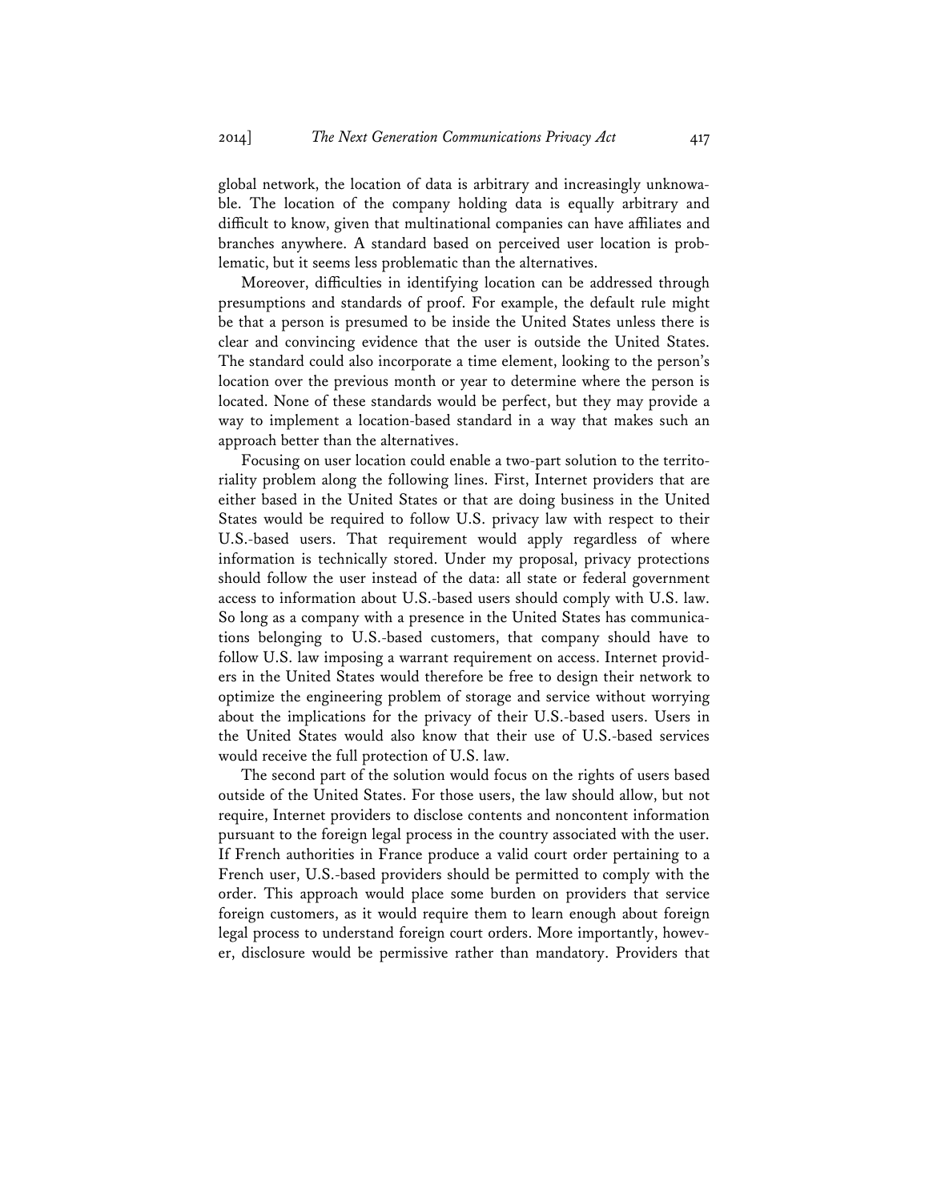global network, the location of data is arbitrary and increasingly unknowable. The location of the company holding data is equally arbitrary and difficult to know, given that multinational companies can have affiliates and branches anywhere. A standard based on perceived user location is problematic, but it seems less problematic than the alternatives.

Moreover, difficulties in identifying location can be addressed through presumptions and standards of proof. For example, the default rule might be that a person is presumed to be inside the United States unless there is clear and convincing evidence that the user is outside the United States. The standard could also incorporate a time element, looking to the person's location over the previous month or year to determine where the person is located. None of these standards would be perfect, but they may provide a way to implement a location-based standard in a way that makes such an approach better than the alternatives.

Focusing on user location could enable a two-part solution to the territoriality problem along the following lines. First, Internet providers that are either based in the United States or that are doing business in the United States would be required to follow U.S. privacy law with respect to their U.S.-based users. That requirement would apply regardless of where information is technically stored. Under my proposal, privacy protections should follow the user instead of the data: all state or federal government access to information about U.S.-based users should comply with U.S. law. So long as a company with a presence in the United States has communications belonging to U.S.-based customers, that company should have to follow U.S. law imposing a warrant requirement on access. Internet providers in the United States would therefore be free to design their network to optimize the engineering problem of storage and service without worrying about the implications for the privacy of their U.S.-based users. Users in the United States would also know that their use of U.S.-based services would receive the full protection of U.S. law.

The second part of the solution would focus on the rights of users based outside of the United States. For those users, the law should allow, but not require, Internet providers to disclose contents and noncontent information pursuant to the foreign legal process in the country associated with the user. If French authorities in France produce a valid court order pertaining to a French user, U.S.-based providers should be permitted to comply with the order. This approach would place some burden on providers that service foreign customers, as it would require them to learn enough about foreign legal process to understand foreign court orders. More importantly, however, disclosure would be permissive rather than mandatory. Providers that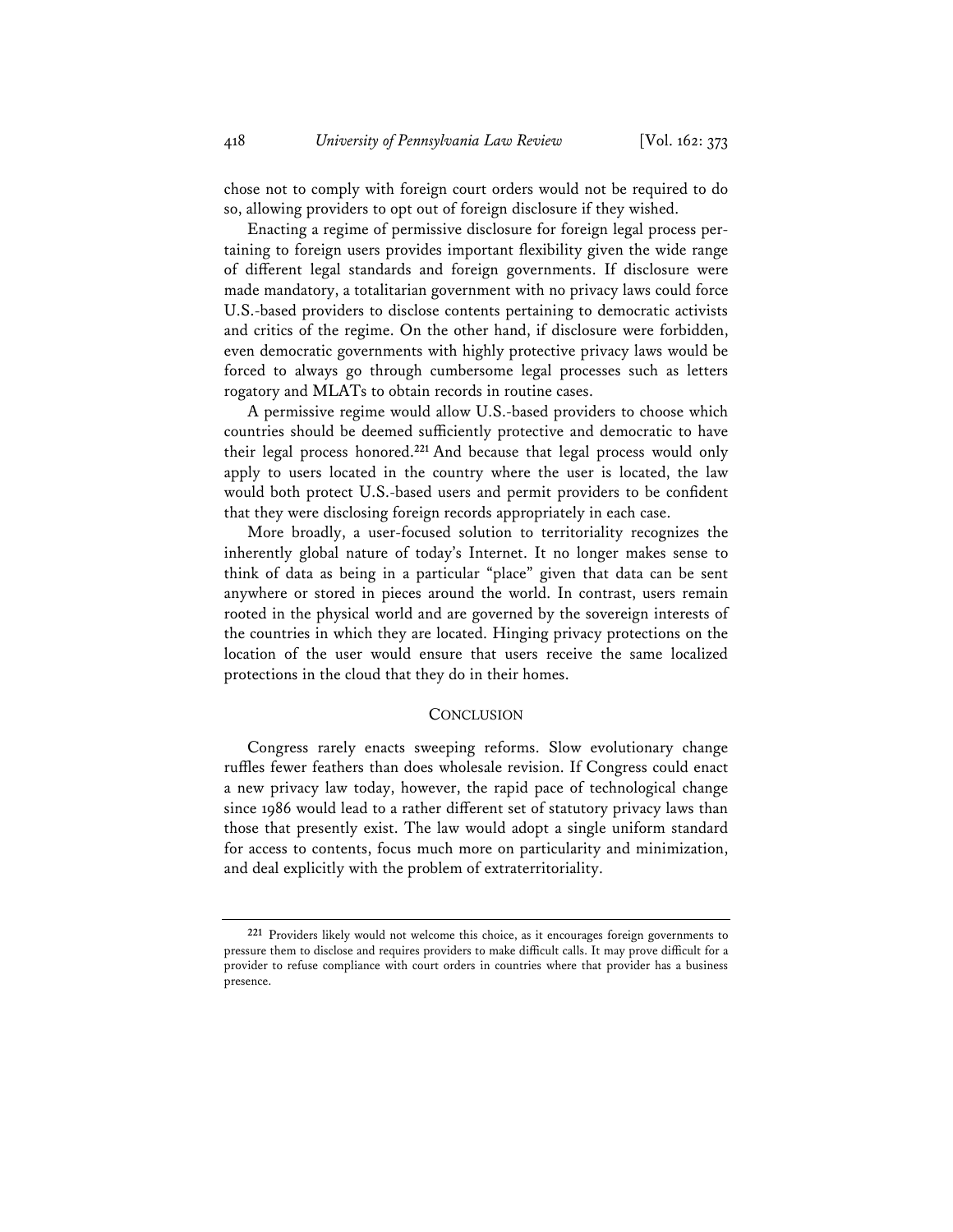chose not to comply with foreign court orders would not be required to do so, allowing providers to opt out of foreign disclosure if they wished.

Enacting a regime of permissive disclosure for foreign legal process pertaining to foreign users provides important flexibility given the wide range of different legal standards and foreign governments. If disclosure were made mandatory, a totalitarian government with no privacy laws could force U.S.-based providers to disclose contents pertaining to democratic activists and critics of the regime. On the other hand, if disclosure were forbidden, even democratic governments with highly protective privacy laws would be forced to always go through cumbersome legal processes such as letters rogatory and MLATs to obtain records in routine cases.

A permissive regime would allow U.S.-based providers to choose which countries should be deemed sufficiently protective and democratic to have their legal process honored.[221] And because that legal process would only apply to users located in the country where the user is located, the law would both protect U.S.-based users and permit providers to be confident that they were disclosing foreign records appropriately in each case.

More broadly, a user-focused solution to territoriality recognizes the inherently global nature of today's Internet. It no longer makes sense to think of data as being in a particular "place" given that data can be sent anywhere or stored in pieces around the world. In contrast, users remain rooted in the physical world and are governed by the sovereign interests of the countries in which they are located. Hinging privacy protections on the location of the user would ensure that users receive the same localized protections in the cloud that they do in their homes.

## CONCLUSION

Congress rarely enacts sweeping reforms. Slow evolutionary change ruffles fewer feathers than does wholesale revision. If Congress could enact a new privacy law today, however, the rapid pace of technological change since 1986 would lead to a rather different set of statutory privacy laws than those that presently exist. The law would adopt a single uniform standard for access to contents, focus much more on particularity and minimization, and deal explicitly with the problem of extraterritoriality.

---

[221] Providers likely would not welcome this choice, as it encourages foreign governments to pressure them to disclose and requires providers to make difficult calls. It may prove difficult for a provider to refuse compliance with court orders in countries where that provider has a business presence.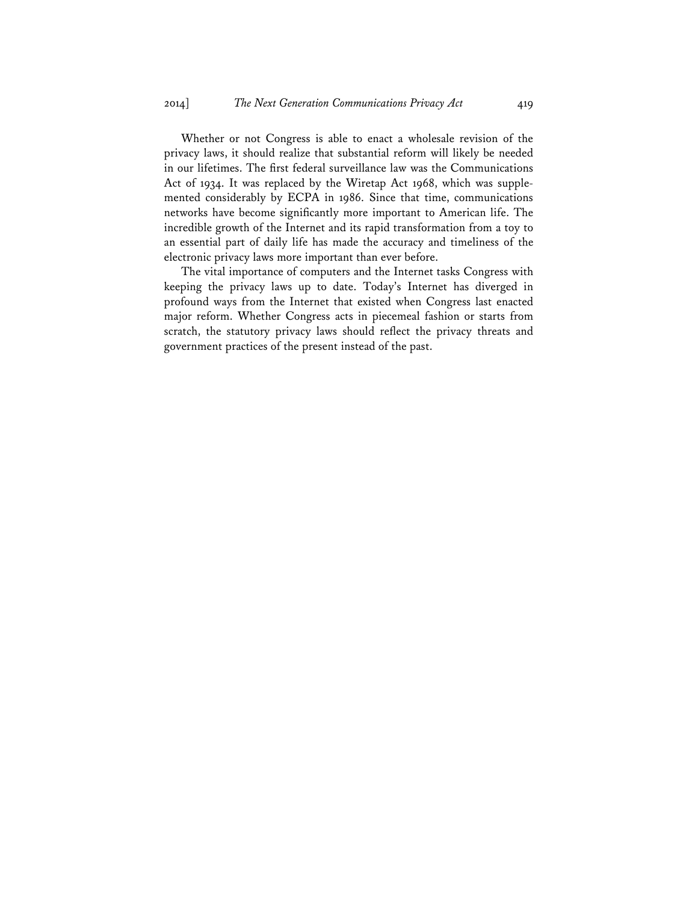Whether or not Congress is able to enact a wholesale revision of the privacy laws, it should realize that substantial reform will likely be needed in our lifetimes. The first federal surveillance law was the Communications Act of 1934. It was replaced by the Wiretap Act 1968, which was supplemented considerably by ECPA in 1986. Since that time, communications networks have become significantly more important to American life. The incredible growth of the Internet and its rapid transformation from a toy to an essential part of daily life has made the accuracy and timeliness of the electronic privacy laws more important than ever before.

The vital importance of computers and the Internet tasks Congress with keeping the privacy laws up to date. Today's Internet has diverged in profound ways from the Internet that existed when Congress last enacted major reform. Whether Congress acts in piecemeal fashion or starts from scratch, the statutory privacy laws should reflect the privacy threats and government practices of the present instead of the past.